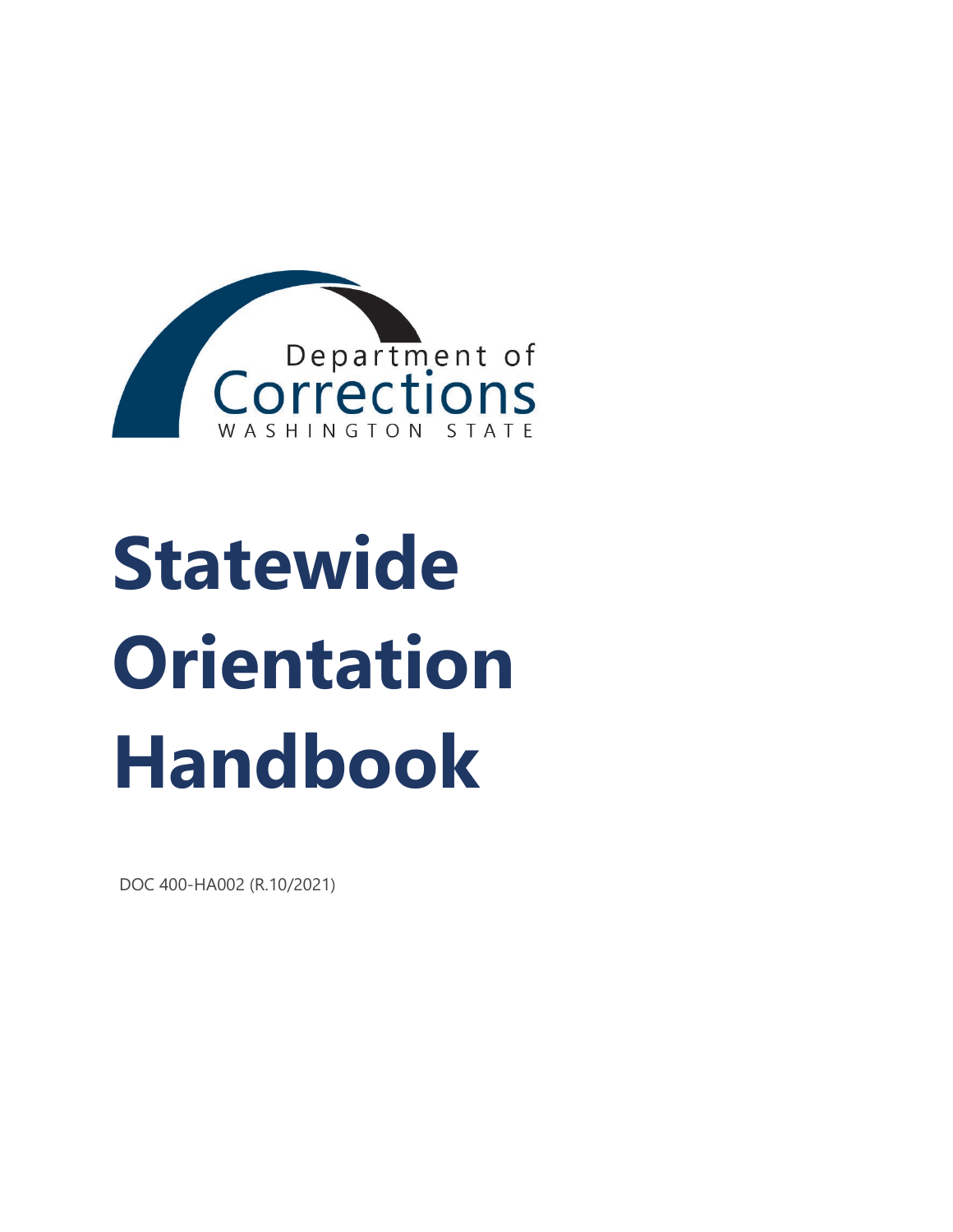Department of Corrections
WASHINGTON STATE

# Statewide Orientation Handbook

DOC 400-HA002 (R.10/2021)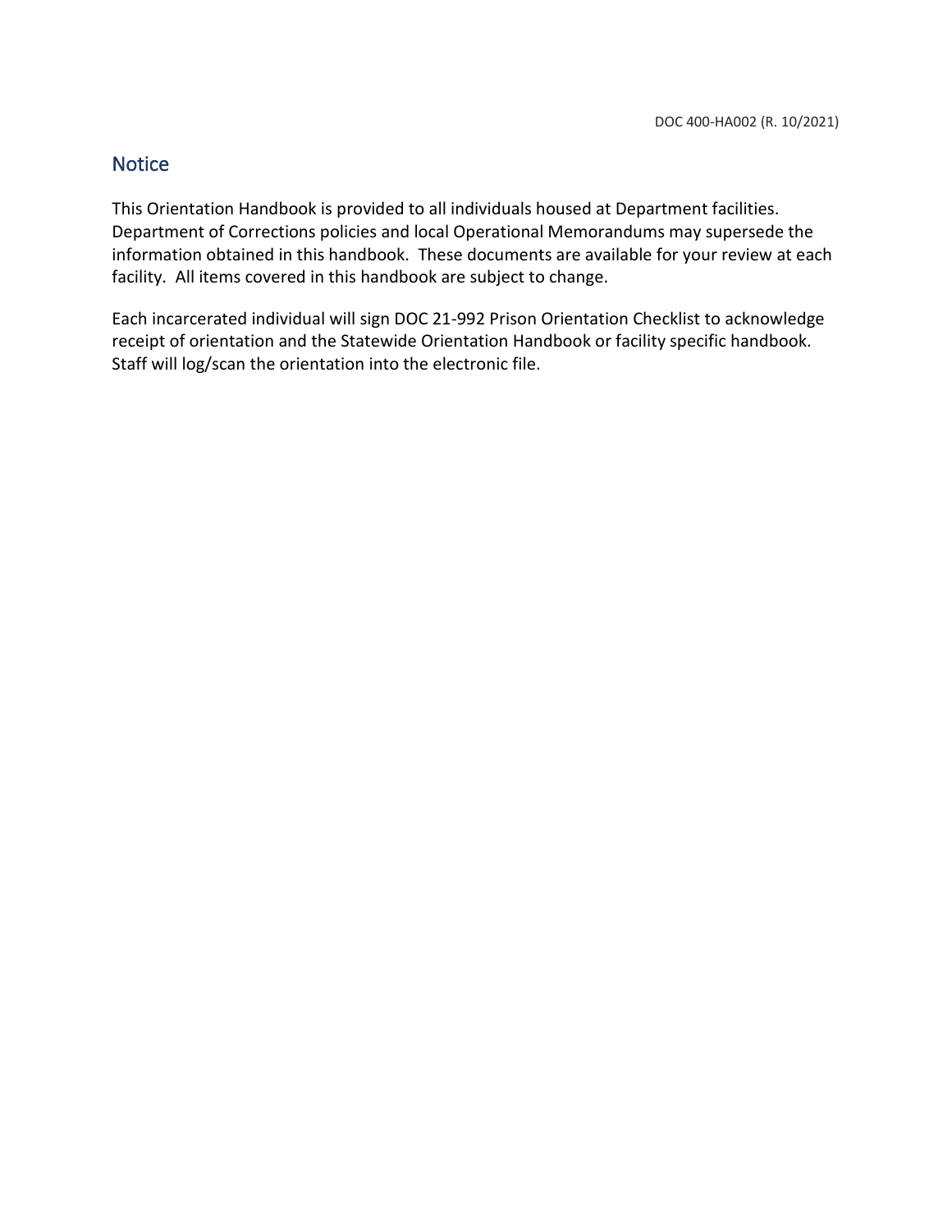## Notice

This Orientation Handbook is provided to all individuals housed at Department facilities. Department of Corrections policies and local Operational Memorandums may supersede the information obtained in this handbook. These documents are available for your review at each facility. All items covered in this handbook are subject to change.

Each incarcerated individual will sign DOC 21-992 Prison Orientation Checklist to acknowledge receipt of orientation and the Statewide Orientation Handbook or facility specific handbook. Staff will log/scan the orientation into the electronic file.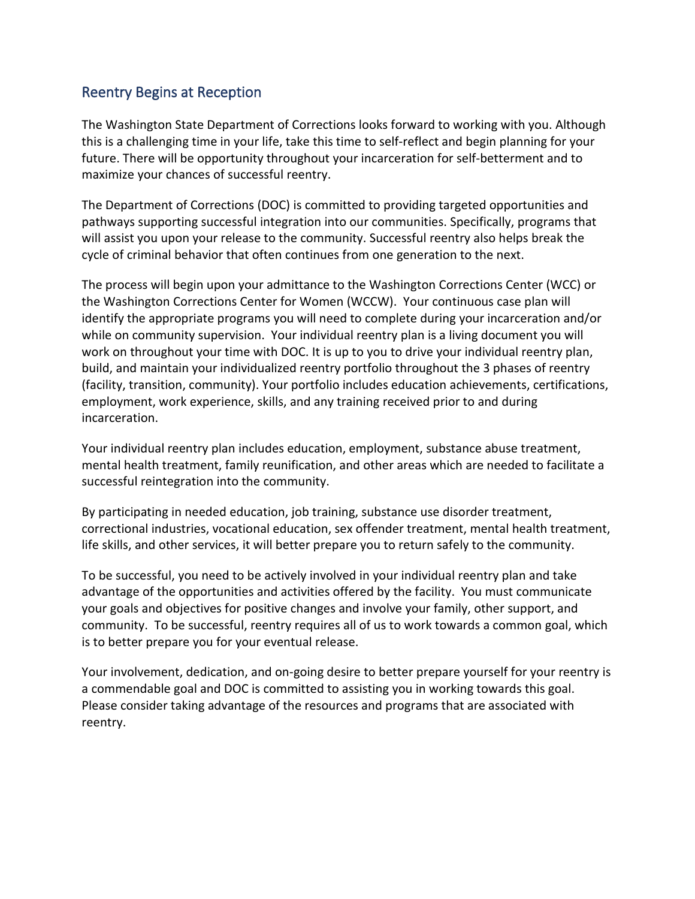## Reentry Begins at Reception

The Washington State Department of Corrections looks forward to working with you. Although this is a challenging time in your life, take this time to self-reflect and begin planning for your future. There will be opportunity throughout your incarceration for self-betterment and to maximize your chances of successful reentry.

The Department of Corrections (DOC) is committed to providing targeted opportunities and pathways supporting successful integration into our communities. Specifically, programs that will assist you upon your release to the community. Successful reentry also helps break the cycle of criminal behavior that often continues from one generation to the next.

The process will begin upon your admittance to the Washington Corrections Center (WCC) or the Washington Corrections Center for Women (WCCW). Your continuous case plan will identify the appropriate programs you will need to complete during your incarceration and/or while on community supervision. Your individual reentry plan is a living document you will work on throughout your time with DOC. It is up to you to drive your individual reentry plan, build, and maintain your individualized reentry portfolio throughout the 3 phases of reentry (facility, transition, community). Your portfolio includes education achievements, certifications, employment, work experience, skills, and any training received prior to and during incarceration.

Your individual reentry plan includes education, employment, substance abuse treatment, mental health treatment, family reunification, and other areas which are needed to facilitate a successful reintegration into the community.

By participating in needed education, job training, substance use disorder treatment, correctional industries, vocational education, sex offender treatment, mental health treatment, life skills, and other services, it will better prepare you to return safely to the community.

To be successful, you need to be actively involved in your individual reentry plan and take advantage of the opportunities and activities offered by the facility. You must communicate your goals and objectives for positive changes and involve your family, other support, and community. To be successful, reentry requires all of us to work towards a common goal, which is to better prepare you for your eventual release.

Your involvement, dedication, and on-going desire to better prepare yourself for your reentry is a commendable goal and DOC is committed to assisting you in working towards this goal. Please consider taking advantage of the resources and programs that are associated with reentry.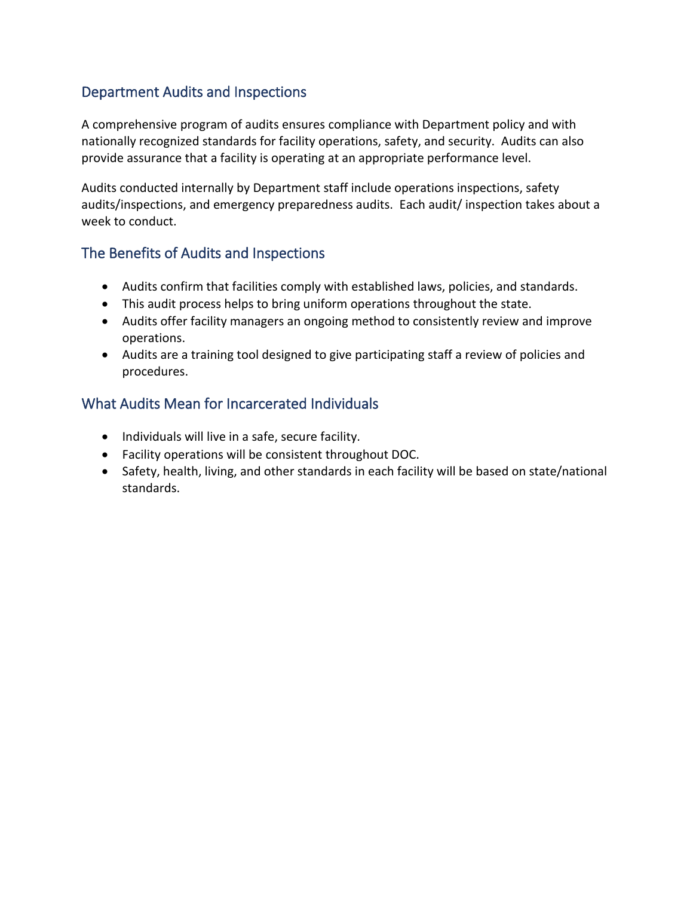## Department Audits and Inspections

A comprehensive program of audits ensures compliance with Department policy and with nationally recognized standards for facility operations, safety, and security. Audits can also provide assurance that a facility is operating at an appropriate performance level.

Audits conducted internally by Department staff include operations inspections, safety audits/inspections, and emergency preparedness audits. Each audit/ inspection takes about a week to conduct.

## The Benefits of Audits and Inspections

- Audits confirm that facilities comply with established laws, policies, and standards.
- This audit process helps to bring uniform operations throughout the state.
- Audits offer facility managers an ongoing method to consistently review and improve operations.
- Audits are a training tool designed to give participating staff a review of policies and procedures.

## What Audits Mean for Incarcerated Individuals

- Individuals will live in a safe, secure facility.
- Facility operations will be consistent throughout DOC.
- Safety, health, living, and other standards in each facility will be based on state/national standards.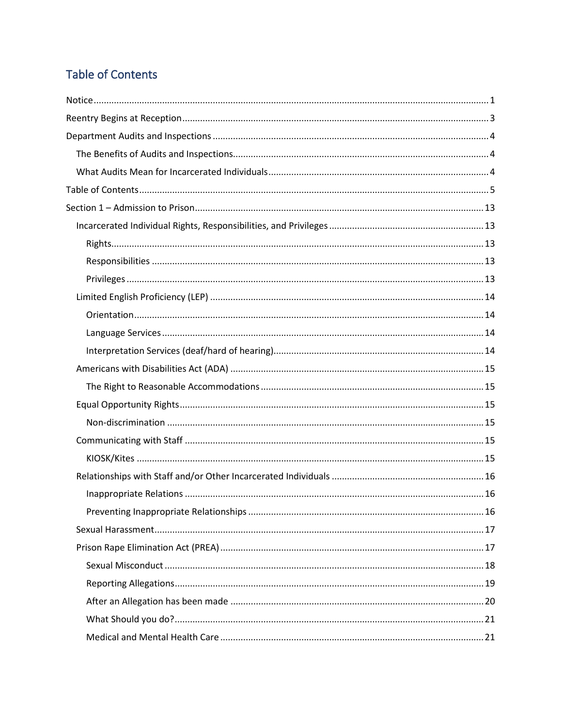## Table of Contents

- Notice ........................................................................................................................................ 1
- Reentry Begins at Reception ...................................................................................................... 3
- Department Audits and Inspections ............................................................................................ 4
  - The Benefits of Audits and Inspections .................................................................................. 4
  - What Audits Mean for Incarcerated Individuals ..................................................................... 4
- Table of Contents ........................................................................................................................ 5
- Section 1 – Admission to Prison ................................................................................................ 13
  - Incarcerated Individual Rights, Responsibilities, and Privileges ........................................... 13
    - Rights ................................................................................................................................ 13
    - Responsibilities ................................................................................................................ 13
    - Privileges .......................................................................................................................... 13
  - Limited English Proficiency (LEP) .......................................................................................... 14
    - Orientation ....................................................................................................................... 14
    - Language Services ............................................................................................................ 14
    - Interpretation Services (deaf/hard of hearing) ................................................................. 14
  - Americans with Disabilities Act (ADA) .................................................................................. 15
    - The Right to Reasonable Accommodations ...................................................................... 15
  - Equal Opportunity Rights ...................................................................................................... 15
    - Non-discrimination .......................................................................................................... 15
  - Communicating with Staff ..................................................................................................... 15
    - KIOSK/Kites ....................................................................................................................... 15
  - Relationships with Staff and/or Other Incarcerated Individuals .......................................... 16
    - Inappropriate Relations .................................................................................................... 16
    - Preventing Inappropriate Relationships ........................................................................... 16
  - Sexual Harassment ............................................................................................................... 17
  - Prison Rape Elimination Act (PREA) ...................................................................................... 17
    - Sexual Misconduct ........................................................................................................... 18
    - Reporting Allegations ....................................................................................................... 19
    - After an Allegation has been made .................................................................................. 20
    - What Should you do? ....................................................................................................... 21
    - Medical and Mental Health Care ..................................................................................... 21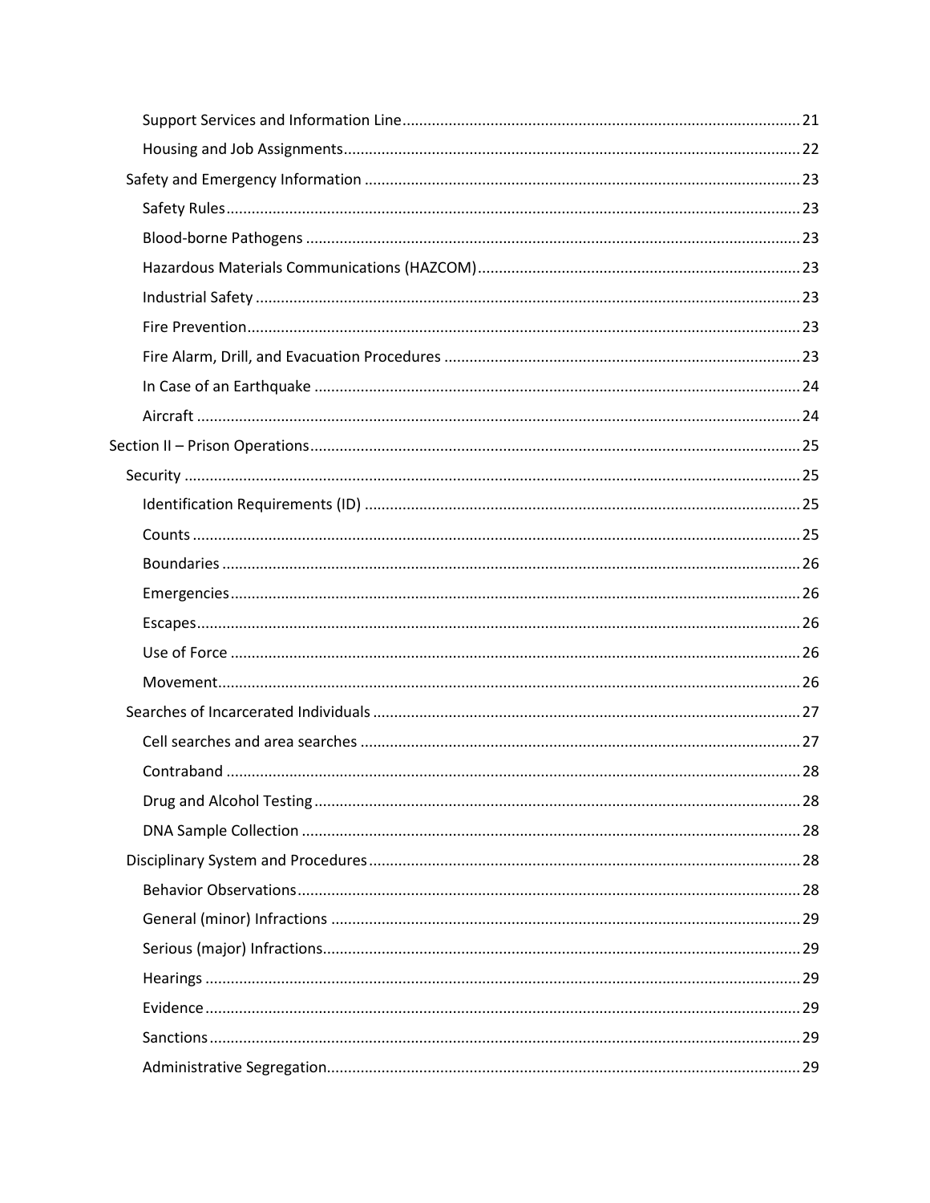- Support Services and Information Line ..... 21
- Housing and Job Assignments ..... 22
- Safety and Emergency Information ..... 23
  - Safety Rules ..... 23
  - Blood-borne Pathogens ..... 23
  - Hazardous Materials Communications (HAZCOM) ..... 23
  - Industrial Safety ..... 23
  - Fire Prevention ..... 23
  - Fire Alarm, Drill, and Evacuation Procedures ..... 23
  - In Case of an Earthquake ..... 24
  - Aircraft ..... 24

Section II – Prison Operations ..... 25

- Security ..... 25
  - Identification Requirements (ID) ..... 25
  - Counts ..... 25
  - Boundaries ..... 26
  - Emergencies ..... 26
  - Escapes ..... 26
  - Use of Force ..... 26
  - Movement ..... 26
- Searches of Incarcerated Individuals ..... 27
  - Cell searches and area searches ..... 27
  - Contraband ..... 28
  - Drug and Alcohol Testing ..... 28
  - DNA Sample Collection ..... 28
- Disciplinary System and Procedures ..... 28
  - Behavior Observations ..... 28
  - General (minor) Infractions ..... 29
  - Serious (major) Infractions ..... 29
  - Hearings ..... 29
  - Evidence ..... 29
  - Sanctions ..... 29
  - Administrative Segregation ..... 29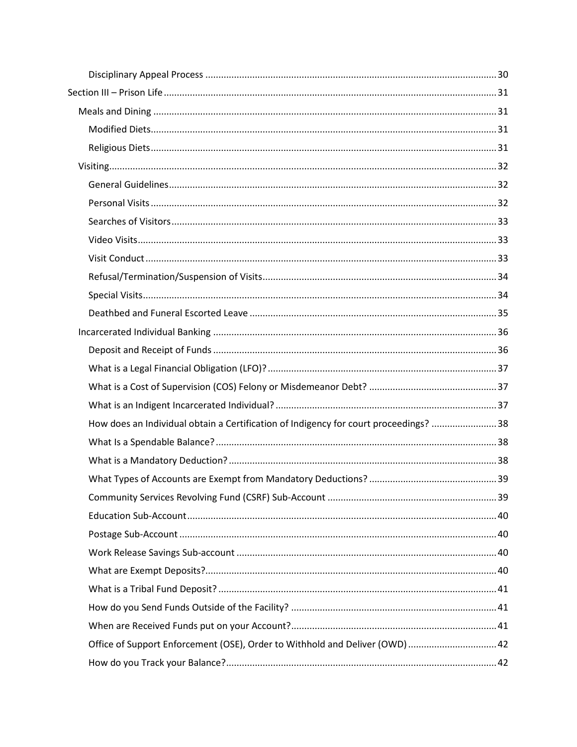- Disciplinary Appeal Process ..... 30

Section III – Prison Life ..... 31

- Meals and Dining ..... 31
  - Modified Diets ..... 31
  - Religious Diets ..... 31
- Visiting ..... 32
  - General Guidelines ..... 32
  - Personal Visits ..... 32
  - Searches of Visitors ..... 33
  - Video Visits ..... 33
  - Visit Conduct ..... 33
  - Refusal/Termination/Suspension of Visits ..... 34
  - Special Visits ..... 34
  - Deathbed and Funeral Escorted Leave ..... 35
- Incarcerated Individual Banking ..... 36
  - Deposit and Receipt of Funds ..... 36
  - What is a Legal Financial Obligation (LFO)? ..... 37
  - What is a Cost of Supervision (COS) Felony or Misdemeanor Debt? ..... 37
  - What is an Indigent Incarcerated Individual? ..... 37
  - How does an Individual obtain a Certification of Indigency for court proceedings? ..... 38
  - What Is a Spendable Balance? ..... 38
  - What is a Mandatory Deduction? ..... 38
  - What Types of Accounts are Exempt from Mandatory Deductions? ..... 39
  - Community Services Revolving Fund (CSRF) Sub-Account ..... 39
  - Education Sub-Account ..... 40
  - Postage Sub-Account ..... 40
  - Work Release Savings Sub-account ..... 40
  - What are Exempt Deposits? ..... 40
  - What is a Tribal Fund Deposit? ..... 41
  - How do you Send Funds Outside of the Facility? ..... 41
  - When are Received Funds put on your Account? ..... 41
  - Office of Support Enforcement (OSE), Order to Withhold and Deliver (OWD) ..... 42
  - How do you Track your Balance? ..... 42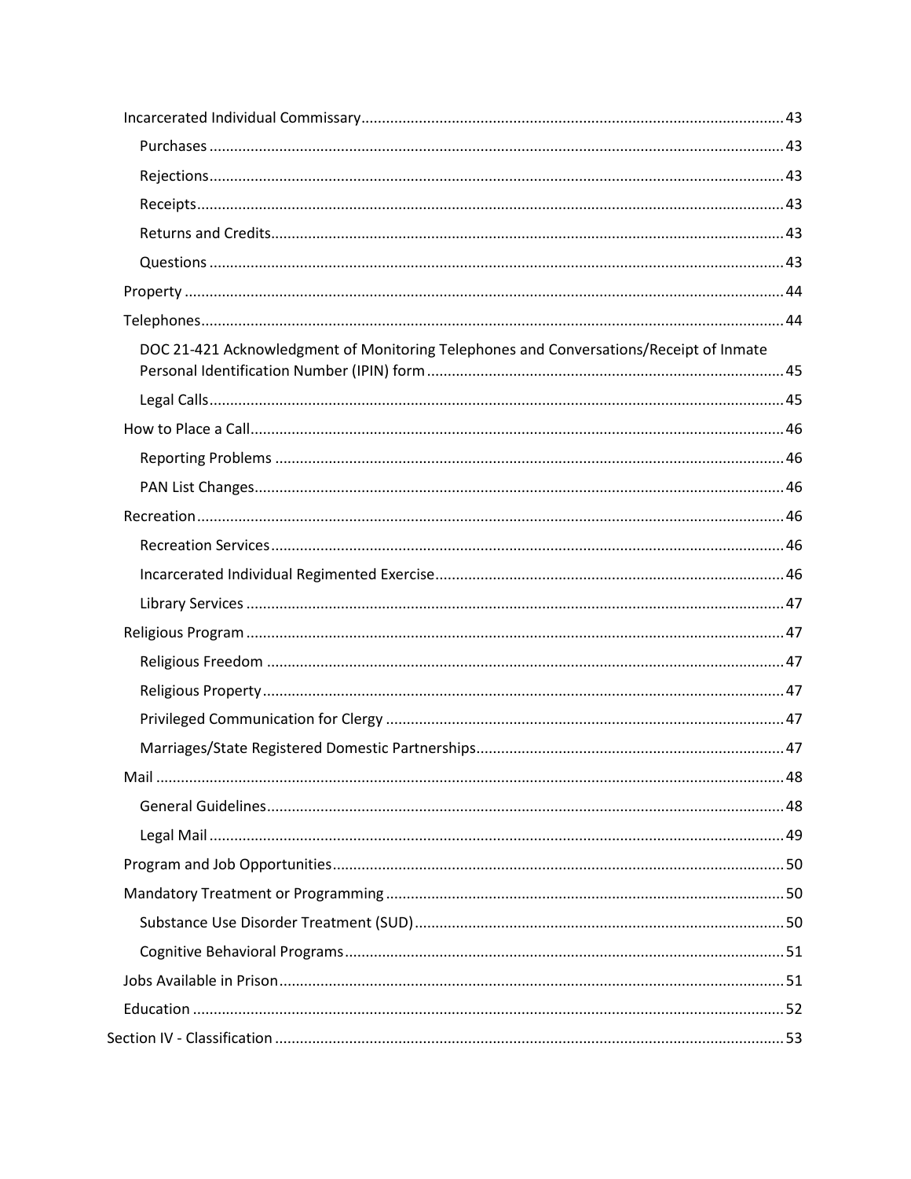- Incarcerated Individual Commissary ... 43
  - Purchases ... 43
  - Rejections ... 43
  - Receipts ... 43
  - Returns and Credits ... 43
  - Questions ... 43
- Property ... 44
- Telephones ... 44
  - DOC 21-421 Acknowledgment of Monitoring Telephones and Conversations/Receipt of Inmate Personal Identification Number (IPIN) form ... 45
  - Legal Calls ... 45
- How to Place a Call ... 46
  - Reporting Problems ... 46
  - PAN List Changes ... 46
- Recreation ... 46
  - Recreation Services ... 46
  - Incarcerated Individual Regimented Exercise ... 46
  - Library Services ... 47
- Religious Program ... 47
  - Religious Freedom ... 47
  - Religious Property ... 47
  - Privileged Communication for Clergy ... 47
  - Marriages/State Registered Domestic Partnerships ... 47
- Mail ... 48
  - General Guidelines ... 48
  - Legal Mail ... 49
- Program and Job Opportunities ... 50
- Mandatory Treatment or Programming ... 50
  - Substance Use Disorder Treatment (SUD) ... 50
  - Cognitive Behavioral Programs ... 51
- Jobs Available in Prison ... 51
- Education ... 52

Section IV - Classification ... 53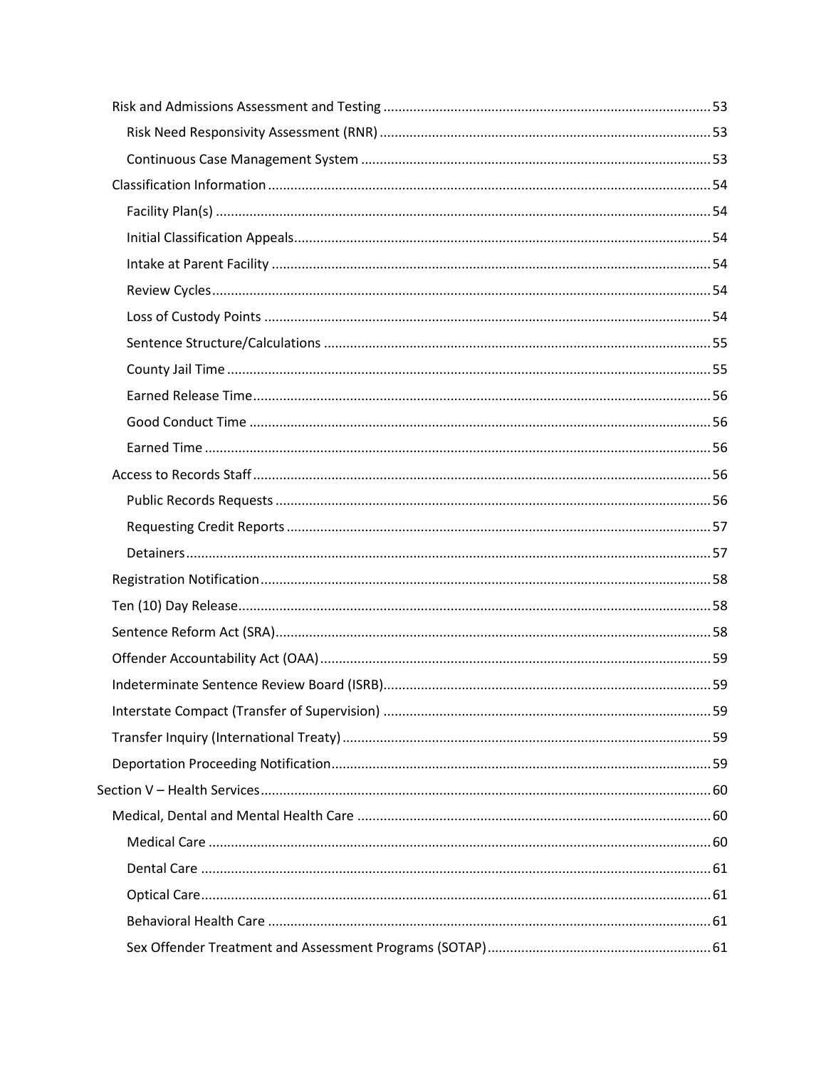- Risk and Admissions Assessment and Testing ....... 53
  - Risk Need Responsivity Assessment (RNR) ....... 53
  - Continuous Case Management System ....... 53
- Classification Information ....... 54
  - Facility Plan(s) ....... 54
  - Initial Classification Appeals ....... 54
  - Intake at Parent Facility ....... 54
  - Review Cycles ....... 54
  - Loss of Custody Points ....... 54
  - Sentence Structure/Calculations ....... 55
  - County Jail Time ....... 55
  - Earned Release Time ....... 56
  - Good Conduct Time ....... 56
  - Earned Time ....... 56
- Access to Records Staff ....... 56
  - Public Records Requests ....... 56
  - Requesting Credit Reports ....... 57
  - Detainers ....... 57
- Registration Notification ....... 58
- Ten (10) Day Release ....... 58
- Sentence Reform Act (SRA) ....... 58
- Offender Accountability Act (OAA) ....... 59
- Indeterminate Sentence Review Board (ISRB) ....... 59
- Interstate Compact (Transfer of Supervision) ....... 59
- Transfer Inquiry (International Treaty) ....... 59
- Deportation Proceeding Notification ....... 59

Section V – Health Services ....... 60

- Medical, Dental and Mental Health Care ....... 60
  - Medical Care ....... 60
  - Dental Care ....... 61
  - Optical Care ....... 61
  - Behavioral Health Care ....... 61
  - Sex Offender Treatment and Assessment Programs (SOTAP) ....... 61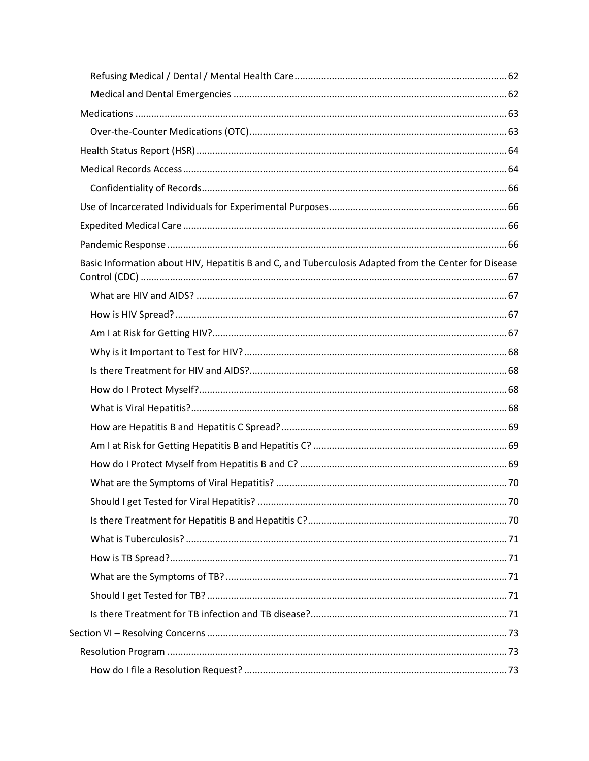- Refusing Medical / Dental / Mental Health Care ........ 62
- Medical and Dental Emergencies ........ 62

Medications ........ 63

- Over-the-Counter Medications (OTC) ........ 63

Health Status Report (HSR) ........ 64

Medical Records Access ........ 64

- Confidentiality of Records ........ 66

Use of Incarcerated Individuals for Experimental Purposes ........ 66

Expedited Medical Care ........ 66

Pandemic Response ........ 66

Basic Information about HIV, Hepatitis B and C, and Tuberculosis Adapted from the Center for Disease Control (CDC) ........ 67

- What are HIV and AIDS? ........ 67
- How is HIV Spread? ........ 67
- Am I at Risk for Getting HIV? ........ 67
- Why is it Important to Test for HIV? ........ 68
- Is there Treatment for HIV and AIDS? ........ 68
- How do I Protect Myself? ........ 68
- What is Viral Hepatitis? ........ 68
- How are Hepatitis B and Hepatitis C Spread? ........ 69
- Am I at Risk for Getting Hepatitis B and Hepatitis C? ........ 69
- How do I Protect Myself from Hepatitis B and C? ........ 69
- What are the Symptoms of Viral Hepatitis? ........ 70
- Should I get Tested for Viral Hepatitis? ........ 70
- Is there Treatment for Hepatitis B and Hepatitis C? ........ 70
- What is Tuberculosis? ........ 71
- How is TB Spread? ........ 71
- What are the Symptoms of TB? ........ 71
- Should I get Tested for TB? ........ 71
- Is there Treatment for TB infection and TB disease? ........ 71

Section VI – Resolving Concerns ........ 73

Resolution Program ........ 73

- How do I file a Resolution Request? ........ 73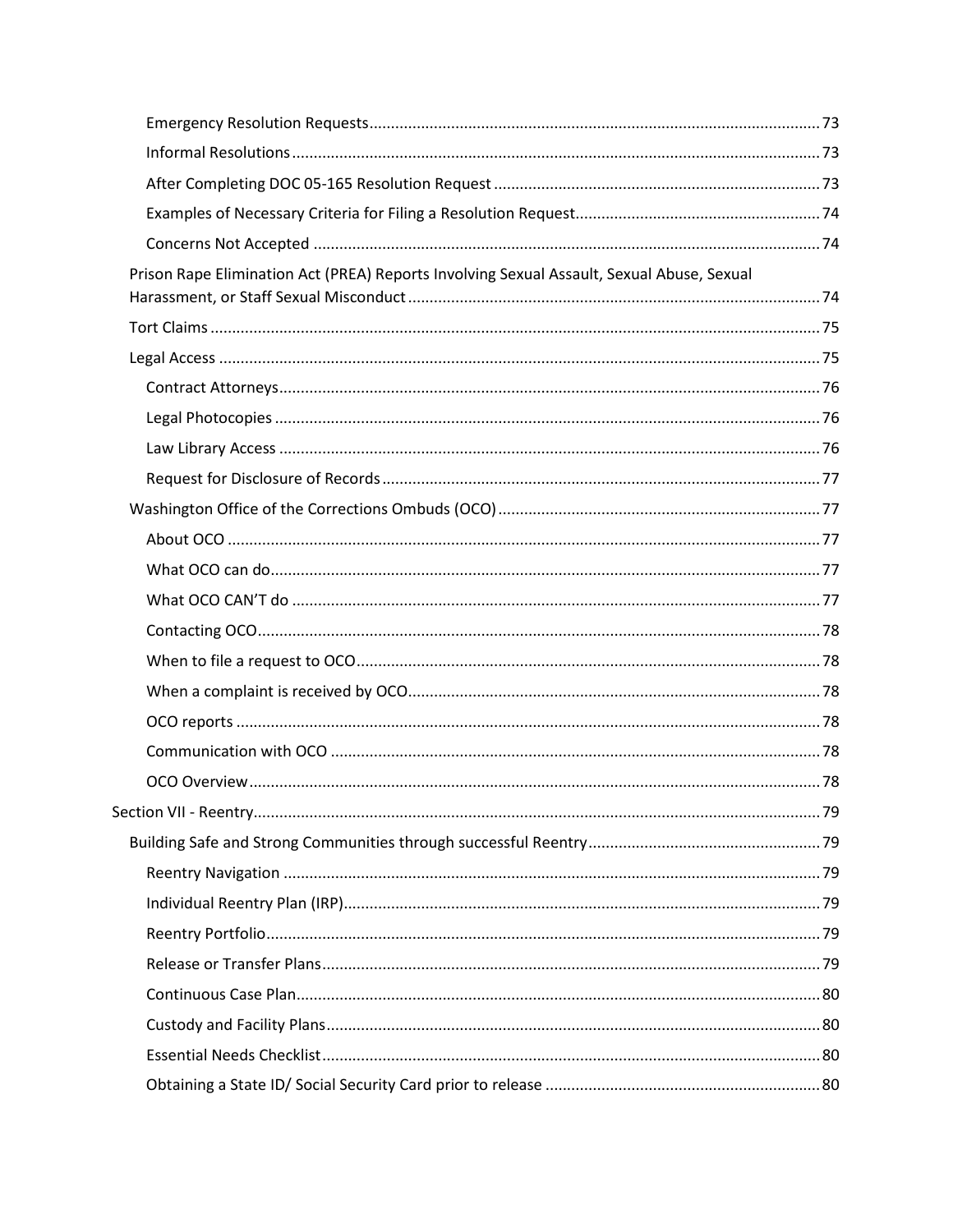- Emergency Resolution Requests ..... 73
- Informal Resolutions ..... 73
- After Completing DOC 05-165 Resolution Request ..... 73
- Examples of Necessary Criteria for Filing a Resolution Request ..... 74
- Concerns Not Accepted ..... 74

Prison Rape Elimination Act (PREA) Reports Involving Sexual Assault, Sexual Abuse, Sexual Harassment, or Staff Sexual Misconduct ..... 74

Tort Claims ..... 75

Legal Access ..... 75

- Contract Attorneys ..... 76
- Legal Photocopies ..... 76
- Law Library Access ..... 76
- Request for Disclosure of Records ..... 77

Washington Office of the Corrections Ombuds (OCO) ..... 77

- About OCO ..... 77
- What OCO can do ..... 77
- What OCO CAN'T do ..... 77
- Contacting OCO ..... 78
- When to file a request to OCO ..... 78
- When a complaint is received by OCO ..... 78
- OCO reports ..... 78
- Communication with OCO ..... 78
- OCO Overview ..... 78

Section VII - Reentry ..... 79

Building Safe and Strong Communities through successful Reentry ..... 79

- Reentry Navigation ..... 79
- Individual Reentry Plan (IRP) ..... 79
- Reentry Portfolio ..... 79
- Release or Transfer Plans ..... 79
- Continuous Case Plan ..... 80
- Custody and Facility Plans ..... 80
- Essential Needs Checklist ..... 80
- Obtaining a State ID/ Social Security Card prior to release ..... 80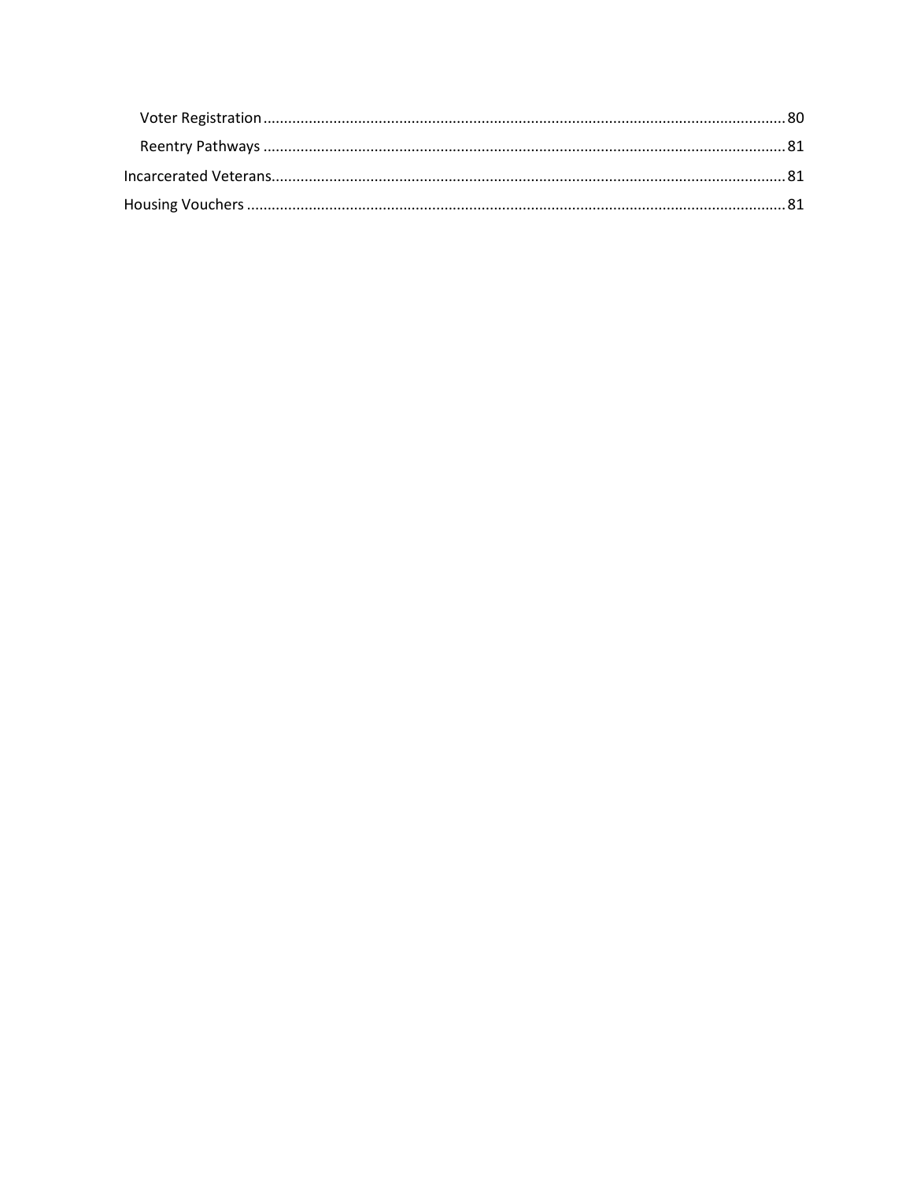- Voter Registration ........ 80
- Reentry Pathways ........ 81

Incarcerated Veterans ........ 81

Housing Vouchers ........ 81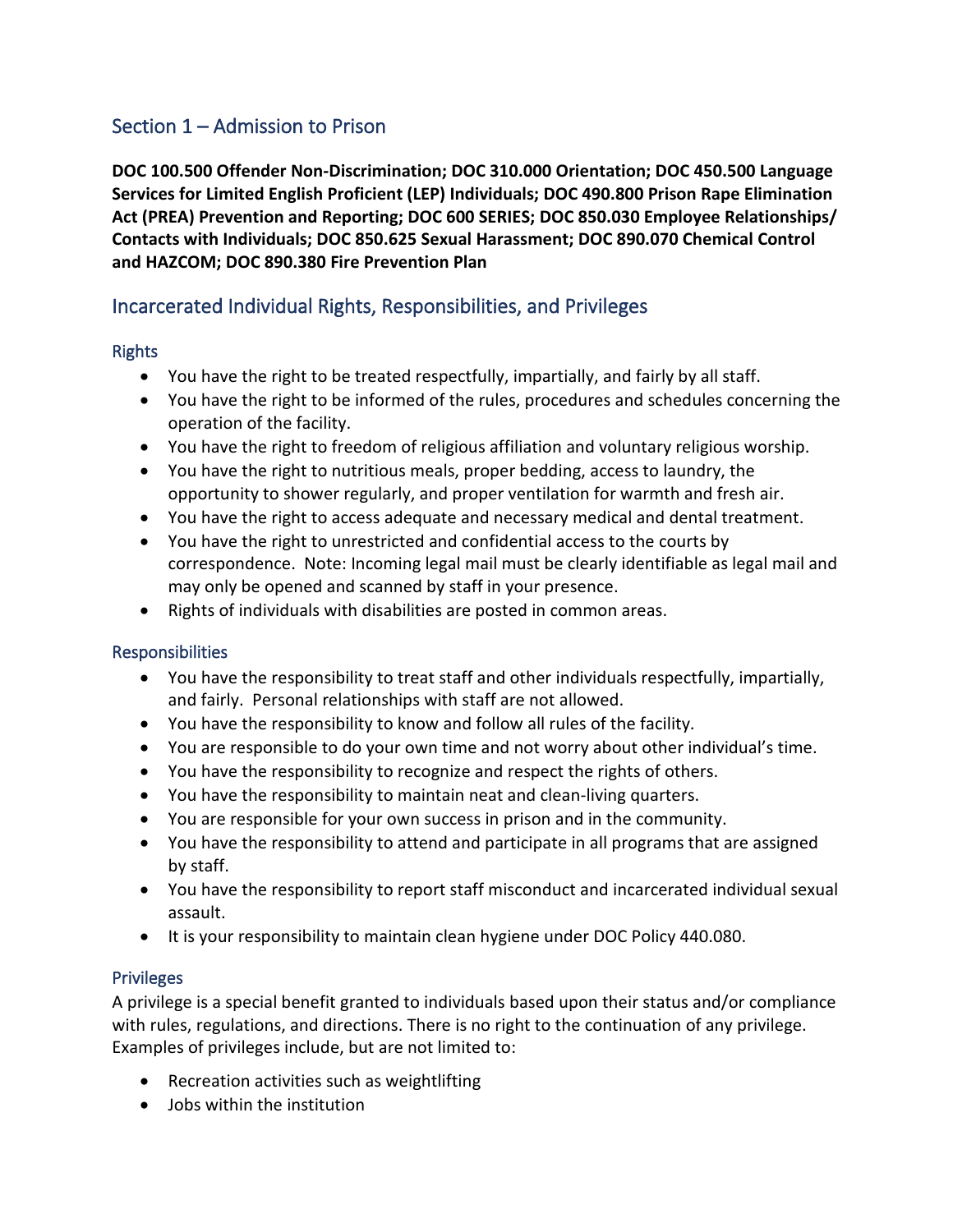## Section 1 – Admission to Prison

**DOC 100.500 Offender Non-Discrimination; DOC 310.000 Orientation; DOC 450.500 Language Services for Limited English Proficient (LEP) Individuals; DOC 490.800 Prison Rape Elimination Act (PREA) Prevention and Reporting; DOC 600 SERIES; DOC 850.030 Employee Relationships/ Contacts with Individuals; DOC 850.625 Sexual Harassment; DOC 890.070 Chemical Control and HAZCOM; DOC 890.380 Fire Prevention Plan**

## Incarcerated Individual Rights, Responsibilities, and Privileges

### Rights

- You have the right to be treated respectfully, impartially, and fairly by all staff.
- You have the right to be informed of the rules, procedures and schedules concerning the operation of the facility.
- You have the right to freedom of religious affiliation and voluntary religious worship.
- You have the right to nutritious meals, proper bedding, access to laundry, the opportunity to shower regularly, and proper ventilation for warmth and fresh air.
- You have the right to access adequate and necessary medical and dental treatment.
- You have the right to unrestricted and confidential access to the courts by correspondence. Note: Incoming legal mail must be clearly identifiable as legal mail and may only be opened and scanned by staff in your presence.
- Rights of individuals with disabilities are posted in common areas.

### Responsibilities

- You have the responsibility to treat staff and other individuals respectfully, impartially, and fairly. Personal relationships with staff are not allowed.
- You have the responsibility to know and follow all rules of the facility.
- You are responsible to do your own time and not worry about other individual's time.
- You have the responsibility to recognize and respect the rights of others.
- You have the responsibility to maintain neat and clean-living quarters.
- You are responsible for your own success in prison and in the community.
- You have the responsibility to attend and participate in all programs that are assigned by staff.
- You have the responsibility to report staff misconduct and incarcerated individual sexual assault.
- It is your responsibility to maintain clean hygiene under DOC Policy 440.080.

### Privileges

A privilege is a special benefit granted to individuals based upon their status and/or compliance with rules, regulations, and directions. There is no right to the continuation of any privilege. Examples of privileges include, but are not limited to:

- Recreation activities such as weightlifting
- Jobs within the institution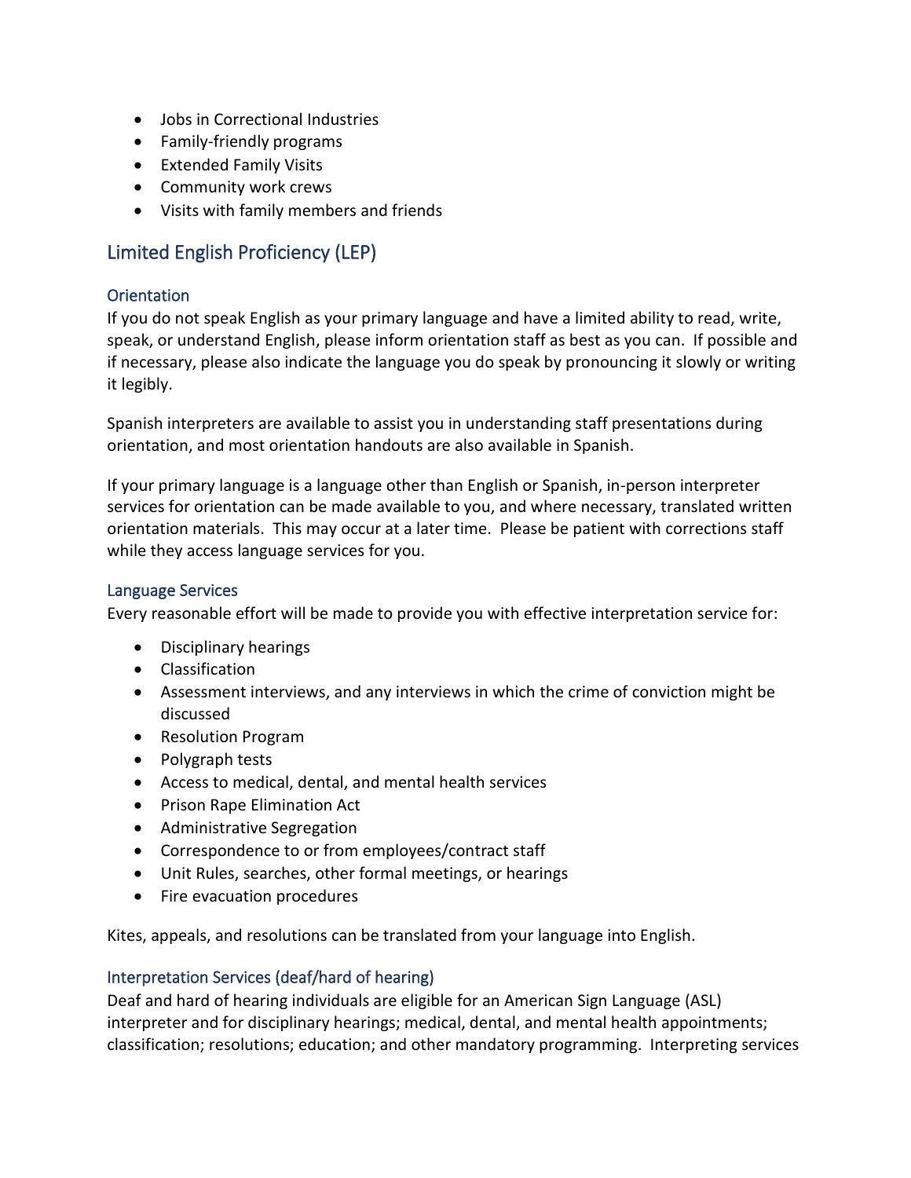- Jobs in Correctional Industries
- Family-friendly programs
- Extended Family Visits
- Community work crews
- Visits with family members and friends

## Limited English Proficiency (LEP)

### Orientation

If you do not speak English as your primary language and have a limited ability to read, write, speak, or understand English, please inform orientation staff as best as you can. If possible and if necessary, please also indicate the language you do speak by pronouncing it slowly or writing it legibly.

Spanish interpreters are available to assist you in understanding staff presentations during orientation, and most orientation handouts are also available in Spanish.

If your primary language is a language other than English or Spanish, in-person interpreter services for orientation can be made available to you, and where necessary, translated written orientation materials. This may occur at a later time. Please be patient with corrections staff while they access language services for you.

### Language Services

Every reasonable effort will be made to provide you with effective interpretation service for:

- Disciplinary hearings
- Classification
- Assessment interviews, and any interviews in which the crime of conviction might be discussed
- Resolution Program
- Polygraph tests
- Access to medical, dental, and mental health services
- Prison Rape Elimination Act
- Administrative Segregation
- Correspondence to or from employees/contract staff
- Unit Rules, searches, other formal meetings, or hearings
- Fire evacuation procedures

Kites, appeals, and resolutions can be translated from your language into English.

### Interpretation Services (deaf/hard of hearing)

Deaf and hard of hearing individuals are eligible for an American Sign Language (ASL) interpreter and for disciplinary hearings; medical, dental, and mental health appointments; classification; resolutions; education; and other mandatory programming. Interpreting services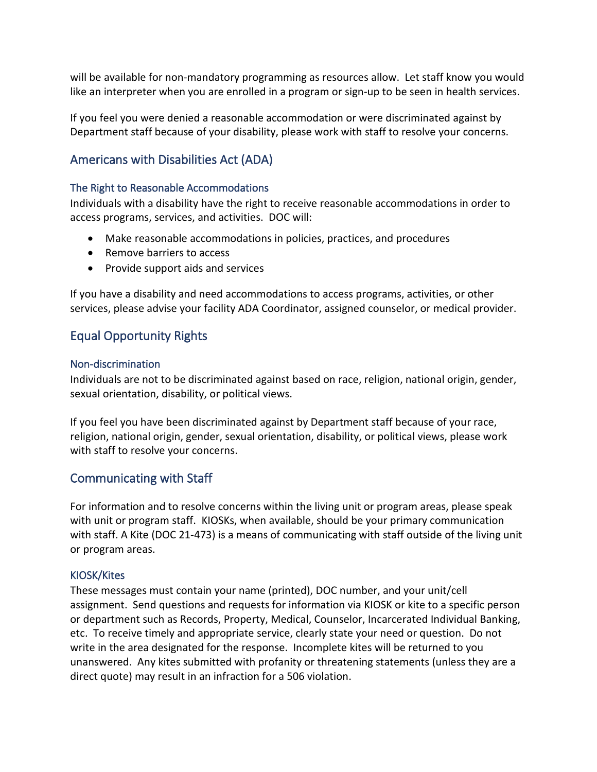will be available for non-mandatory programming as resources allow. Let staff know you would like an interpreter when you are enrolled in a program or sign-up to be seen in health services.

If you feel you were denied a reasonable accommodation or were discriminated against by Department staff because of your disability, please work with staff to resolve your concerns.

## Americans with Disabilities Act (ADA)

### The Right to Reasonable Accommodations

Individuals with a disability have the right to receive reasonable accommodations in order to access programs, services, and activities. DOC will:

- Make reasonable accommodations in policies, practices, and procedures
- Remove barriers to access
- Provide support aids and services

If you have a disability and need accommodations to access programs, activities, or other services, please advise your facility ADA Coordinator, assigned counselor, or medical provider.

## Equal Opportunity Rights

### Non-discrimination

Individuals are not to be discriminated against based on race, religion, national origin, gender, sexual orientation, disability, or political views.

If you feel you have been discriminated against by Department staff because of your race, religion, national origin, gender, sexual orientation, disability, or political views, please work with staff to resolve your concerns.

## Communicating with Staff

For information and to resolve concerns within the living unit or program areas, please speak with unit or program staff. KIOSKs, when available, should be your primary communication with staff. A Kite (DOC 21-473) is a means of communicating with staff outside of the living unit or program areas.

### KIOSK/Kites

These messages must contain your name (printed), DOC number, and your unit/cell assignment. Send questions and requests for information via KIOSK or kite to a specific person or department such as Records, Property, Medical, Counselor, Incarcerated Individual Banking, etc. To receive timely and appropriate service, clearly state your need or question. Do not write in the area designated for the response. Incomplete kites will be returned to you unanswered. Any kites submitted with profanity or threatening statements (unless they are a direct quote) may result in an infraction for a 506 violation.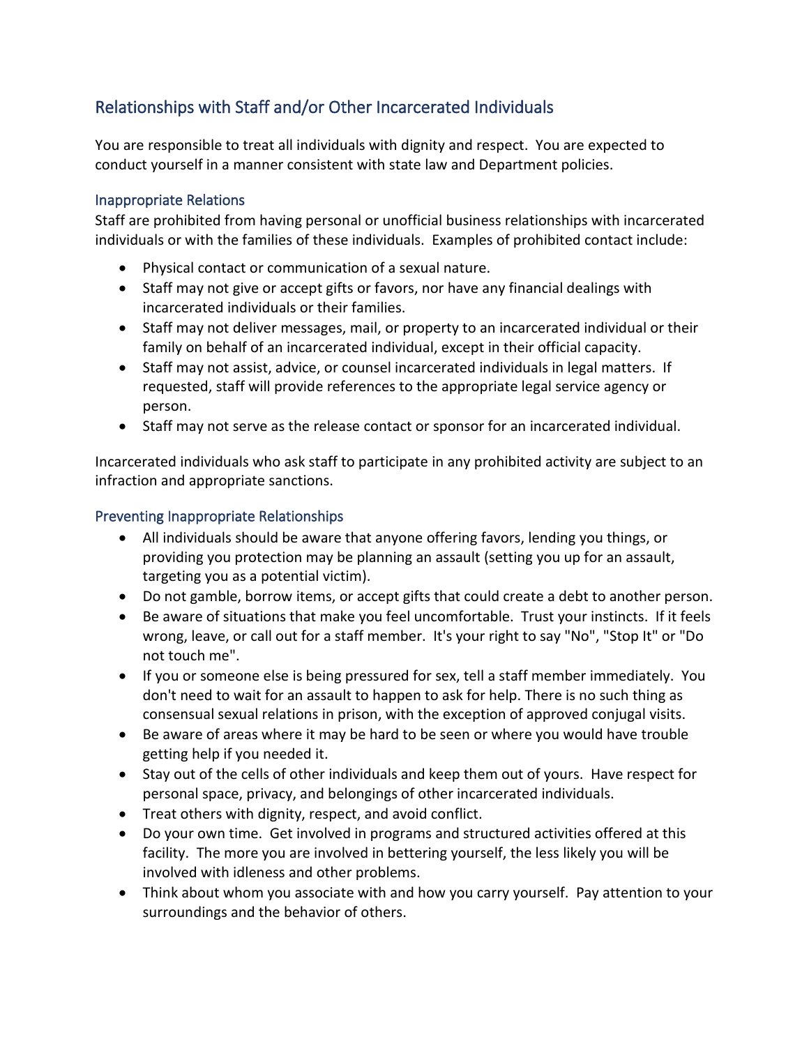## Relationships with Staff and/or Other Incarcerated Individuals

You are responsible to treat all individuals with dignity and respect. You are expected to conduct yourself in a manner consistent with state law and Department policies.

### Inappropriate Relations

Staff are prohibited from having personal or unofficial business relationships with incarcerated individuals or with the families of these individuals. Examples of prohibited contact include:

- Physical contact or communication of a sexual nature.
- Staff may not give or accept gifts or favors, nor have any financial dealings with incarcerated individuals or their families.
- Staff may not deliver messages, mail, or property to an incarcerated individual or their family on behalf of an incarcerated individual, except in their official capacity.
- Staff may not assist, advice, or counsel incarcerated individuals in legal matters. If requested, staff will provide references to the appropriate legal service agency or person.
- Staff may not serve as the release contact or sponsor for an incarcerated individual.

Incarcerated individuals who ask staff to participate in any prohibited activity are subject to an infraction and appropriate sanctions.

### Preventing Inappropriate Relationships

- All individuals should be aware that anyone offering favors, lending you things, or providing you protection may be planning an assault (setting you up for an assault, targeting you as a potential victim).
- Do not gamble, borrow items, or accept gifts that could create a debt to another person.
- Be aware of situations that make you feel uncomfortable. Trust your instincts. If it feels wrong, leave, or call out for a staff member. It's your right to say "No", "Stop It" or "Do not touch me".
- If you or someone else is being pressured for sex, tell a staff member immediately. You don't need to wait for an assault to happen to ask for help. There is no such thing as consensual sexual relations in prison, with the exception of approved conjugal visits.
- Be aware of areas where it may be hard to be seen or where you would have trouble getting help if you needed it.
- Stay out of the cells of other individuals and keep them out of yours. Have respect for personal space, privacy, and belongings of other incarcerated individuals.
- Treat others with dignity, respect, and avoid conflict.
- Do your own time. Get involved in programs and structured activities offered at this facility. The more you are involved in bettering yourself, the less likely you will be involved with idleness and other problems.
- Think about whom you associate with and how you carry yourself. Pay attention to your surroundings and the behavior of others.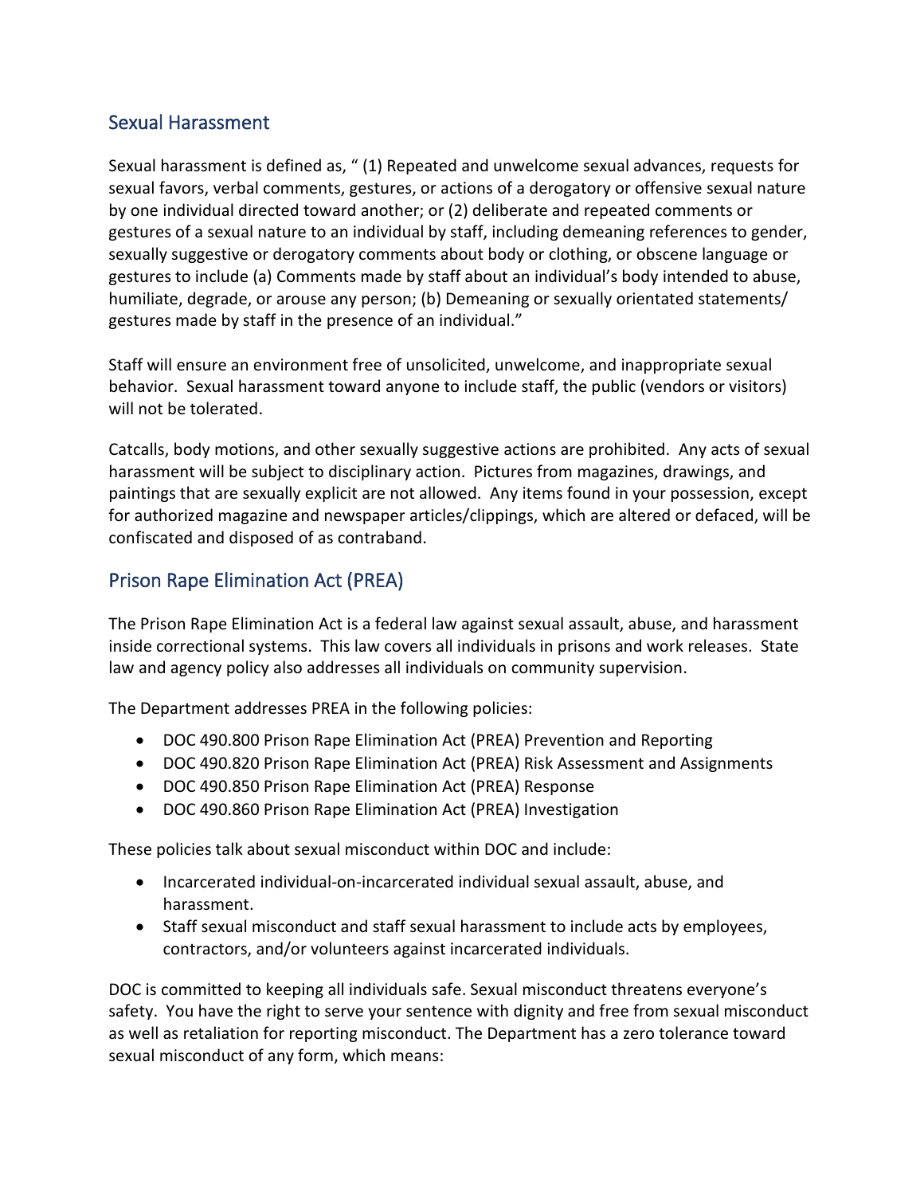## Sexual Harassment

Sexual harassment is defined as, " (1) Repeated and unwelcome sexual advances, requests for sexual favors, verbal comments, gestures, or actions of a derogatory or offensive sexual nature by one individual directed toward another; or (2) deliberate and repeated comments or gestures of a sexual nature to an individual by staff, including demeaning references to gender, sexually suggestive or derogatory comments about body or clothing, or obscene language or gestures to include (a) Comments made by staff about an individual's body intended to abuse, humiliate, degrade, or arouse any person; (b) Demeaning or sexually orientated statements/ gestures made by staff in the presence of an individual."

Staff will ensure an environment free of unsolicited, unwelcome, and inappropriate sexual behavior. Sexual harassment toward anyone to include staff, the public (vendors or visitors) will not be tolerated.

Catcalls, body motions, and other sexually suggestive actions are prohibited. Any acts of sexual harassment will be subject to disciplinary action. Pictures from magazines, drawings, and paintings that are sexually explicit are not allowed. Any items found in your possession, except for authorized magazine and newspaper articles/clippings, which are altered or defaced, will be confiscated and disposed of as contraband.

## Prison Rape Elimination Act (PREA)

The Prison Rape Elimination Act is a federal law against sexual assault, abuse, and harassment inside correctional systems. This law covers all individuals in prisons and work releases. State law and agency policy also addresses all individuals on community supervision.

The Department addresses PREA in the following policies:

- DOC 490.800 Prison Rape Elimination Act (PREA) Prevention and Reporting
- DOC 490.820 Prison Rape Elimination Act (PREA) Risk Assessment and Assignments
- DOC 490.850 Prison Rape Elimination Act (PREA) Response
- DOC 490.860 Prison Rape Elimination Act (PREA) Investigation

These policies talk about sexual misconduct within DOC and include:

- Incarcerated individual-on-incarcerated individual sexual assault, abuse, and harassment.
- Staff sexual misconduct and staff sexual harassment to include acts by employees, contractors, and/or volunteers against incarcerated individuals.

DOC is committed to keeping all individuals safe. Sexual misconduct threatens everyone's safety. You have the right to serve your sentence with dignity and free from sexual misconduct as well as retaliation for reporting misconduct. The Department has a zero tolerance toward sexual misconduct of any form, which means: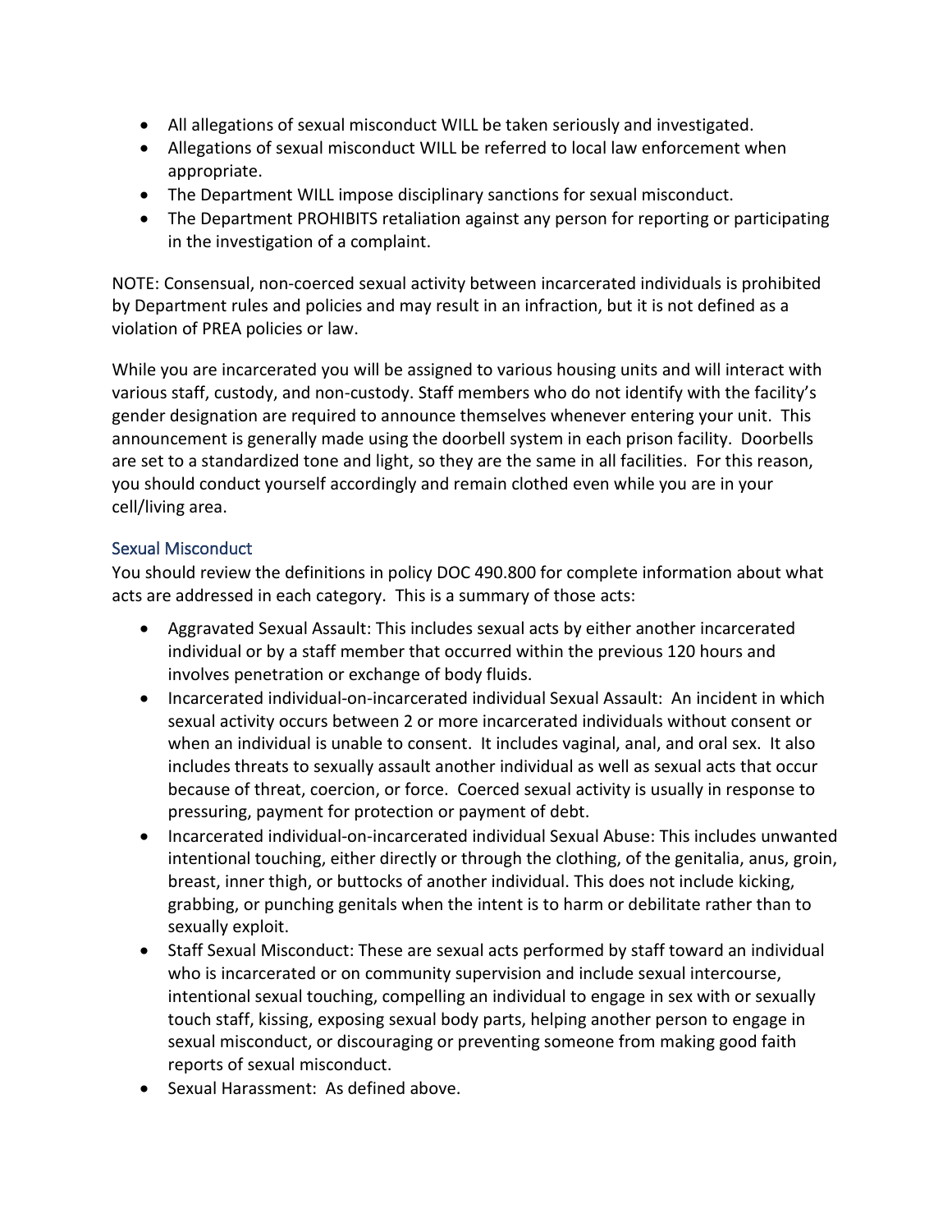- All allegations of sexual misconduct WILL be taken seriously and investigated.
- Allegations of sexual misconduct WILL be referred to local law enforcement when appropriate.
- The Department WILL impose disciplinary sanctions for sexual misconduct.
- The Department PROHIBITS retaliation against any person for reporting or participating in the investigation of a complaint.

NOTE: Consensual, non-coerced sexual activity between incarcerated individuals is prohibited by Department rules and policies and may result in an infraction, but it is not defined as a violation of PREA policies or law.

While you are incarcerated you will be assigned to various housing units and will interact with various staff, custody, and non-custody. Staff members who do not identify with the facility's gender designation are required to announce themselves whenever entering your unit. This announcement is generally made using the doorbell system in each prison facility. Doorbells are set to a standardized tone and light, so they are the same in all facilities. For this reason, you should conduct yourself accordingly and remain clothed even while you are in your cell/living area.

### Sexual Misconduct

You should review the definitions in policy DOC 490.800 for complete information about what acts are addressed in each category. This is a summary of those acts:

- Aggravated Sexual Assault: This includes sexual acts by either another incarcerated individual or by a staff member that occurred within the previous 120 hours and involves penetration or exchange of body fluids.
- Incarcerated individual-on-incarcerated individual Sexual Assault: An incident in which sexual activity occurs between 2 or more incarcerated individuals without consent or when an individual is unable to consent. It includes vaginal, anal, and oral sex. It also includes threats to sexually assault another individual as well as sexual acts that occur because of threat, coercion, or force. Coerced sexual activity is usually in response to pressuring, payment for protection or payment of debt.
- Incarcerated individual-on-incarcerated individual Sexual Abuse: This includes unwanted intentional touching, either directly or through the clothing, of the genitalia, anus, groin, breast, inner thigh, or buttocks of another individual. This does not include kicking, grabbing, or punching genitals when the intent is to harm or debilitate rather than to sexually exploit.
- Staff Sexual Misconduct: These are sexual acts performed by staff toward an individual who is incarcerated or on community supervision and include sexual intercourse, intentional sexual touching, compelling an individual to engage in sex with or sexually touch staff, kissing, exposing sexual body parts, helping another person to engage in sexual misconduct, or discouraging or preventing someone from making good faith reports of sexual misconduct.
- Sexual Harassment: As defined above.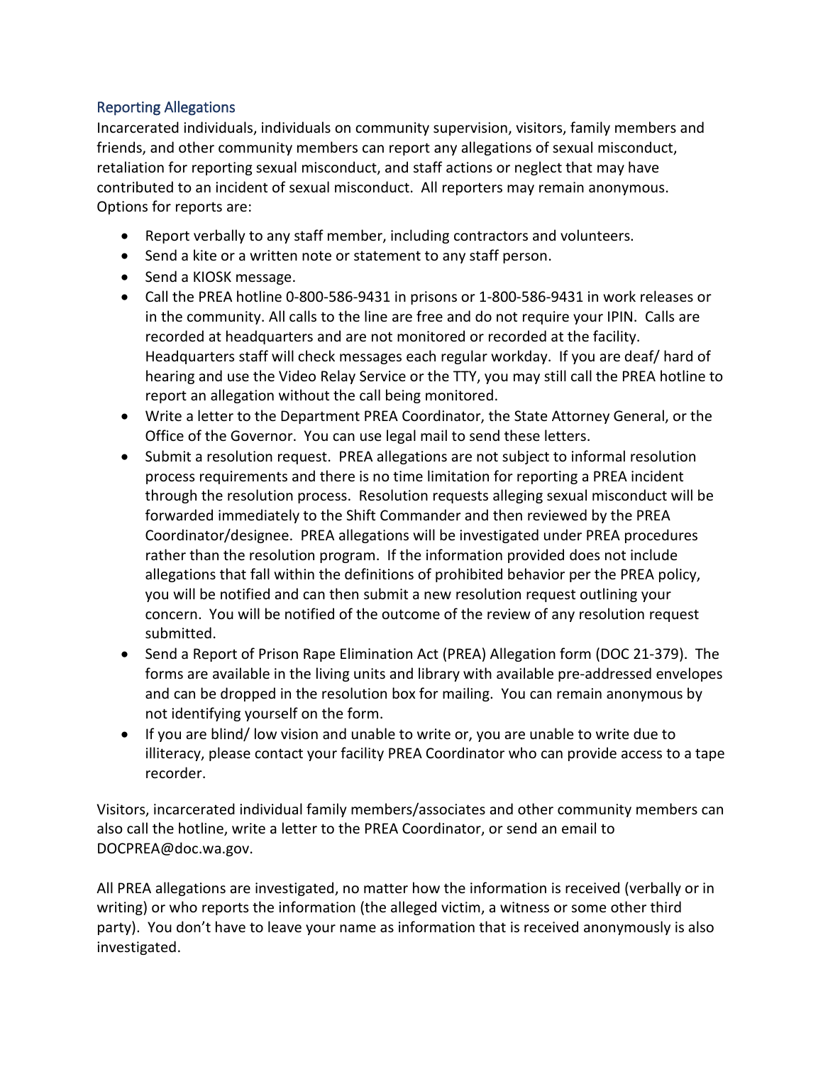## Reporting Allegations

Incarcerated individuals, individuals on community supervision, visitors, family members and friends, and other community members can report any allegations of sexual misconduct, retaliation for reporting sexual misconduct, and staff actions or neglect that may have contributed to an incident of sexual misconduct. All reporters may remain anonymous. Options for reports are:

- Report verbally to any staff member, including contractors and volunteers.
- Send a kite or a written note or statement to any staff person.
- Send a KIOSK message.
- Call the PREA hotline 0-800-586-9431 in prisons or 1-800-586-9431 in work releases or in the community. All calls to the line are free and do not require your IPIN. Calls are recorded at headquarters and are not monitored or recorded at the facility. Headquarters staff will check messages each regular workday. If you are deaf/ hard of hearing and use the Video Relay Service or the TTY, you may still call the PREA hotline to report an allegation without the call being monitored.
- Write a letter to the Department PREA Coordinator, the State Attorney General, or the Office of the Governor. You can use legal mail to send these letters.
- Submit a resolution request. PREA allegations are not subject to informal resolution process requirements and there is no time limitation for reporting a PREA incident through the resolution process. Resolution requests alleging sexual misconduct will be forwarded immediately to the Shift Commander and then reviewed by the PREA Coordinator/designee. PREA allegations will be investigated under PREA procedures rather than the resolution program. If the information provided does not include allegations that fall within the definitions of prohibited behavior per the PREA policy, you will be notified and can then submit a new resolution request outlining your concern. You will be notified of the outcome of the review of any resolution request submitted.
- Send a Report of Prison Rape Elimination Act (PREA) Allegation form (DOC 21-379). The forms are available in the living units and library with available pre-addressed envelopes and can be dropped in the resolution box for mailing. You can remain anonymous by not identifying yourself on the form.
- If you are blind/ low vision and unable to write or, you are unable to write due to illiteracy, please contact your facility PREA Coordinator who can provide access to a tape recorder.

Visitors, incarcerated individual family members/associates and other community members can also call the hotline, write a letter to the PREA Coordinator, or send an email to DOCPREA@doc.wa.gov.

All PREA allegations are investigated, no matter how the information is received (verbally or in writing) or who reports the information (the alleged victim, a witness or some other third party). You don't have to leave your name as information that is received anonymously is also investigated.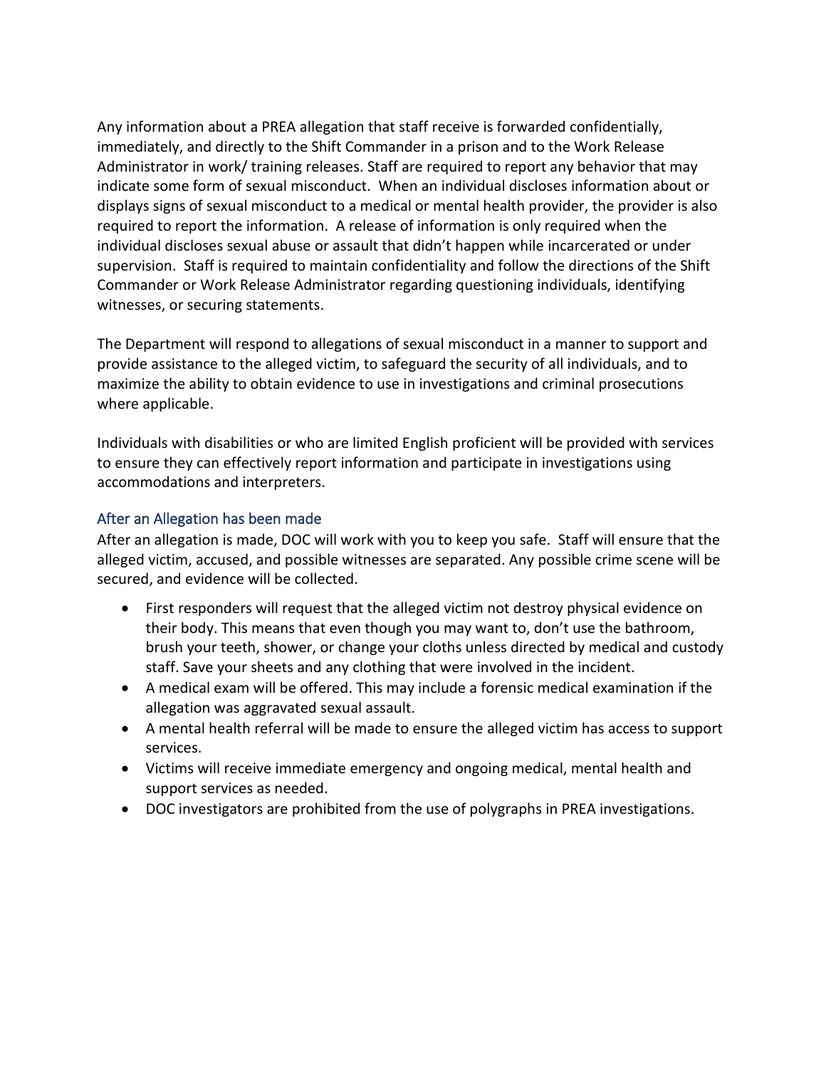Any information about a PREA allegation that staff receive is forwarded confidentially, immediately, and directly to the Shift Commander in a prison and to the Work Release Administrator in work/ training releases. Staff are required to report any behavior that may indicate some form of sexual misconduct. When an individual discloses information about or displays signs of sexual misconduct to a medical or mental health provider, the provider is also required to report the information. A release of information is only required when the individual discloses sexual abuse or assault that didn't happen while incarcerated or under supervision. Staff is required to maintain confidentiality and follow the directions of the Shift Commander or Work Release Administrator regarding questioning individuals, identifying witnesses, or securing statements.

The Department will respond to allegations of sexual misconduct in a manner to support and provide assistance to the alleged victim, to safeguard the security of all individuals, and to maximize the ability to obtain evidence to use in investigations and criminal prosecutions where applicable.

Individuals with disabilities or who are limited English proficient will be provided with services to ensure they can effectively report information and participate in investigations using accommodations and interpreters.

### After an Allegation has been made

After an allegation is made, DOC will work with you to keep you safe. Staff will ensure that the alleged victim, accused, and possible witnesses are separated. Any possible crime scene will be secured, and evidence will be collected.

- First responders will request that the alleged victim not destroy physical evidence on their body. This means that even though you may want to, don't use the bathroom, brush your teeth, shower, or change your cloths unless directed by medical and custody staff. Save your sheets and any clothing that were involved in the incident.
- A medical exam will be offered. This may include a forensic medical examination if the allegation was aggravated sexual assault.
- A mental health referral will be made to ensure the alleged victim has access to support services.
- Victims will receive immediate emergency and ongoing medical, mental health and support services as needed.
- DOC investigators are prohibited from the use of polygraphs in PREA investigations.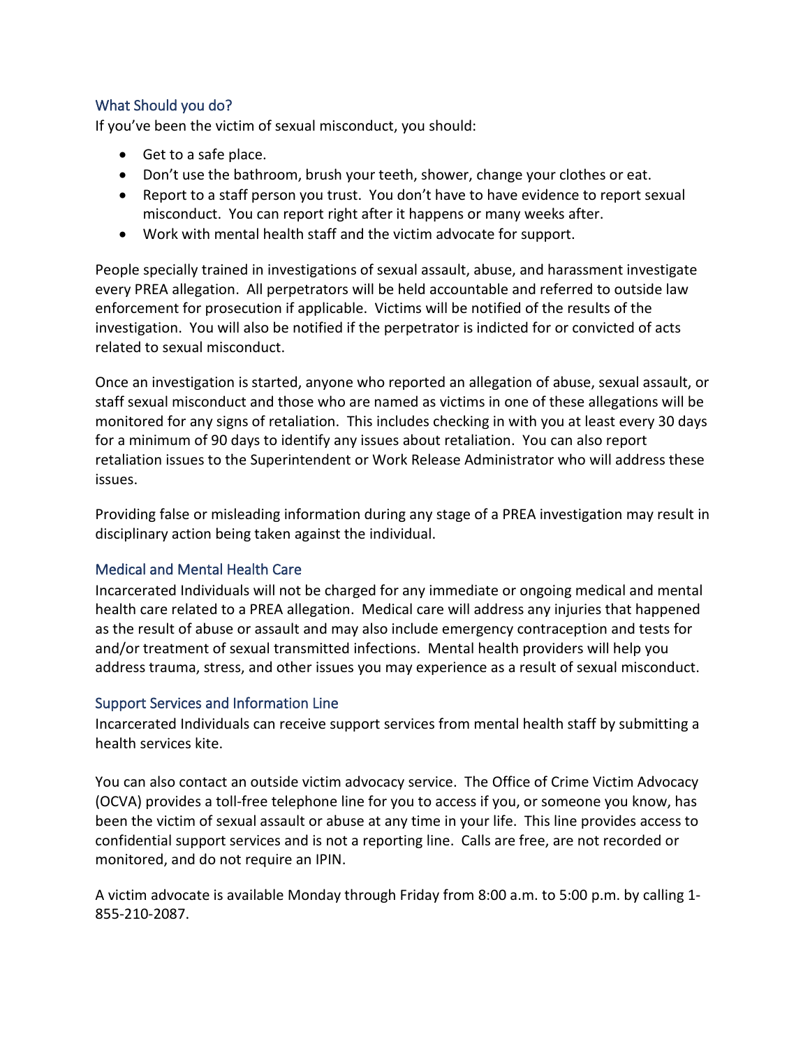## What Should you do?

If you've been the victim of sexual misconduct, you should:

- Get to a safe place.
- Don't use the bathroom, brush your teeth, shower, change your clothes or eat.
- Report to a staff person you trust. You don't have to have evidence to report sexual misconduct. You can report right after it happens or many weeks after.
- Work with mental health staff and the victim advocate for support.

People specially trained in investigations of sexual assault, abuse, and harassment investigate every PREA allegation. All perpetrators will be held accountable and referred to outside law enforcement for prosecution if applicable. Victims will be notified of the results of the investigation. You will also be notified if the perpetrator is indicted for or convicted of acts related to sexual misconduct.

Once an investigation is started, anyone who reported an allegation of abuse, sexual assault, or staff sexual misconduct and those who are named as victims in one of these allegations will be monitored for any signs of retaliation. This includes checking in with you at least every 30 days for a minimum of 90 days to identify any issues about retaliation. You can also report retaliation issues to the Superintendent or Work Release Administrator who will address these issues.

Providing false or misleading information during any stage of a PREA investigation may result in disciplinary action being taken against the individual.

## Medical and Mental Health Care

Incarcerated Individuals will not be charged for any immediate or ongoing medical and mental health care related to a PREA allegation. Medical care will address any injuries that happened as the result of abuse or assault and may also include emergency contraception and tests for and/or treatment of sexual transmitted infections. Mental health providers will help you address trauma, stress, and other issues you may experience as a result of sexual misconduct.

## Support Services and Information Line

Incarcerated Individuals can receive support services from mental health staff by submitting a health services kite.

You can also contact an outside victim advocacy service. The Office of Crime Victim Advocacy (OCVA) provides a toll-free telephone line for you to access if you, or someone you know, has been the victim of sexual assault or abuse at any time in your life. This line provides access to confidential support services and is not a reporting line. Calls are free, are not recorded or monitored, and do not require an IPIN.

A victim advocate is available Monday through Friday from 8:00 a.m. to 5:00 p.m. by calling 1-855-210-2087.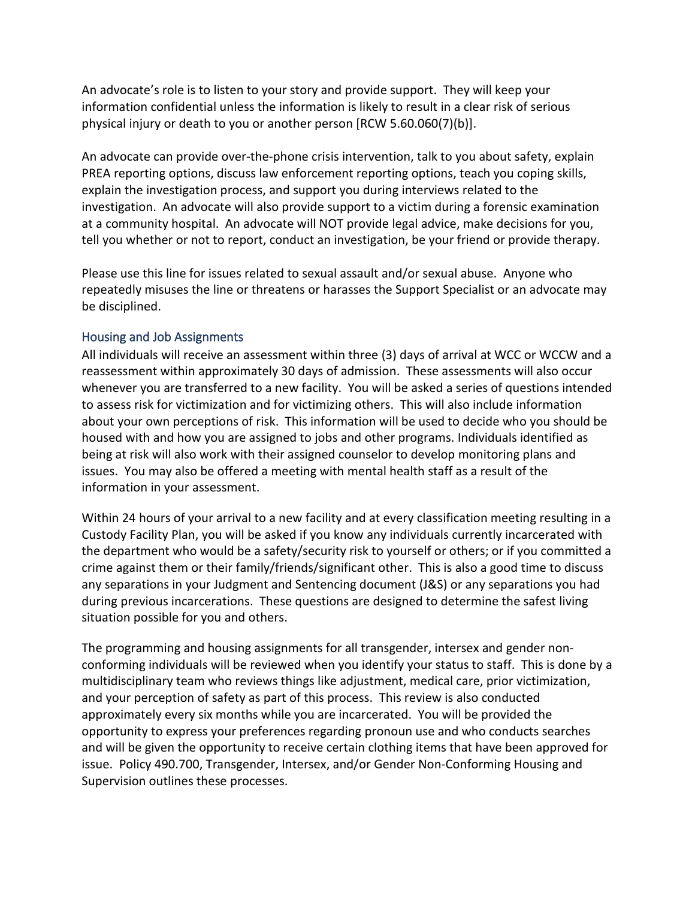An advocate's role is to listen to your story and provide support. They will keep your information confidential unless the information is likely to result in a clear risk of serious physical injury or death to you or another person [RCW 5.60.060(7)(b)].

An advocate can provide over-the-phone crisis intervention, talk to you about safety, explain PREA reporting options, discuss law enforcement reporting options, teach you coping skills, explain the investigation process, and support you during interviews related to the investigation. An advocate will also provide support to a victim during a forensic examination at a community hospital. An advocate will NOT provide legal advice, make decisions for you, tell you whether or not to report, conduct an investigation, be your friend or provide therapy.

Please use this line for issues related to sexual assault and/or sexual abuse. Anyone who repeatedly misuses the line or threatens or harasses the Support Specialist or an advocate may be disciplined.

## Housing and Job Assignments

All individuals will receive an assessment within three (3) days of arrival at WCC or WCCW and a reassessment within approximately 30 days of admission. These assessments will also occur whenever you are transferred to a new facility. You will be asked a series of questions intended to assess risk for victimization and for victimizing others. This will also include information about your own perceptions of risk. This information will be used to decide who you should be housed with and how you are assigned to jobs and other programs. Individuals identified as being at risk will also work with their assigned counselor to develop monitoring plans and issues. You may also be offered a meeting with mental health staff as a result of the information in your assessment.

Within 24 hours of your arrival to a new facility and at every classification meeting resulting in a Custody Facility Plan, you will be asked if you know any individuals currently incarcerated with the department who would be a safety/security risk to yourself or others; or if you committed a crime against them or their family/friends/significant other. This is also a good time to discuss any separations in your Judgment and Sentencing document (J&S) or any separations you had during previous incarcerations. These questions are designed to determine the safest living situation possible for you and others.

The programming and housing assignments for all transgender, intersex and gender non-conforming individuals will be reviewed when you identify your status to staff. This is done by a multidisciplinary team who reviews things like adjustment, medical care, prior victimization, and your perception of safety as part of this process. This review is also conducted approximately every six months while you are incarcerated. You will be provided the opportunity to express your preferences regarding pronoun use and who conducts searches and will be given the opportunity to receive certain clothing items that have been approved for issue. Policy 490.700, Transgender, Intersex, and/or Gender Non-Conforming Housing and Supervision outlines these processes.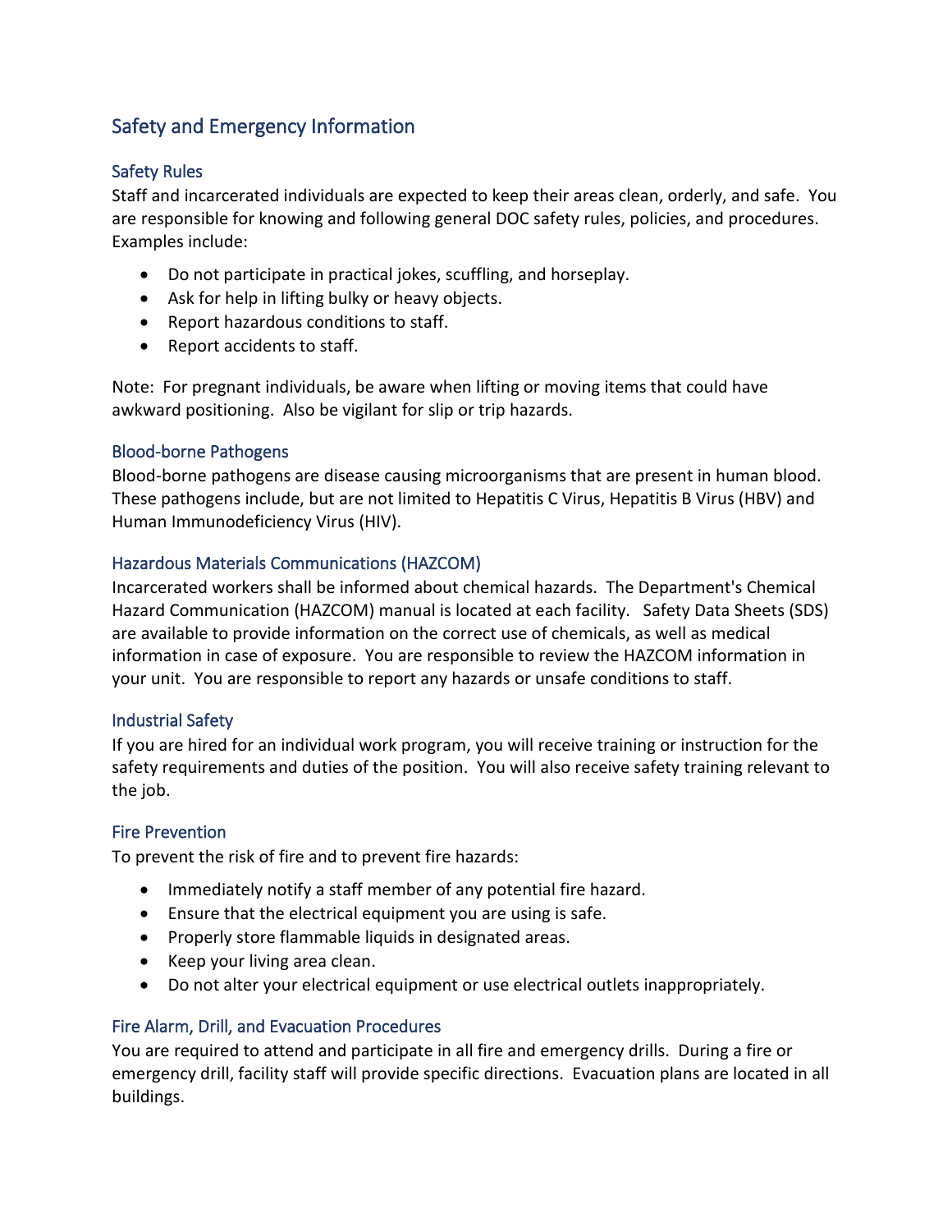## Safety and Emergency Information

### Safety Rules

Staff and incarcerated individuals are expected to keep their areas clean, orderly, and safe. You are responsible for knowing and following general DOC safety rules, policies, and procedures. Examples include:

- Do not participate in practical jokes, scuffling, and horseplay.
- Ask for help in lifting bulky or heavy objects.
- Report hazardous conditions to staff.
- Report accidents to staff.

Note: For pregnant individuals, be aware when lifting or moving items that could have awkward positioning. Also be vigilant for slip or trip hazards.

### Blood-borne Pathogens

Blood-borne pathogens are disease causing microorganisms that are present in human blood. These pathogens include, but are not limited to Hepatitis C Virus, Hepatitis B Virus (HBV) and Human Immunodeficiency Virus (HIV).

### Hazardous Materials Communications (HAZCOM)

Incarcerated workers shall be informed about chemical hazards. The Department's Chemical Hazard Communication (HAZCOM) manual is located at each facility. Safety Data Sheets (SDS) are available to provide information on the correct use of chemicals, as well as medical information in case of exposure. You are responsible to review the HAZCOM information in your unit. You are responsible to report any hazards or unsafe conditions to staff.

### Industrial Safety

If you are hired for an individual work program, you will receive training or instruction for the safety requirements and duties of the position. You will also receive safety training relevant to the job.

### Fire Prevention

To prevent the risk of fire and to prevent fire hazards:

- Immediately notify a staff member of any potential fire hazard.
- Ensure that the electrical equipment you are using is safe.
- Properly store flammable liquids in designated areas.
- Keep your living area clean.
- Do not alter your electrical equipment or use electrical outlets inappropriately.

### Fire Alarm, Drill, and Evacuation Procedures

You are required to attend and participate in all fire and emergency drills. During a fire or emergency drill, facility staff will provide specific directions. Evacuation plans are located in all buildings.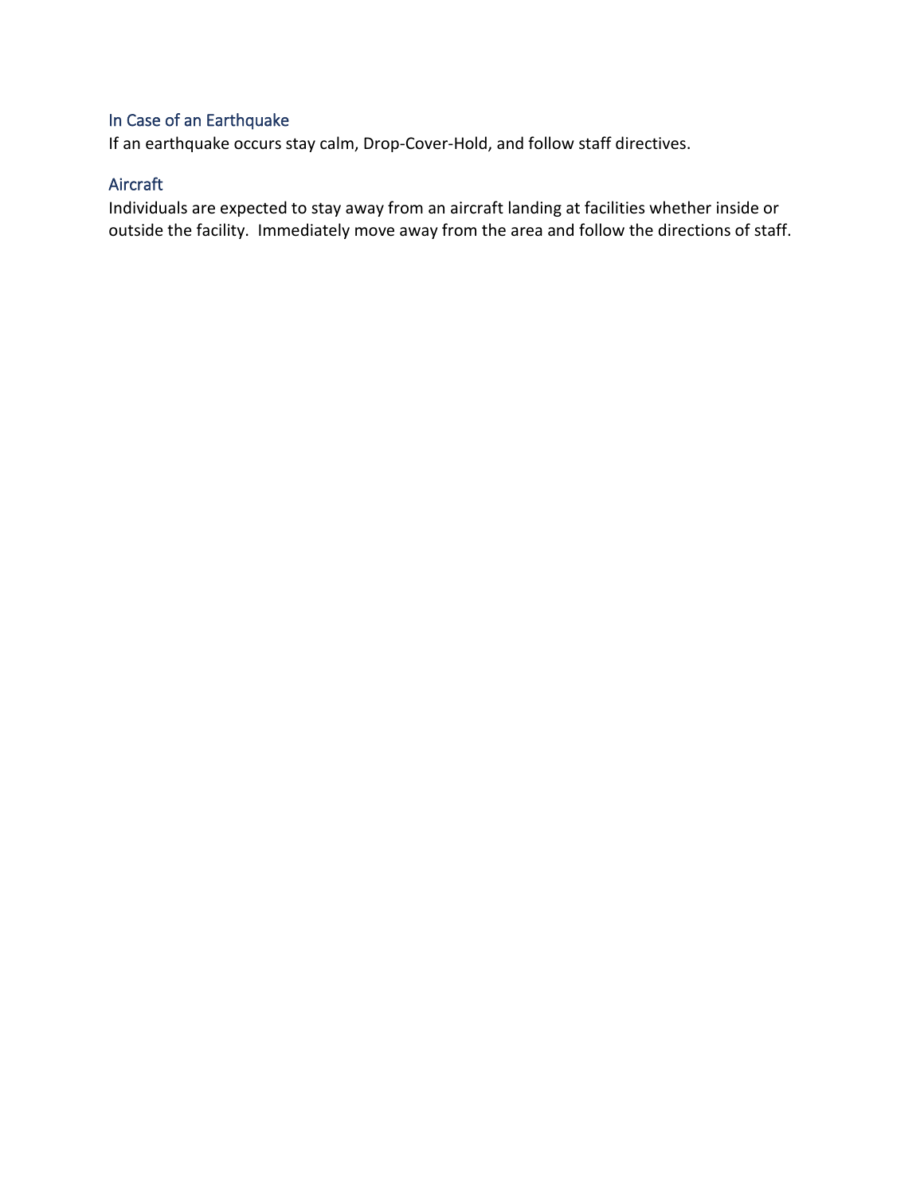### In Case of an Earthquake

If an earthquake occurs stay calm, Drop-Cover-Hold, and follow staff directives.

### Aircraft

Individuals are expected to stay away from an aircraft landing at facilities whether inside or outside the facility.  Immediately move away from the area and follow the directions of staff.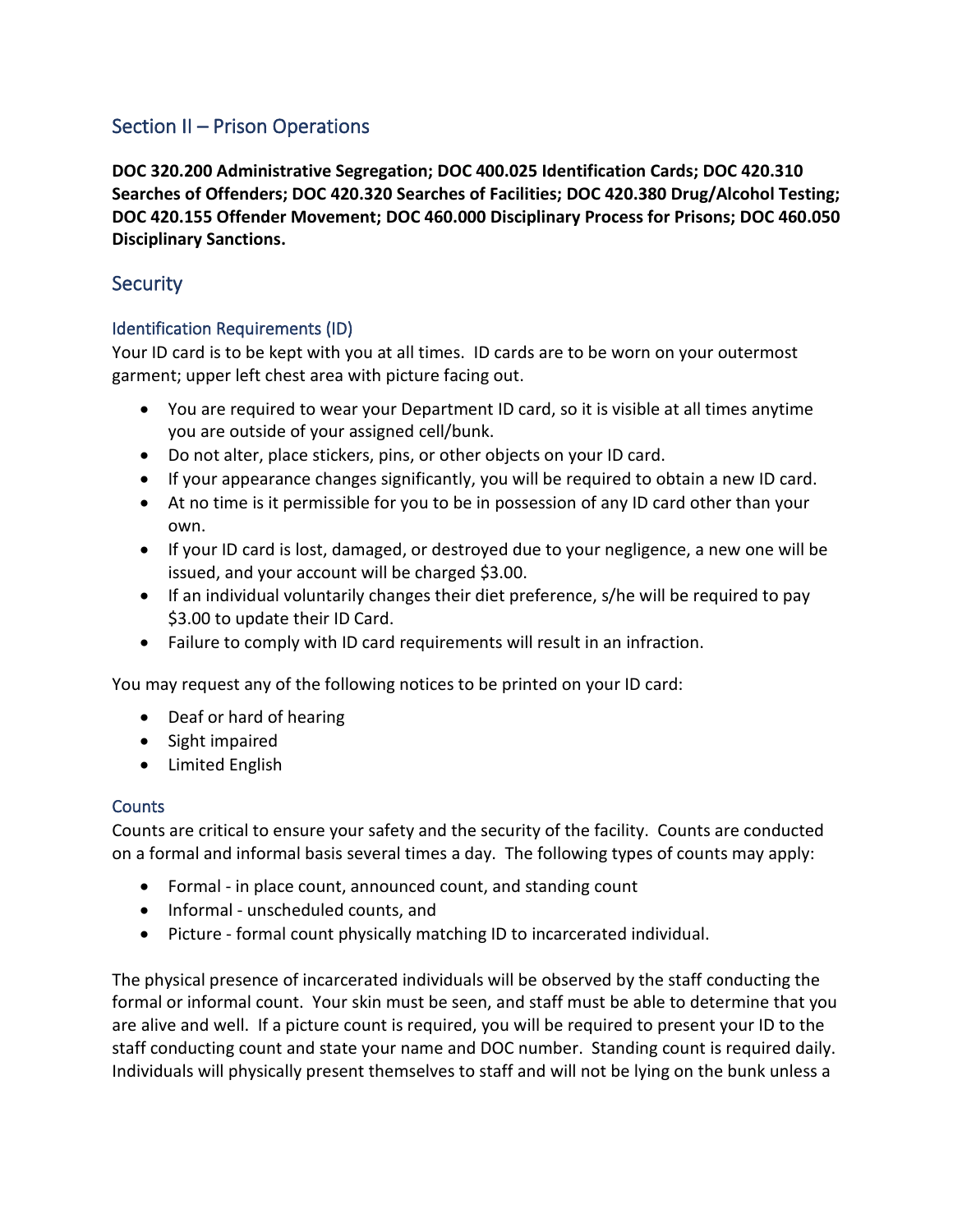## Section II – Prison Operations

**DOC 320.200 Administrative Segregation; DOC 400.025 Identification Cards; DOC 420.310 Searches of Offenders; DOC 420.320 Searches of Facilities; DOC 420.380 Drug/Alcohol Testing; DOC 420.155 Offender Movement; DOC 460.000 Disciplinary Process for Prisons; DOC 460.050 Disciplinary Sanctions.**

## Security

### Identification Requirements (ID)

Your ID card is to be kept with you at all times. ID cards are to be worn on your outermost garment; upper left chest area with picture facing out.

- You are required to wear your Department ID card, so it is visible at all times anytime you are outside of your assigned cell/bunk.
- Do not alter, place stickers, pins, or other objects on your ID card.
- If your appearance changes significantly, you will be required to obtain a new ID card.
- At no time is it permissible for you to be in possession of any ID card other than your own.
- If your ID card is lost, damaged, or destroyed due to your negligence, a new one will be issued, and your account will be charged $3.00.
- If an individual voluntarily changes their diet preference, s/he will be required to pay $3.00 to update their ID Card.
- Failure to comply with ID card requirements will result in an infraction.

You may request any of the following notices to be printed on your ID card:

- Deaf or hard of hearing
- Sight impaired
- Limited English

### Counts

Counts are critical to ensure your safety and the security of the facility. Counts are conducted on a formal and informal basis several times a day. The following types of counts may apply:

- Formal - in place count, announced count, and standing count
- Informal - unscheduled counts, and
- Picture - formal count physically matching ID to incarcerated individual.

The physical presence of incarcerated individuals will be observed by the staff conducting the formal or informal count. Your skin must be seen, and staff must be able to determine that you are alive and well. If a picture count is required, you will be required to present your ID to the staff conducting count and state your name and DOC number. Standing count is required daily. Individuals will physically present themselves to staff and will not be lying on the bunk unless a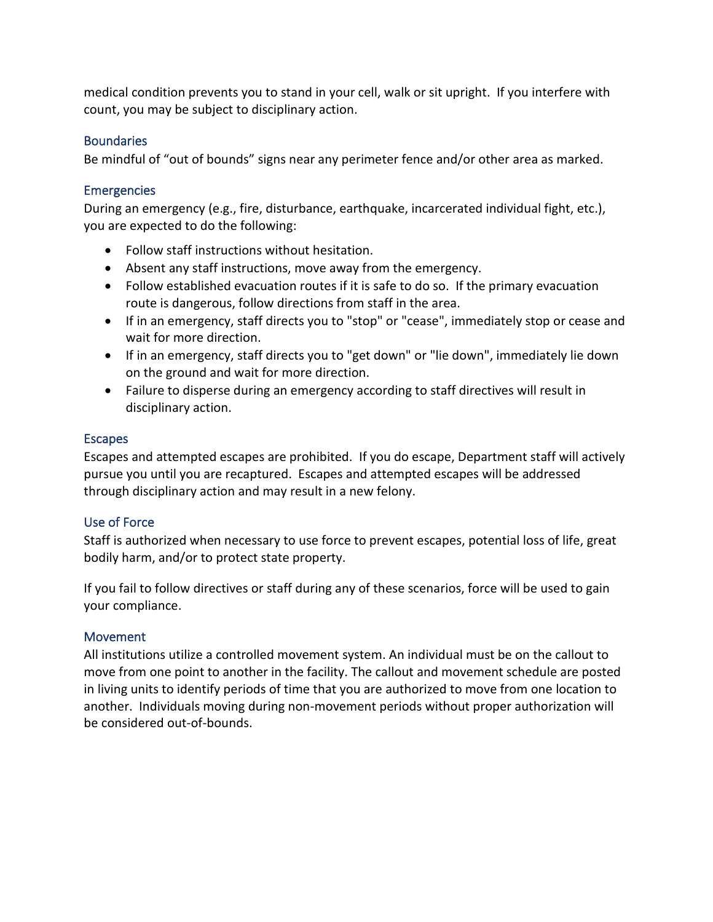medical condition prevents you to stand in your cell, walk or sit upright. If you interfere with count, you may be subject to disciplinary action.

### Boundaries

Be mindful of "out of bounds" signs near any perimeter fence and/or other area as marked.

### Emergencies

During an emergency (e.g., fire, disturbance, earthquake, incarcerated individual fight, etc.), you are expected to do the following:

- Follow staff instructions without hesitation.
- Absent any staff instructions, move away from the emergency.
- Follow established evacuation routes if it is safe to do so. If the primary evacuation route is dangerous, follow directions from staff in the area.
- If in an emergency, staff directs you to "stop" or "cease", immediately stop or cease and wait for more direction.
- If in an emergency, staff directs you to "get down" or "lie down", immediately lie down on the ground and wait for more direction.
- Failure to disperse during an emergency according to staff directives will result in disciplinary action.

### Escapes

Escapes and attempted escapes are prohibited. If you do escape, Department staff will actively pursue you until you are recaptured. Escapes and attempted escapes will be addressed through disciplinary action and may result in a new felony.

### Use of Force

Staff is authorized when necessary to use force to prevent escapes, potential loss of life, great bodily harm, and/or to protect state property.

If you fail to follow directives or staff during any of these scenarios, force will be used to gain your compliance.

### Movement

All institutions utilize a controlled movement system. An individual must be on the callout to move from one point to another in the facility. The callout and movement schedule are posted in living units to identify periods of time that you are authorized to move from one location to another. Individuals moving during non-movement periods without proper authorization will be considered out-of-bounds.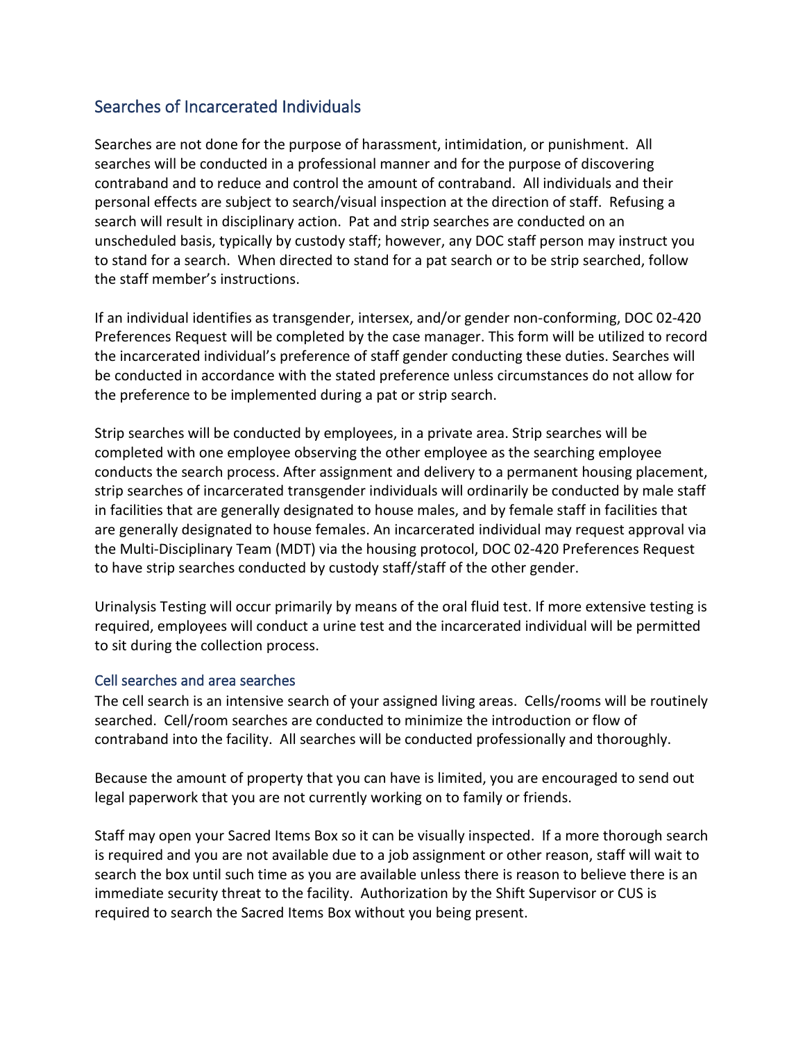## Searches of Incarcerated Individuals

Searches are not done for the purpose of harassment, intimidation, or punishment. All searches will be conducted in a professional manner and for the purpose of discovering contraband and to reduce and control the amount of contraband. All individuals and their personal effects are subject to search/visual inspection at the direction of staff. Refusing a search will result in disciplinary action. Pat and strip searches are conducted on an unscheduled basis, typically by custody staff; however, any DOC staff person may instruct you to stand for a search. When directed to stand for a pat search or to be strip searched, follow the staff member's instructions.

If an individual identifies as transgender, intersex, and/or gender non-conforming, DOC 02-420 Preferences Request will be completed by the case manager. This form will be utilized to record the incarcerated individual's preference of staff gender conducting these duties. Searches will be conducted in accordance with the stated preference unless circumstances do not allow for the preference to be implemented during a pat or strip search.

Strip searches will be conducted by employees, in a private area. Strip searches will be completed with one employee observing the other employee as the searching employee conducts the search process. After assignment and delivery to a permanent housing placement, strip searches of incarcerated transgender individuals will ordinarily be conducted by male staff in facilities that are generally designated to house males, and by female staff in facilities that are generally designated to house females. An incarcerated individual may request approval via the Multi-Disciplinary Team (MDT) via the housing protocol, DOC 02-420 Preferences Request to have strip searches conducted by custody staff/staff of the other gender.

Urinalysis Testing will occur primarily by means of the oral fluid test. If more extensive testing is required, employees will conduct a urine test and the incarcerated individual will be permitted to sit during the collection process.

### Cell searches and area searches

The cell search is an intensive search of your assigned living areas. Cells/rooms will be routinely searched. Cell/room searches are conducted to minimize the introduction or flow of contraband into the facility. All searches will be conducted professionally and thoroughly.

Because the amount of property that you can have is limited, you are encouraged to send out legal paperwork that you are not currently working on to family or friends.

Staff may open your Sacred Items Box so it can be visually inspected. If a more thorough search is required and you are not available due to a job assignment or other reason, staff will wait to search the box until such time as you are available unless there is reason to believe there is an immediate security threat to the facility. Authorization by the Shift Supervisor or CUS is required to search the Sacred Items Box without you being present.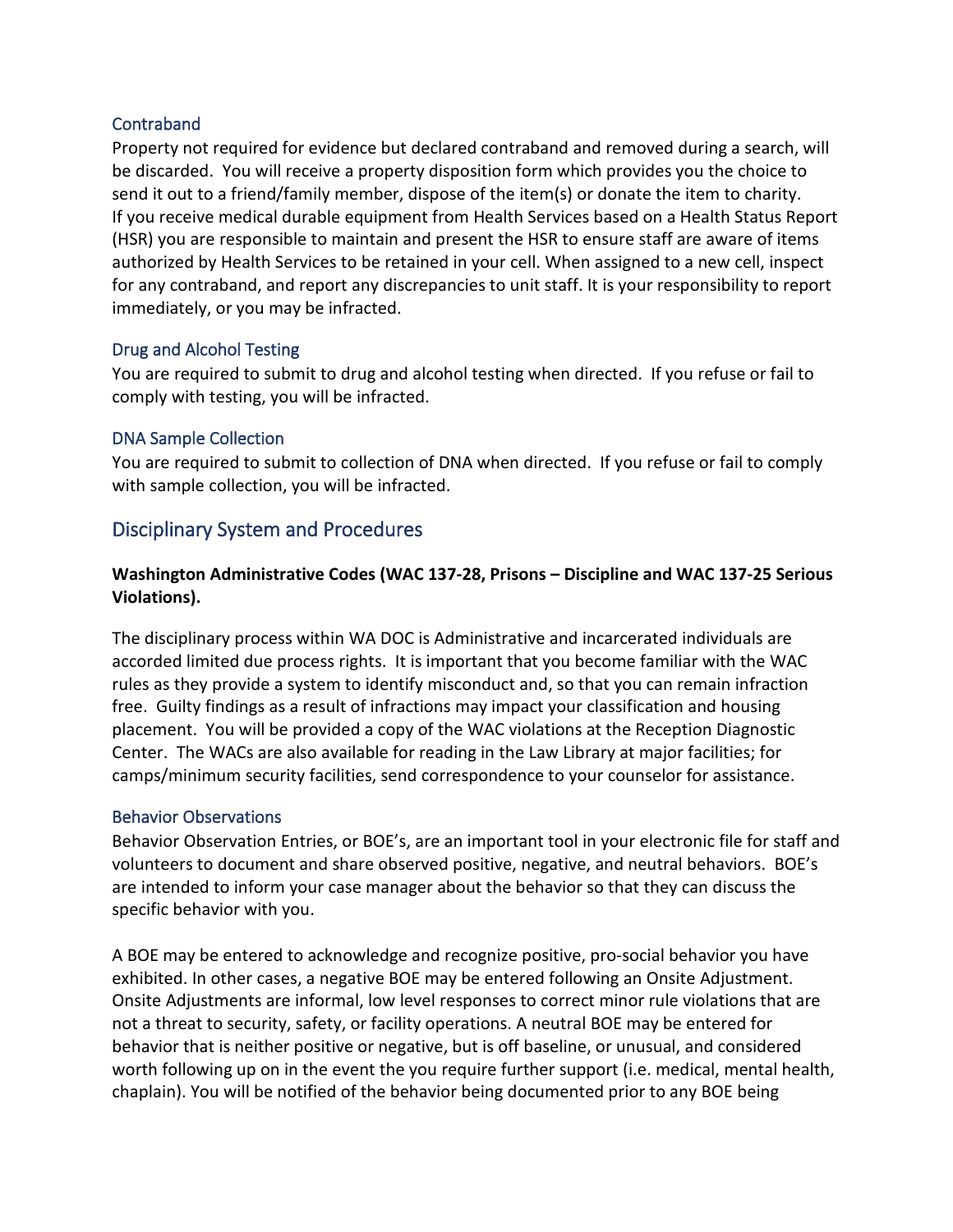### Contraband

Property not required for evidence but declared contraband and removed during a search, will be discarded. You will receive a property disposition form which provides you the choice to send it out to a friend/family member, dispose of the item(s) or donate the item to charity. If you receive medical durable equipment from Health Services based on a Health Status Report (HSR) you are responsible to maintain and present the HSR to ensure staff are aware of items authorized by Health Services to be retained in your cell. When assigned to a new cell, inspect for any contraband, and report any discrepancies to unit staff. It is your responsibility to report immediately, or you may be infracted.

### Drug and Alcohol Testing

You are required to submit to drug and alcohol testing when directed. If you refuse or fail to comply with testing, you will be infracted.

### DNA Sample Collection

You are required to submit to collection of DNA when directed. If you refuse or fail to comply with sample collection, you will be infracted.

## Disciplinary System and Procedures

**Washington Administrative Codes (WAC 137-28, Prisons – Discipline and WAC 137-25 Serious Violations).**

The disciplinary process within WA DOC is Administrative and incarcerated individuals are accorded limited due process rights. It is important that you become familiar with the WAC rules as they provide a system to identify misconduct and, so that you can remain infraction free. Guilty findings as a result of infractions may impact your classification and housing placement. You will be provided a copy of the WAC violations at the Reception Diagnostic Center. The WACs are also available for reading in the Law Library at major facilities; for camps/minimum security facilities, send correspondence to your counselor for assistance.

### Behavior Observations

Behavior Observation Entries, or BOE's, are an important tool in your electronic file for staff and volunteers to document and share observed positive, negative, and neutral behaviors. BOE's are intended to inform your case manager about the behavior so that they can discuss the specific behavior with you.

A BOE may be entered to acknowledge and recognize positive, pro-social behavior you have exhibited. In other cases, a negative BOE may be entered following an Onsite Adjustment. Onsite Adjustments are informal, low level responses to correct minor rule violations that are not a threat to security, safety, or facility operations. A neutral BOE may be entered for behavior that is neither positive or negative, but is off baseline, or unusual, and considered worth following up on in the event the you require further support (i.e. medical, mental health, chaplain). You will be notified of the behavior being documented prior to any BOE being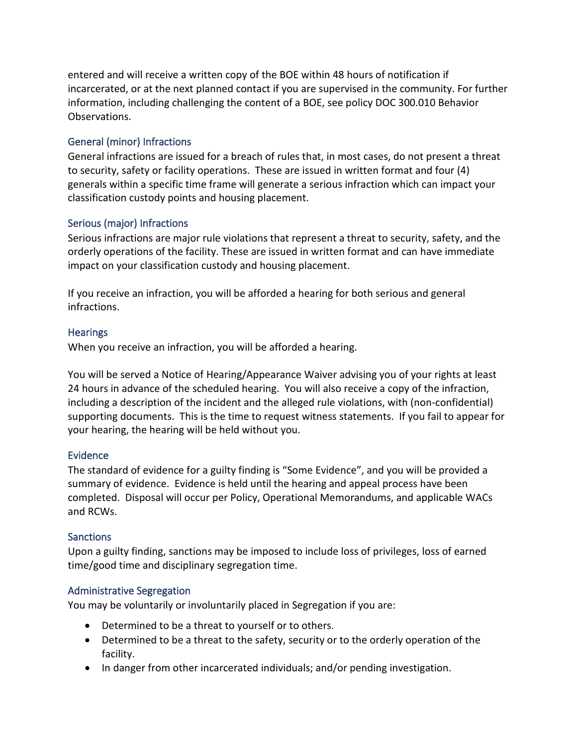entered and will receive a written copy of the BOE within 48 hours of notification if incarcerated, or at the next planned contact if you are supervised in the community. For further information, including challenging the content of a BOE, see policy DOC 300.010 Behavior Observations.

### General (minor) Infractions

General infractions are issued for a breach of rules that, in most cases, do not present a threat to security, safety or facility operations. These are issued in written format and four (4) generals within a specific time frame will generate a serious infraction which can impact your classification custody points and housing placement.

### Serious (major) Infractions

Serious infractions are major rule violations that represent a threat to security, safety, and the orderly operations of the facility. These are issued in written format and can have immediate impact on your classification custody and housing placement.

If you receive an infraction, you will be afforded a hearing for both serious and general infractions.

### Hearings

When you receive an infraction, you will be afforded a hearing.

You will be served a Notice of Hearing/Appearance Waiver advising you of your rights at least 24 hours in advance of the scheduled hearing. You will also receive a copy of the infraction, including a description of the incident and the alleged rule violations, with (non-confidential) supporting documents. This is the time to request witness statements. If you fail to appear for your hearing, the hearing will be held without you.

### Evidence

The standard of evidence for a guilty finding is "Some Evidence", and you will be provided a summary of evidence. Evidence is held until the hearing and appeal process have been completed. Disposal will occur per Policy, Operational Memorandums, and applicable WACs and RCWs.

### Sanctions

Upon a guilty finding, sanctions may be imposed to include loss of privileges, loss of earned time/good time and disciplinary segregation time.

### Administrative Segregation

You may be voluntarily or involuntarily placed in Segregation if you are:

- Determined to be a threat to yourself or to others.
- Determined to be a threat to the safety, security or to the orderly operation of the facility.
- In danger from other incarcerated individuals; and/or pending investigation.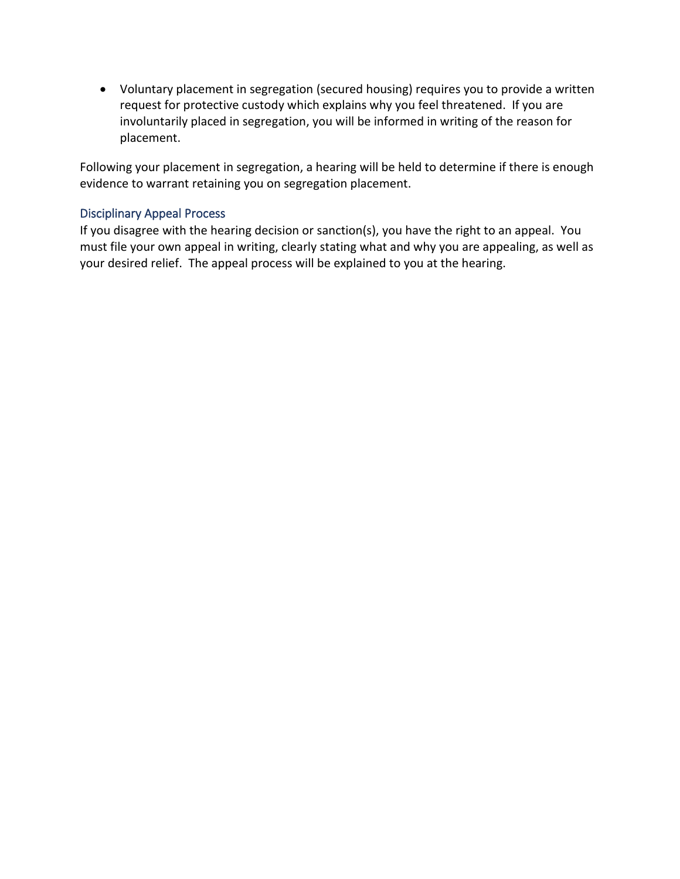- Voluntary placement in segregation (secured housing) requires you to provide a written request for protective custody which explains why you feel threatened. If you are involuntarily placed in segregation, you will be informed in writing of the reason for placement.

Following your placement in segregation, a hearing will be held to determine if there is enough evidence to warrant retaining you on segregation placement.

### Disciplinary Appeal Process

If you disagree with the hearing decision or sanction(s), you have the right to an appeal. You must file your own appeal in writing, clearly stating what and why you are appealing, as well as your desired relief. The appeal process will be explained to you at the hearing.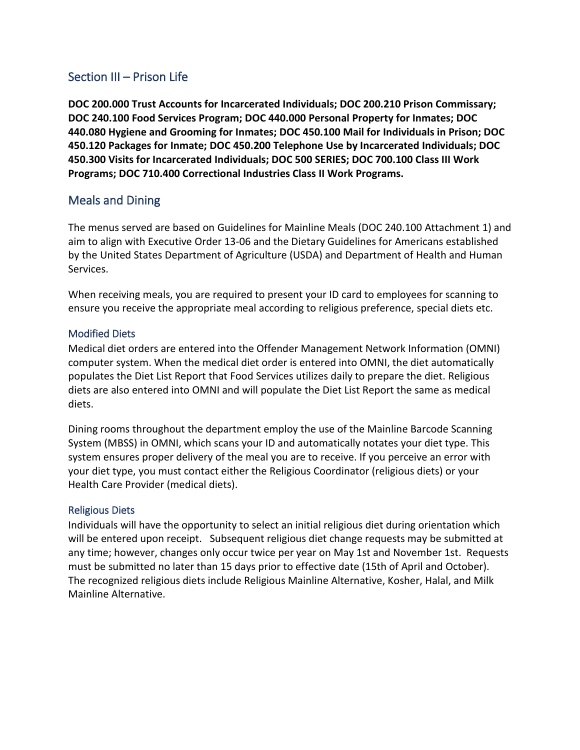## Section III – Prison Life

**DOC 200.000 Trust Accounts for Incarcerated Individuals; DOC 200.210 Prison Commissary; DOC 240.100 Food Services Program; DOC 440.000 Personal Property for Inmates; DOC 440.080 Hygiene and Grooming for Inmates; DOC 450.100 Mail for Individuals in Prison; DOC 450.120 Packages for Inmate; DOC 450.200 Telephone Use by Incarcerated Individuals; DOC 450.300 Visits for Incarcerated Individuals; DOC 500 SERIES; DOC 700.100 Class III Work Programs; DOC 710.400 Correctional Industries Class II Work Programs.**

## Meals and Dining

The menus served are based on Guidelines for Mainline Meals (DOC 240.100 Attachment 1) and aim to align with Executive Order 13-06 and the Dietary Guidelines for Americans established by the United States Department of Agriculture (USDA) and Department of Health and Human Services.

When receiving meals, you are required to present your ID card to employees for scanning to ensure you receive the appropriate meal according to religious preference, special diets etc.

### Modified Diets

Medical diet orders are entered into the Offender Management Network Information (OMNI) computer system. When the medical diet order is entered into OMNI, the diet automatically populates the Diet List Report that Food Services utilizes daily to prepare the diet. Religious diets are also entered into OMNI and will populate the Diet List Report the same as medical diets.

Dining rooms throughout the department employ the use of the Mainline Barcode Scanning System (MBSS) in OMNI, which scans your ID and automatically notates your diet type. This system ensures proper delivery of the meal you are to receive. If you perceive an error with your diet type, you must contact either the Religious Coordinator (religious diets) or your Health Care Provider (medical diets).

### Religious Diets

Individuals will have the opportunity to select an initial religious diet during orientation which will be entered upon receipt. Subsequent religious diet change requests may be submitted at any time; however, changes only occur twice per year on May 1st and November 1st. Requests must be submitted no later than 15 days prior to effective date (15th of April and October). The recognized religious diets include Religious Mainline Alternative, Kosher, Halal, and Milk Mainline Alternative.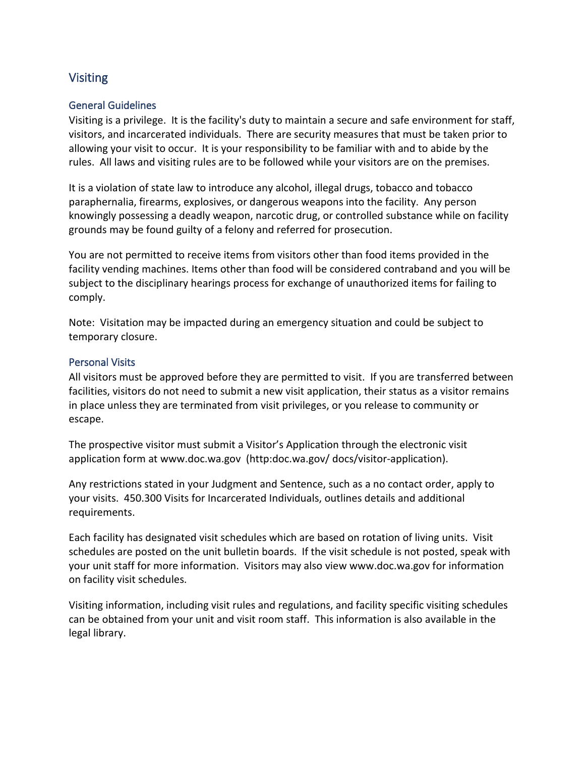## Visiting

### General Guidelines

Visiting is a privilege. It is the facility's duty to maintain a secure and safe environment for staff, visitors, and incarcerated individuals. There are security measures that must be taken prior to allowing your visit to occur. It is your responsibility to be familiar with and to abide by the rules. All laws and visiting rules are to be followed while your visitors are on the premises.

It is a violation of state law to introduce any alcohol, illegal drugs, tobacco and tobacco paraphernalia, firearms, explosives, or dangerous weapons into the facility. Any person knowingly possessing a deadly weapon, narcotic drug, or controlled substance while on facility grounds may be found guilty of a felony and referred for prosecution.

You are not permitted to receive items from visitors other than food items provided in the facility vending machines. Items other than food will be considered contraband and you will be subject to the disciplinary hearings process for exchange of unauthorized items for failing to comply.

Note: Visitation may be impacted during an emergency situation and could be subject to temporary closure.

### Personal Visits

All visitors must be approved before they are permitted to visit. If you are transferred between facilities, visitors do not need to submit a new visit application, their status as a visitor remains in place unless they are terminated from visit privileges, or you release to community or escape.

The prospective visitor must submit a Visitor's Application through the electronic visit application form at www.doc.wa.gov (http:doc.wa.gov/ docs/visitor-application).

Any restrictions stated in your Judgment and Sentence, such as a no contact order, apply to your visits. 450.300 Visits for Incarcerated Individuals, outlines details and additional requirements.

Each facility has designated visit schedules which are based on rotation of living units. Visit schedules are posted on the unit bulletin boards. If the visit schedule is not posted, speak with your unit staff for more information. Visitors may also view www.doc.wa.gov for information on facility visit schedules.

Visiting information, including visit rules and regulations, and facility specific visiting schedules can be obtained from your unit and visit room staff. This information is also available in the legal library.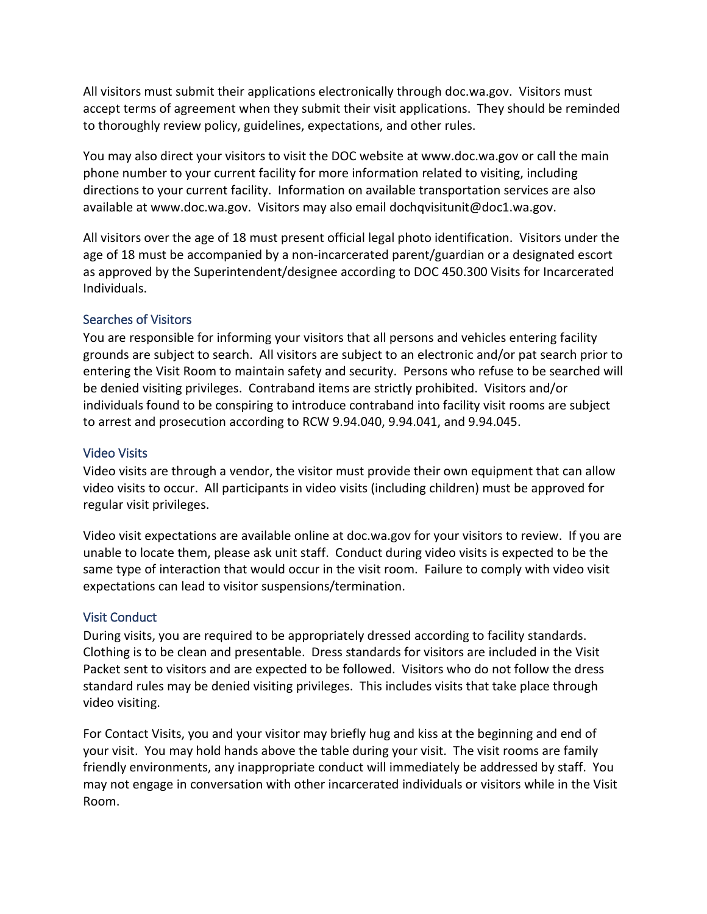All visitors must submit their applications electronically through doc.wa.gov. Visitors must accept terms of agreement when they submit their visit applications. They should be reminded to thoroughly review policy, guidelines, expectations, and other rules.

You may also direct your visitors to visit the DOC website at www.doc.wa.gov or call the main phone number to your current facility for more information related to visiting, including directions to your current facility. Information on available transportation services are also available at www.doc.wa.gov. Visitors may also email dochqvisitunit@doc1.wa.gov.

All visitors over the age of 18 must present official legal photo identification. Visitors under the age of 18 must be accompanied by a non-incarcerated parent/guardian or a designated escort as approved by the Superintendent/designee according to DOC 450.300 Visits for Incarcerated Individuals.

### Searches of Visitors

You are responsible for informing your visitors that all persons and vehicles entering facility grounds are subject to search. All visitors are subject to an electronic and/or pat search prior to entering the Visit Room to maintain safety and security. Persons who refuse to be searched will be denied visiting privileges. Contraband items are strictly prohibited. Visitors and/or individuals found to be conspiring to introduce contraband into facility visit rooms are subject to arrest and prosecution according to RCW 9.94.040, 9.94.041, and 9.94.045.

### Video Visits

Video visits are through a vendor, the visitor must provide their own equipment that can allow video visits to occur. All participants in video visits (including children) must be approved for regular visit privileges.

Video visit expectations are available online at doc.wa.gov for your visitors to review. If you are unable to locate them, please ask unit staff. Conduct during video visits is expected to be the same type of interaction that would occur in the visit room. Failure to comply with video visit expectations can lead to visitor suspensions/termination.

### Visit Conduct

During visits, you are required to be appropriately dressed according to facility standards. Clothing is to be clean and presentable. Dress standards for visitors are included in the Visit Packet sent to visitors and are expected to be followed. Visitors who do not follow the dress standard rules may be denied visiting privileges. This includes visits that take place through video visiting.

For Contact Visits, you and your visitor may briefly hug and kiss at the beginning and end of your visit. You may hold hands above the table during your visit. The visit rooms are family friendly environments, any inappropriate conduct will immediately be addressed by staff. You may not engage in conversation with other incarcerated individuals or visitors while in the Visit Room.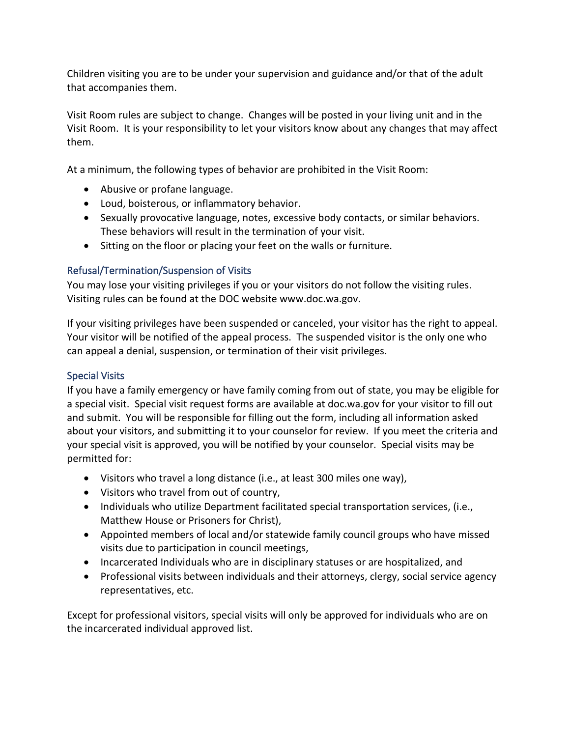Children visiting you are to be under your supervision and guidance and/or that of the adult that accompanies them.

Visit Room rules are subject to change. Changes will be posted in your living unit and in the Visit Room. It is your responsibility to let your visitors know about any changes that may affect them.

At a minimum, the following types of behavior are prohibited in the Visit Room:

- Abusive or profane language.
- Loud, boisterous, or inflammatory behavior.
- Sexually provocative language, notes, excessive body contacts, or similar behaviors. These behaviors will result in the termination of your visit.
- Sitting on the floor or placing your feet on the walls or furniture.

### Refusal/Termination/Suspension of Visits

You may lose your visiting privileges if you or your visitors do not follow the visiting rules. Visiting rules can be found at the DOC website www.doc.wa.gov.

If your visiting privileges have been suspended or canceled, your visitor has the right to appeal. Your visitor will be notified of the appeal process. The suspended visitor is the only one who can appeal a denial, suspension, or termination of their visit privileges.

### Special Visits

If you have a family emergency or have family coming from out of state, you may be eligible for a special visit. Special visit request forms are available at doc.wa.gov for your visitor to fill out and submit. You will be responsible for filling out the form, including all information asked about your visitors, and submitting it to your counselor for review. If you meet the criteria and your special visit is approved, you will be notified by your counselor. Special visits may be permitted for:

- Visitors who travel a long distance (i.e., at least 300 miles one way),
- Visitors who travel from out of country,
- Individuals who utilize Department facilitated special transportation services, (i.e., Matthew House or Prisoners for Christ),
- Appointed members of local and/or statewide family council groups who have missed visits due to participation in council meetings,
- Incarcerated Individuals who are in disciplinary statuses or are hospitalized, and
- Professional visits between individuals and their attorneys, clergy, social service agency representatives, etc.

Except for professional visitors, special visits will only be approved for individuals who are on the incarcerated individual approved list.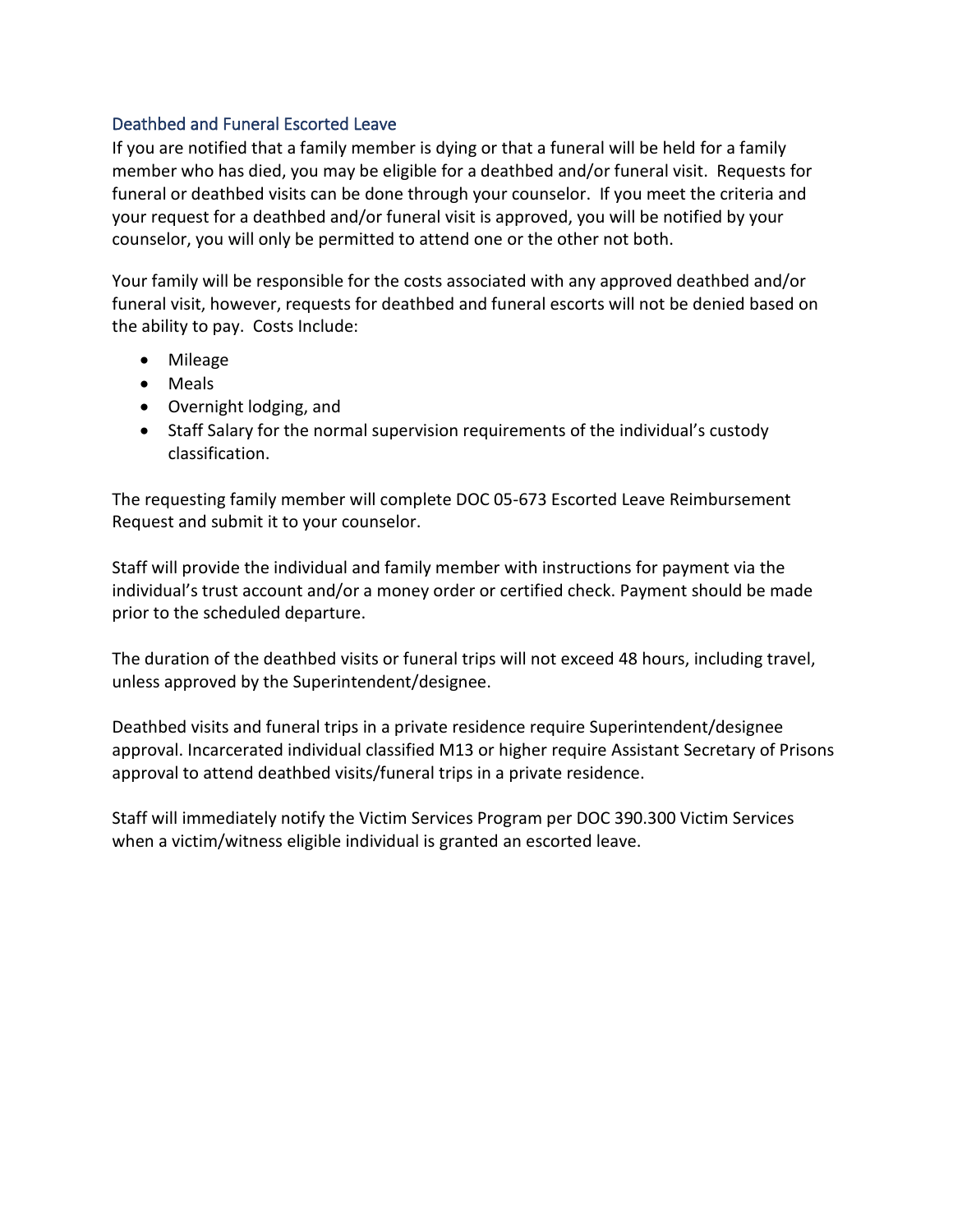### Deathbed and Funeral Escorted Leave

If you are notified that a family member is dying or that a funeral will be held for a family member who has died, you may be eligible for a deathbed and/or funeral visit. Requests for funeral or deathbed visits can be done through your counselor. If you meet the criteria and your request for a deathbed and/or funeral visit is approved, you will be notified by your counselor, you will only be permitted to attend one or the other not both.

Your family will be responsible for the costs associated with any approved deathbed and/or funeral visit, however, requests for deathbed and funeral escorts will not be denied based on the ability to pay. Costs Include:

- Mileage
- Meals
- Overnight lodging, and
- Staff Salary for the normal supervision requirements of the individual's custody classification.

The requesting family member will complete DOC 05-673 Escorted Leave Reimbursement Request and submit it to your counselor.

Staff will provide the individual and family member with instructions for payment via the individual's trust account and/or a money order or certified check. Payment should be made prior to the scheduled departure.

The duration of the deathbed visits or funeral trips will not exceed 48 hours, including travel, unless approved by the Superintendent/designee.

Deathbed visits and funeral trips in a private residence require Superintendent/designee approval. Incarcerated individual classified M13 or higher require Assistant Secretary of Prisons approval to attend deathbed visits/funeral trips in a private residence.

Staff will immediately notify the Victim Services Program per DOC 390.300 Victim Services when a victim/witness eligible individual is granted an escorted leave.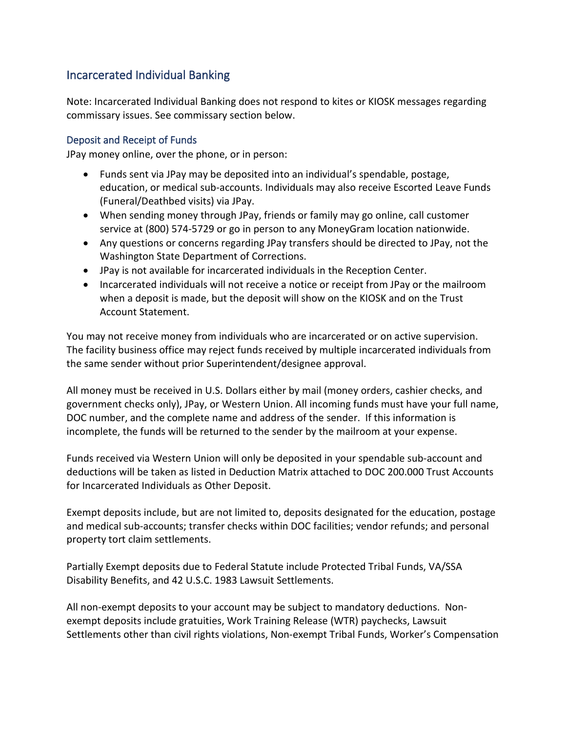## Incarcerated Individual Banking

Note: Incarcerated Individual Banking does not respond to kites or KIOSK messages regarding commissary issues. See commissary section below.

### Deposit and Receipt of Funds

JPay money online, over the phone, or in person:

- Funds sent via JPay may be deposited into an individual's spendable, postage, education, or medical sub-accounts. Individuals may also receive Escorted Leave Funds (Funeral/Deathbed visits) via JPay.
- When sending money through JPay, friends or family may go online, call customer service at (800) 574-5729 or go in person to any MoneyGram location nationwide.
- Any questions or concerns regarding JPay transfers should be directed to JPay, not the Washington State Department of Corrections.
- JPay is not available for incarcerated individuals in the Reception Center.
- Incarcerated individuals will not receive a notice or receipt from JPay or the mailroom when a deposit is made, but the deposit will show on the KIOSK and on the Trust Account Statement.

You may not receive money from individuals who are incarcerated or on active supervision. The facility business office may reject funds received by multiple incarcerated individuals from the same sender without prior Superintendent/designee approval.

All money must be received in U.S. Dollars either by mail (money orders, cashier checks, and government checks only), JPay, or Western Union. All incoming funds must have your full name, DOC number, and the complete name and address of the sender. If this information is incomplete, the funds will be returned to the sender by the mailroom at your expense.

Funds received via Western Union will only be deposited in your spendable sub-account and deductions will be taken as listed in Deduction Matrix attached to DOC 200.000 Trust Accounts for Incarcerated Individuals as Other Deposit.

Exempt deposits include, but are not limited to, deposits designated for the education, postage and medical sub-accounts; transfer checks within DOC facilities; vendor refunds; and personal property tort claim settlements.

Partially Exempt deposits due to Federal Statute include Protected Tribal Funds, VA/SSA Disability Benefits, and 42 U.S.C. 1983 Lawsuit Settlements.

All non-exempt deposits to your account may be subject to mandatory deductions. Non-exempt deposits include gratuities, Work Training Release (WTR) paychecks, Lawsuit Settlements other than civil rights violations, Non-exempt Tribal Funds, Worker's Compensation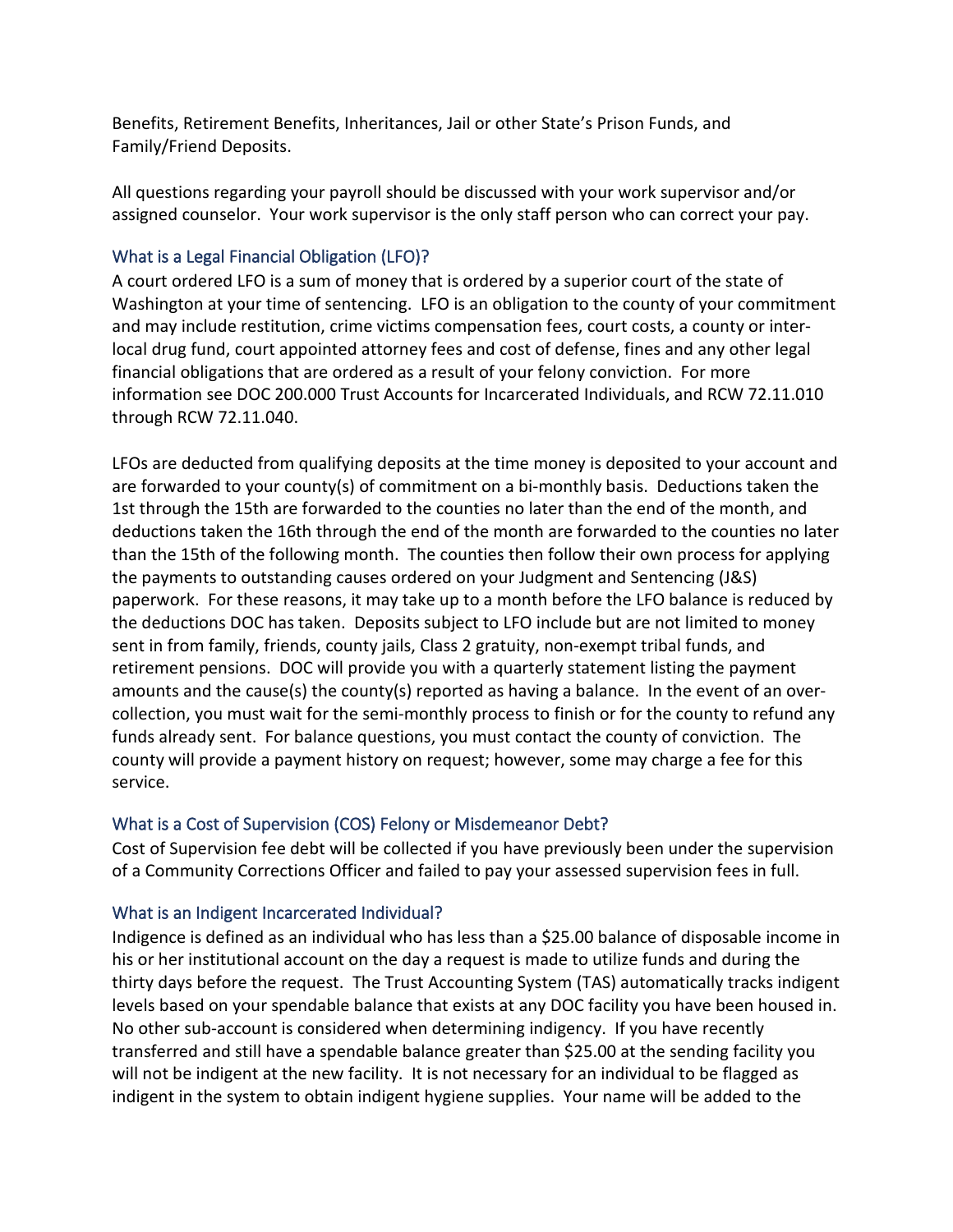Benefits, Retirement Benefits, Inheritances, Jail or other State's Prison Funds, and Family/Friend Deposits.

All questions regarding your payroll should be discussed with your work supervisor and/or assigned counselor. Your work supervisor is the only staff person who can correct your pay.

### What is a Legal Financial Obligation (LFO)?

A court ordered LFO is a sum of money that is ordered by a superior court of the state of Washington at your time of sentencing. LFO is an obligation to the county of your commitment and may include restitution, crime victims compensation fees, court costs, a county or inter-local drug fund, court appointed attorney fees and cost of defense, fines and any other legal financial obligations that are ordered as a result of your felony conviction. For more information see DOC 200.000 Trust Accounts for Incarcerated Individuals, and RCW 72.11.010 through RCW 72.11.040.

LFOs are deducted from qualifying deposits at the time money is deposited to your account and are forwarded to your county(s) of commitment on a bi-monthly basis. Deductions taken the 1st through the 15th are forwarded to the counties no later than the end of the month, and deductions taken the 16th through the end of the month are forwarded to the counties no later than the 15th of the following month. The counties then follow their own process for applying the payments to outstanding causes ordered on your Judgment and Sentencing (J&S) paperwork. For these reasons, it may take up to a month before the LFO balance is reduced by the deductions DOC has taken. Deposits subject to LFO include but are not limited to money sent in from family, friends, county jails, Class 2 gratuity, non-exempt tribal funds, and retirement pensions. DOC will provide you with a quarterly statement listing the payment amounts and the cause(s) the county(s) reported as having a balance. In the event of an over-collection, you must wait for the semi-monthly process to finish or for the county to refund any funds already sent. For balance questions, you must contact the county of conviction. The county will provide a payment history on request; however, some may charge a fee for this service.

### What is a Cost of Supervision (COS) Felony or Misdemeanor Debt?

Cost of Supervision fee debt will be collected if you have previously been under the supervision of a Community Corrections Officer and failed to pay your assessed supervision fees in full.

### What is an Indigent Incarcerated Individual?

Indigence is defined as an individual who has less than a $25.00 balance of disposable income in his or her institutional account on the day a request is made to utilize funds and during the thirty days before the request. The Trust Accounting System (TAS) automatically tracks indigent levels based on your spendable balance that exists at any DOC facility you have been housed in. No other sub-account is considered when determining indigency. If you have recently transferred and still have a spendable balance greater than $25.00 at the sending facility you will not be indigent at the new facility. It is not necessary for an individual to be flagged as indigent in the system to obtain indigent hygiene supplies. Your name will be added to the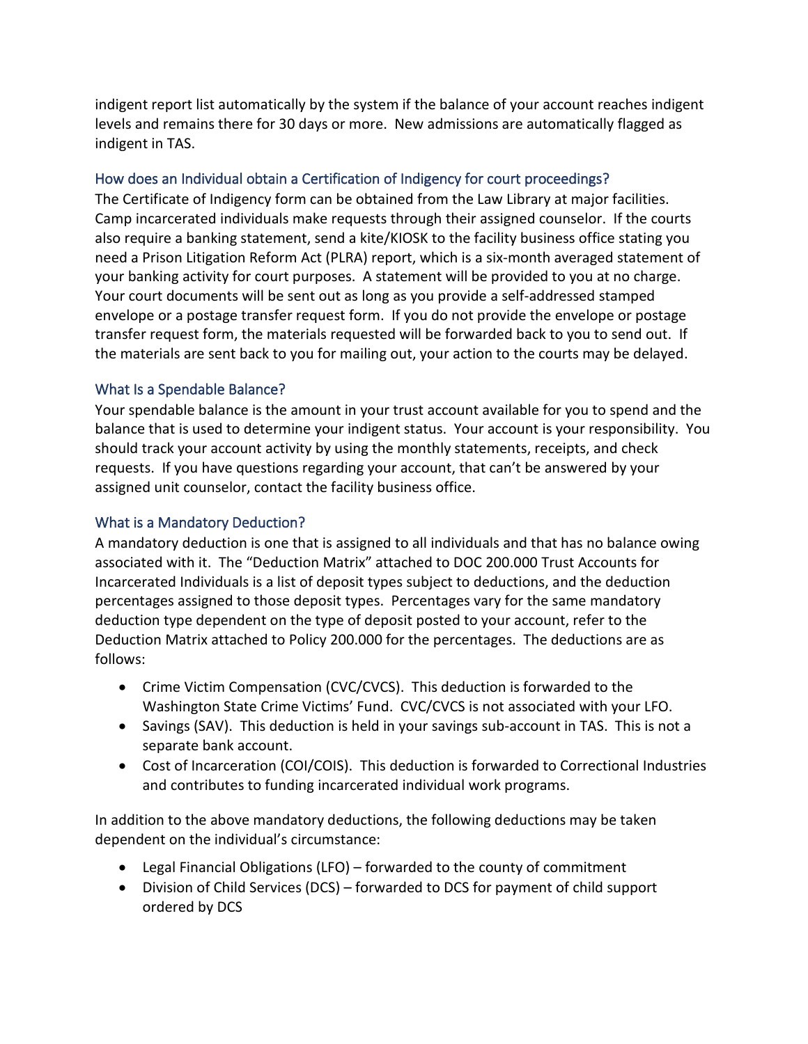indigent report list automatically by the system if the balance of your account reaches indigent levels and remains there for 30 days or more. New admissions are automatically flagged as indigent in TAS.

### How does an Individual obtain a Certification of Indigency for court proceedings?

The Certificate of Indigency form can be obtained from the Law Library at major facilities. Camp incarcerated individuals make requests through their assigned counselor. If the courts also require a banking statement, send a kite/KIOSK to the facility business office stating you need a Prison Litigation Reform Act (PLRA) report, which is a six-month averaged statement of your banking activity for court purposes. A statement will be provided to you at no charge. Your court documents will be sent out as long as you provide a self-addressed stamped envelope or a postage transfer request form. If you do not provide the envelope or postage transfer request form, the materials requested will be forwarded back to you to send out. If the materials are sent back to you for mailing out, your action to the courts may be delayed.

### What Is a Spendable Balance?

Your spendable balance is the amount in your trust account available for you to spend and the balance that is used to determine your indigent status. Your account is your responsibility. You should track your account activity by using the monthly statements, receipts, and check requests. If you have questions regarding your account, that can't be answered by your assigned unit counselor, contact the facility business office.

### What is a Mandatory Deduction?

A mandatory deduction is one that is assigned to all individuals and that has no balance owing associated with it. The "Deduction Matrix" attached to DOC 200.000 Trust Accounts for Incarcerated Individuals is a list of deposit types subject to deductions, and the deduction percentages assigned to those deposit types. Percentages vary for the same mandatory deduction type dependent on the type of deposit posted to your account, refer to the Deduction Matrix attached to Policy 200.000 for the percentages. The deductions are as follows:

- Crime Victim Compensation (CVC/CVCS). This deduction is forwarded to the Washington State Crime Victims' Fund. CVC/CVCS is not associated with your LFO.
- Savings (SAV). This deduction is held in your savings sub-account in TAS. This is not a separate bank account.
- Cost of Incarceration (COI/COIS). This deduction is forwarded to Correctional Industries and contributes to funding incarcerated individual work programs.

In addition to the above mandatory deductions, the following deductions may be taken dependent on the individual's circumstance:

- Legal Financial Obligations (LFO) – forwarded to the county of commitment
- Division of Child Services (DCS) – forwarded to DCS for payment of child support ordered by DCS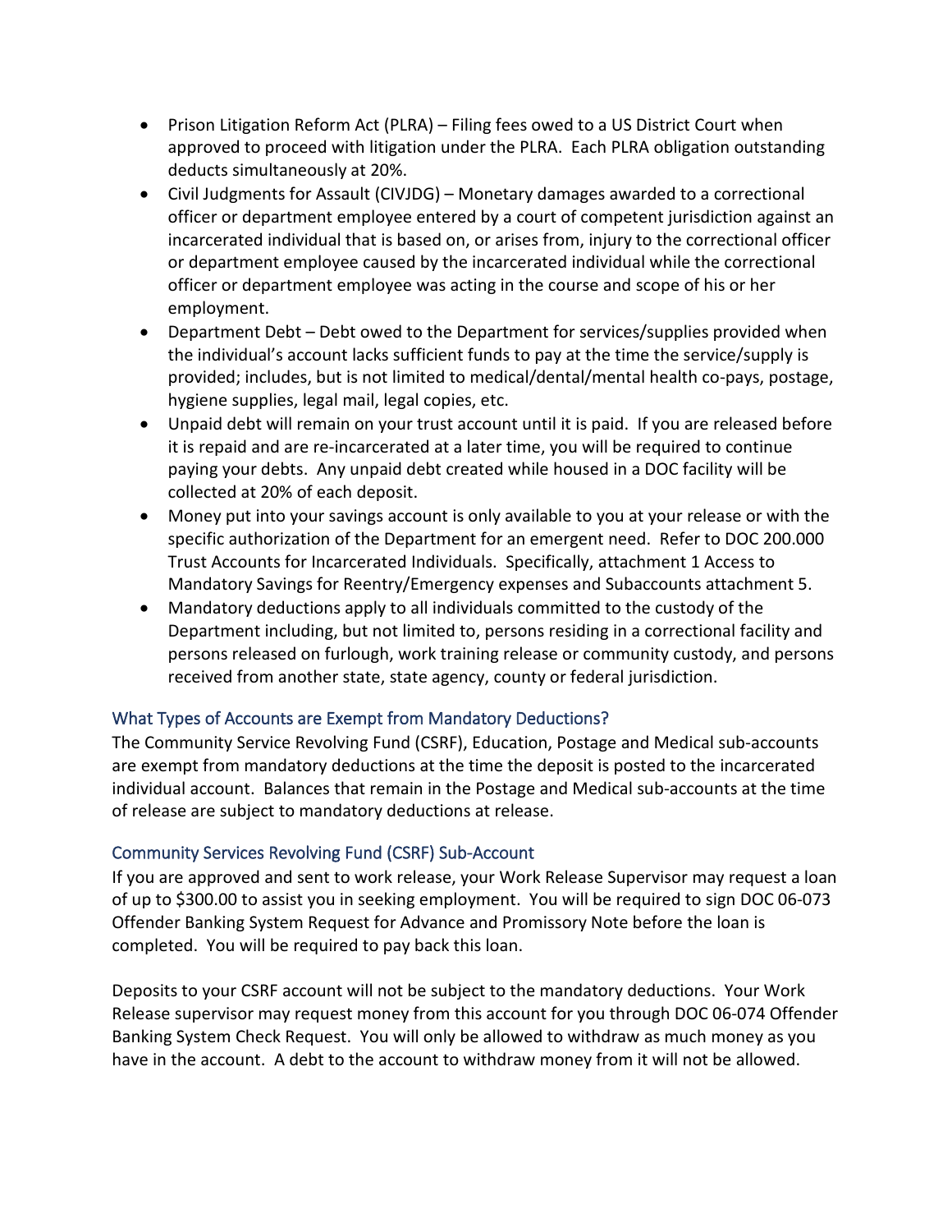- Prison Litigation Reform Act (PLRA) – Filing fees owed to a US District Court when approved to proceed with litigation under the PLRA. Each PLRA obligation outstanding deducts simultaneously at 20%.
- Civil Judgments for Assault (CIVJDG) – Monetary damages awarded to a correctional officer or department employee entered by a court of competent jurisdiction against an incarcerated individual that is based on, or arises from, injury to the correctional officer or department employee caused by the incarcerated individual while the correctional officer or department employee was acting in the course and scope of his or her employment.
- Department Debt – Debt owed to the Department for services/supplies provided when the individual's account lacks sufficient funds to pay at the time the service/supply is provided; includes, but is not limited to medical/dental/mental health co-pays, postage, hygiene supplies, legal mail, legal copies, etc.
- Unpaid debt will remain on your trust account until it is paid. If you are released before it is repaid and are re-incarcerated at a later time, you will be required to continue paying your debts. Any unpaid debt created while housed in a DOC facility will be collected at 20% of each deposit.
- Money put into your savings account is only available to you at your release or with the specific authorization of the Department for an emergent need. Refer to DOC 200.000 Trust Accounts for Incarcerated Individuals. Specifically, attachment 1 Access to Mandatory Savings for Reentry/Emergency expenses and Subaccounts attachment 5.
- Mandatory deductions apply to all individuals committed to the custody of the Department including, but not limited to, persons residing in a correctional facility and persons released on furlough, work training release or community custody, and persons received from another state, state agency, county or federal jurisdiction.

### What Types of Accounts are Exempt from Mandatory Deductions?

The Community Service Revolving Fund (CSRF), Education, Postage and Medical sub-accounts are exempt from mandatory deductions at the time the deposit is posted to the incarcerated individual account. Balances that remain in the Postage and Medical sub-accounts at the time of release are subject to mandatory deductions at release.

### Community Services Revolving Fund (CSRF) Sub-Account

If you are approved and sent to work release, your Work Release Supervisor may request a loan of up to $300.00 to assist you in seeking employment. You will be required to sign DOC 06-073 Offender Banking System Request for Advance and Promissory Note before the loan is completed. You will be required to pay back this loan.

Deposits to your CSRF account will not be subject to the mandatory deductions. Your Work Release supervisor may request money from this account for you through DOC 06-074 Offender Banking System Check Request. You will only be allowed to withdraw as much money as you have in the account. A debt to the account to withdraw money from it will not be allowed.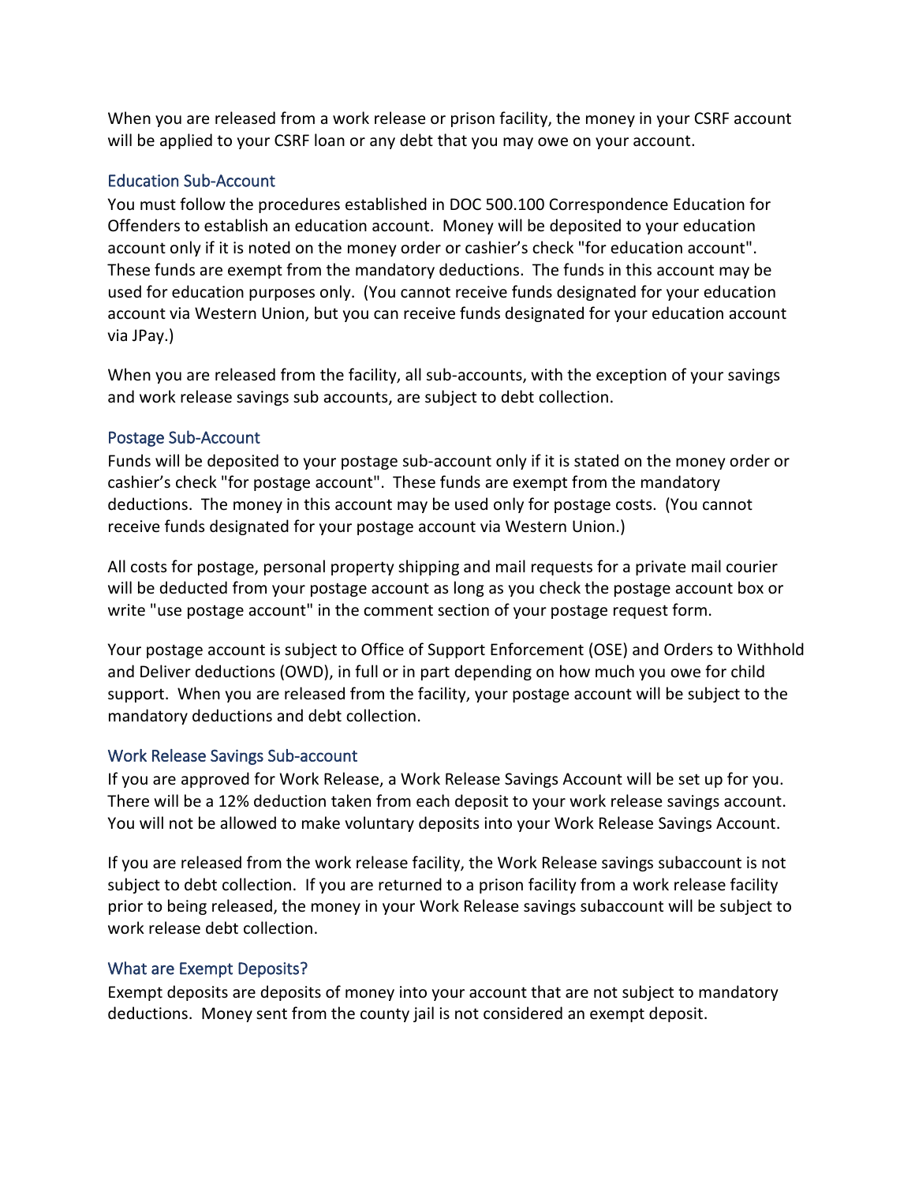When you are released from a work release or prison facility, the money in your CSRF account will be applied to your CSRF loan or any debt that you may owe on your account.

### Education Sub-Account

You must follow the procedures established in DOC 500.100 Correspondence Education for Offenders to establish an education account. Money will be deposited to your education account only if it is noted on the money order or cashier's check "for education account". These funds are exempt from the mandatory deductions. The funds in this account may be used for education purposes only. (You cannot receive funds designated for your education account via Western Union, but you can receive funds designated for your education account via JPay.)

When you are released from the facility, all sub-accounts, with the exception of your savings and work release savings sub accounts, are subject to debt collection.

### Postage Sub-Account

Funds will be deposited to your postage sub-account only if it is stated on the money order or cashier's check "for postage account". These funds are exempt from the mandatory deductions. The money in this account may be used only for postage costs. (You cannot receive funds designated for your postage account via Western Union.)

All costs for postage, personal property shipping and mail requests for a private mail courier will be deducted from your postage account as long as you check the postage account box or write "use postage account" in the comment section of your postage request form.

Your postage account is subject to Office of Support Enforcement (OSE) and Orders to Withhold and Deliver deductions (OWD), in full or in part depending on how much you owe for child support. When you are released from the facility, your postage account will be subject to the mandatory deductions and debt collection.

### Work Release Savings Sub-account

If you are approved for Work Release, a Work Release Savings Account will be set up for you. There will be a 12% deduction taken from each deposit to your work release savings account. You will not be allowed to make voluntary deposits into your Work Release Savings Account.

If you are released from the work release facility, the Work Release savings subaccount is not subject to debt collection. If you are returned to a prison facility from a work release facility prior to being released, the money in your Work Release savings subaccount will be subject to work release debt collection.

### What are Exempt Deposits?

Exempt deposits are deposits of money into your account that are not subject to mandatory deductions. Money sent from the county jail is not considered an exempt deposit.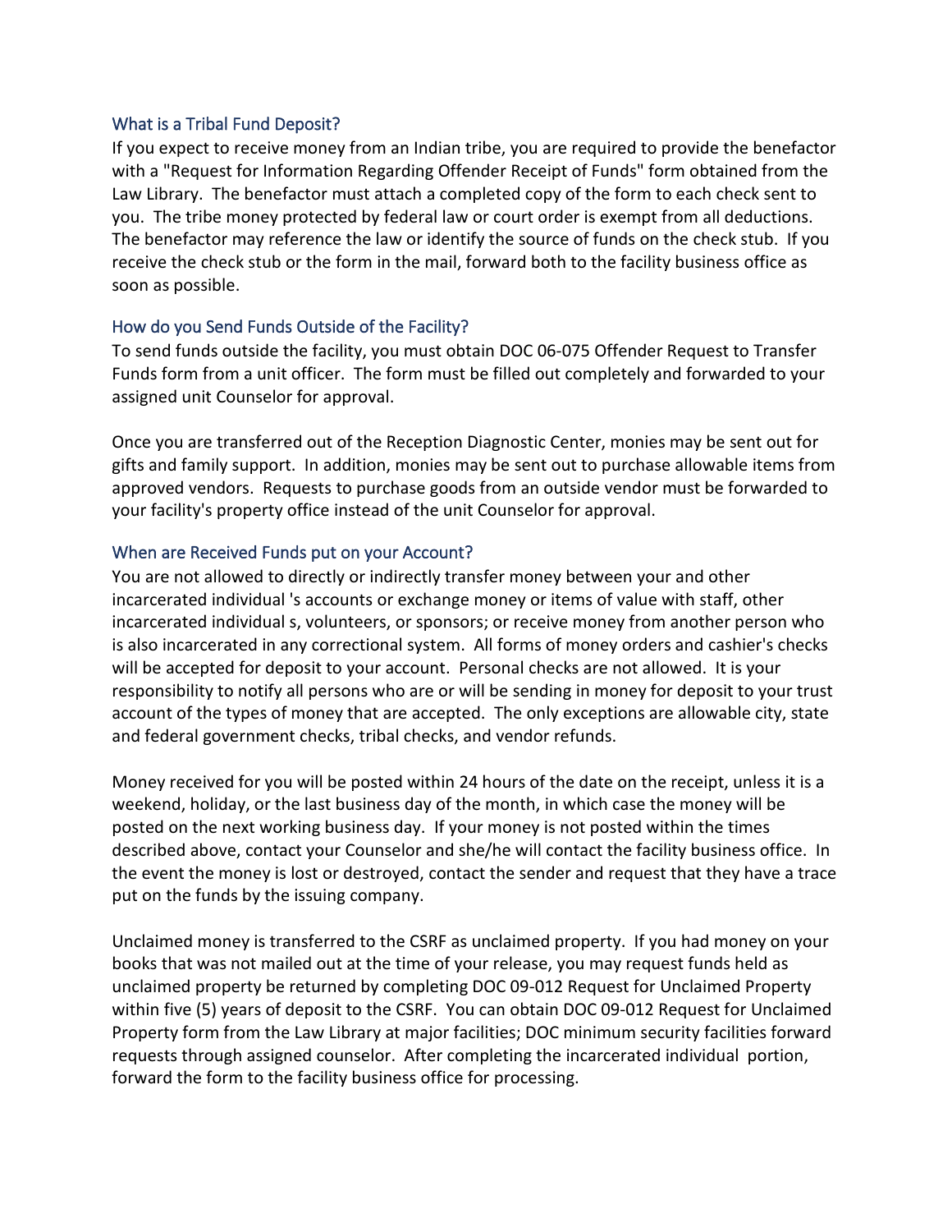### What is a Tribal Fund Deposit?

If you expect to receive money from an Indian tribe, you are required to provide the benefactor with a "Request for Information Regarding Offender Receipt of Funds" form obtained from the Law Library. The benefactor must attach a completed copy of the form to each check sent to you. The tribe money protected by federal law or court order is exempt from all deductions. The benefactor may reference the law or identify the source of funds on the check stub. If you receive the check stub or the form in the mail, forward both to the facility business office as soon as possible.

### How do you Send Funds Outside of the Facility?

To send funds outside the facility, you must obtain DOC 06-075 Offender Request to Transfer Funds form from a unit officer. The form must be filled out completely and forwarded to your assigned unit Counselor for approval.

Once you are transferred out of the Reception Diagnostic Center, monies may be sent out for gifts and family support. In addition, monies may be sent out to purchase allowable items from approved vendors. Requests to purchase goods from an outside vendor must be forwarded to your facility's property office instead of the unit Counselor for approval.

### When are Received Funds put on your Account?

You are not allowed to directly or indirectly transfer money between your and other incarcerated individual 's accounts or exchange money or items of value with staff, other incarcerated individual s, volunteers, or sponsors; or receive money from another person who is also incarcerated in any correctional system. All forms of money orders and cashier's checks will be accepted for deposit to your account. Personal checks are not allowed. It is your responsibility to notify all persons who are or will be sending in money for deposit to your trust account of the types of money that are accepted. The only exceptions are allowable city, state and federal government checks, tribal checks, and vendor refunds.

Money received for you will be posted within 24 hours of the date on the receipt, unless it is a weekend, holiday, or the last business day of the month, in which case the money will be posted on the next working business day. If your money is not posted within the times described above, contact your Counselor and she/he will contact the facility business office. In the event the money is lost or destroyed, contact the sender and request that they have a trace put on the funds by the issuing company.

Unclaimed money is transferred to the CSRF as unclaimed property. If you had money on your books that was not mailed out at the time of your release, you may request funds held as unclaimed property be returned by completing DOC 09-012 Request for Unclaimed Property within five (5) years of deposit to the CSRF. You can obtain DOC 09-012 Request for Unclaimed Property form from the Law Library at major facilities; DOC minimum security facilities forward requests through assigned counselor. After completing the incarcerated individual portion, forward the form to the facility business office for processing.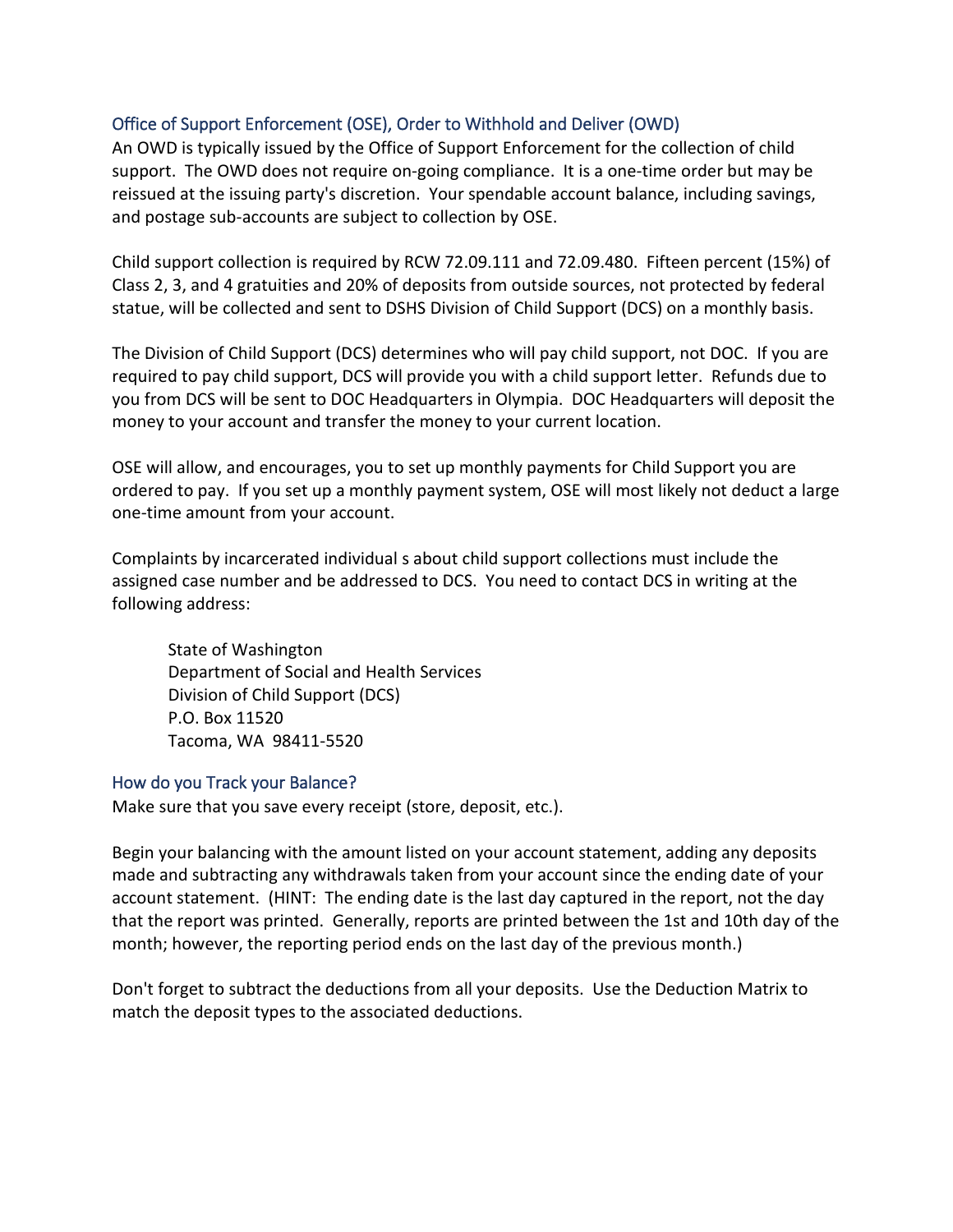## Office of Support Enforcement (OSE), Order to Withhold and Deliver (OWD)

An OWD is typically issued by the Office of Support Enforcement for the collection of child support. The OWD does not require on-going compliance. It is a one-time order but may be reissued at the issuing party's discretion. Your spendable account balance, including savings, and postage sub-accounts are subject to collection by OSE.

Child support collection is required by RCW 72.09.111 and 72.09.480. Fifteen percent (15%) of Class 2, 3, and 4 gratuities and 20% of deposits from outside sources, not protected by federal statue, will be collected and sent to DSHS Division of Child Support (DCS) on a monthly basis.

The Division of Child Support (DCS) determines who will pay child support, not DOC. If you are required to pay child support, DCS will provide you with a child support letter. Refunds due to you from DCS will be sent to DOC Headquarters in Olympia. DOC Headquarters will deposit the money to your account and transfer the money to your current location.

OSE will allow, and encourages, you to set up monthly payments for Child Support you are ordered to pay. If you set up a monthly payment system, OSE will most likely not deduct a large one-time amount from your account.

Complaints by incarcerated individual s about child support collections must include the assigned case number and be addressed to DCS. You need to contact DCS in writing at the following address:

State of Washington
Department of Social and Health Services
Division of Child Support (DCS)
P.O. Box 11520
Tacoma, WA 98411-5520

## How do you Track your Balance?

Make sure that you save every receipt (store, deposit, etc.).

Begin your balancing with the amount listed on your account statement, adding any deposits made and subtracting any withdrawals taken from your account since the ending date of your account statement. (HINT: The ending date is the last day captured in the report, not the day that the report was printed. Generally, reports are printed between the 1st and 10th day of the month; however, the reporting period ends on the last day of the previous month.)

Don't forget to subtract the deductions from all your deposits. Use the Deduction Matrix to match the deposit types to the associated deductions.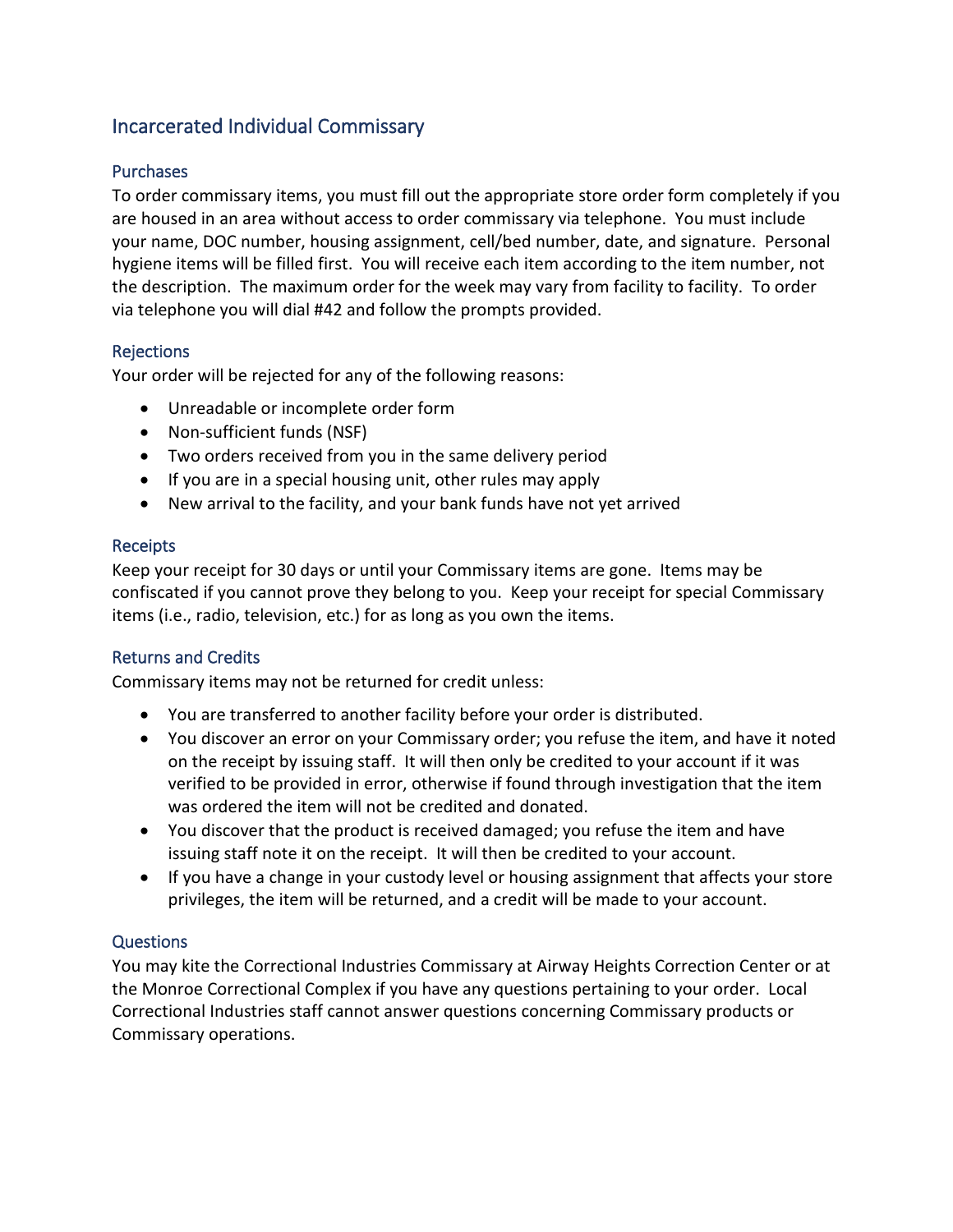## Incarcerated Individual Commissary

### Purchases

To order commissary items, you must fill out the appropriate store order form completely if you are housed in an area without access to order commissary via telephone. You must include your name, DOC number, housing assignment, cell/bed number, date, and signature. Personal hygiene items will be filled first. You will receive each item according to the item number, not the description. The maximum order for the week may vary from facility to facility. To order via telephone you will dial #42 and follow the prompts provided.

### Rejections

Your order will be rejected for any of the following reasons:

- Unreadable or incomplete order form
- Non-sufficient funds (NSF)
- Two orders received from you in the same delivery period
- If you are in a special housing unit, other rules may apply
- New arrival to the facility, and your bank funds have not yet arrived

### Receipts

Keep your receipt for 30 days or until your Commissary items are gone. Items may be confiscated if you cannot prove they belong to you. Keep your receipt for special Commissary items (i.e., radio, television, etc.) for as long as you own the items.

### Returns and Credits

Commissary items may not be returned for credit unless:

- You are transferred to another facility before your order is distributed.
- You discover an error on your Commissary order; you refuse the item, and have it noted on the receipt by issuing staff. It will then only be credited to your account if it was verified to be provided in error, otherwise if found through investigation that the item was ordered the item will not be credited and donated.
- You discover that the product is received damaged; you refuse the item and have issuing staff note it on the receipt. It will then be credited to your account.
- If you have a change in your custody level or housing assignment that affects your store privileges, the item will be returned, and a credit will be made to your account.

### Questions

You may kite the Correctional Industries Commissary at Airway Heights Correction Center or at the Monroe Correctional Complex if you have any questions pertaining to your order. Local Correctional Industries staff cannot answer questions concerning Commissary products or Commissary operations.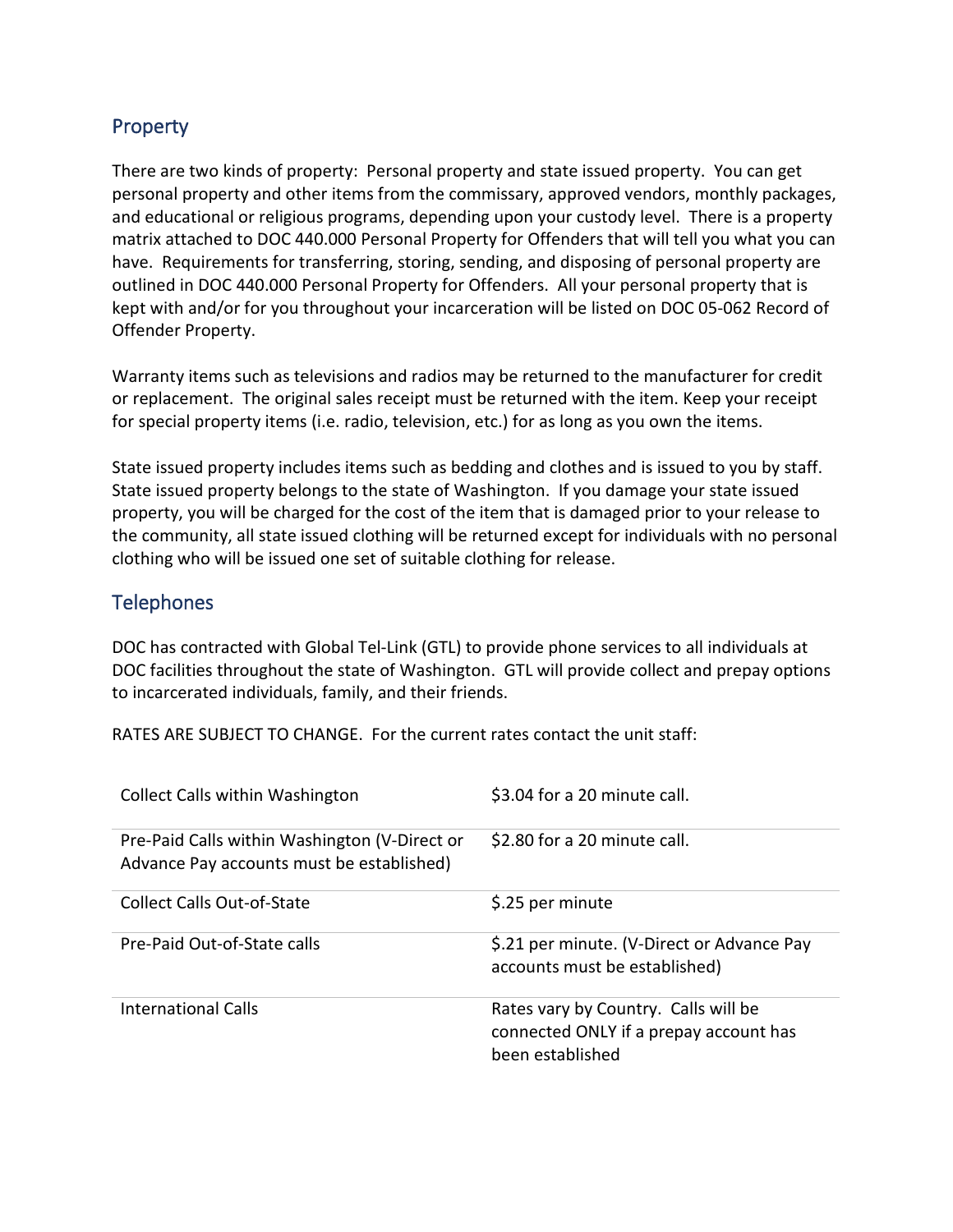## Property

There are two kinds of property: Personal property and state issued property. You can get personal property and other items from the commissary, approved vendors, monthly packages, and educational or religious programs, depending upon your custody level. There is a property matrix attached to DOC 440.000 Personal Property for Offenders that will tell you what you can have. Requirements for transferring, storing, sending, and disposing of personal property are outlined in DOC 440.000 Personal Property for Offenders. All your personal property that is kept with and/or for you throughout your incarceration will be listed on DOC 05-062 Record of Offender Property.

Warranty items such as televisions and radios may be returned to the manufacturer for credit or replacement. The original sales receipt must be returned with the item. Keep your receipt for special property items (i.e. radio, television, etc.) for as long as you own the items.

State issued property includes items such as bedding and clothes and is issued to you by staff. State issued property belongs to the state of Washington. If you damage your state issued property, you will be charged for the cost of the item that is damaged prior to your release to the community, all state issued clothing will be returned except for individuals with no personal clothing who will be issued one set of suitable clothing for release.

## Telephones

DOC has contracted with Global Tel-Link (GTL) to provide phone services to all individuals at DOC facilities throughout the state of Washington. GTL will provide collect and prepay options to incarcerated individuals, family, and their friends.

RATES ARE SUBJECT TO CHANGE. For the current rates contact the unit staff:

| | |
|---|---|
| Collect Calls within Washington | $3.04 for a 20 minute call. |
| Pre-Paid Calls within Washington (V-Direct or Advance Pay accounts must be established) | $2.80 for a 20 minute call. |
| Collect Calls Out-of-State | $.25 per minute |
| Pre-Paid Out-of-State calls | $.21 per minute. (V-Direct or Advance Pay accounts must be established) |
| International Calls | Rates vary by Country. Calls will be connected ONLY if a prepay account has been established |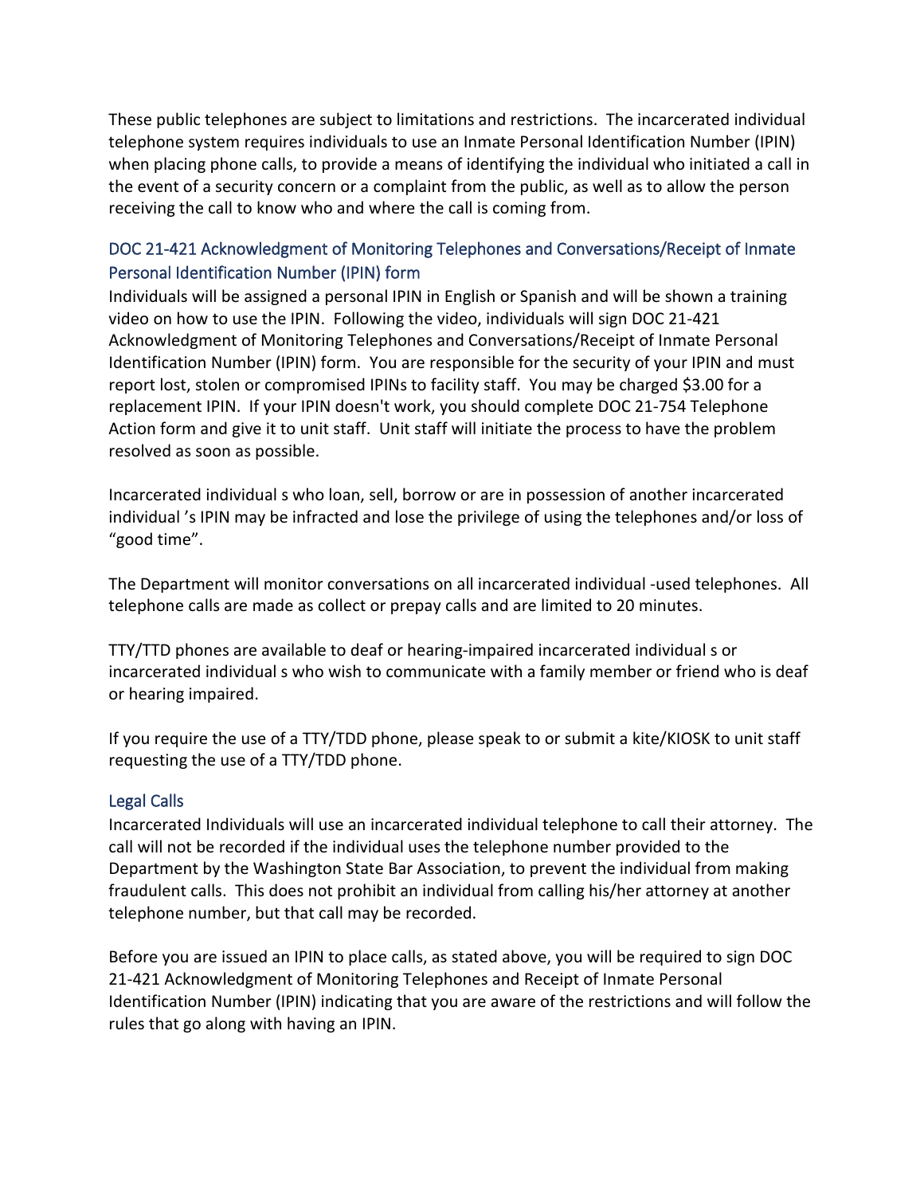These public telephones are subject to limitations and restrictions. The incarcerated individual telephone system requires individuals to use an Inmate Personal Identification Number (IPIN) when placing phone calls, to provide a means of identifying the individual who initiated a call in the event of a security concern or a complaint from the public, as well as to allow the person receiving the call to know who and where the call is coming from.

### DOC 21-421 Acknowledgment of Monitoring Telephones and Conversations/Receipt of Inmate Personal Identification Number (IPIN) form

Individuals will be assigned a personal IPIN in English or Spanish and will be shown a training video on how to use the IPIN. Following the video, individuals will sign DOC 21-421 Acknowledgment of Monitoring Telephones and Conversations/Receipt of Inmate Personal Identification Number (IPIN) form. You are responsible for the security of your IPIN and must report lost, stolen or compromised IPINs to facility staff. You may be charged $3.00 for a replacement IPIN. If your IPIN doesn't work, you should complete DOC 21-754 Telephone Action form and give it to unit staff. Unit staff will initiate the process to have the problem resolved as soon as possible.

Incarcerated individual s who loan, sell, borrow or are in possession of another incarcerated individual 's IPIN may be infracted and lose the privilege of using the telephones and/or loss of "good time".

The Department will monitor conversations on all incarcerated individual -used telephones. All telephone calls are made as collect or prepay calls and are limited to 20 minutes.

TTY/TTD phones are available to deaf or hearing-impaired incarcerated individual s or incarcerated individual s who wish to communicate with a family member or friend who is deaf or hearing impaired.

If you require the use of a TTY/TDD phone, please speak to or submit a kite/KIOSK to unit staff requesting the use of a TTY/TDD phone.

### Legal Calls

Incarcerated Individuals will use an incarcerated individual telephone to call their attorney. The call will not be recorded if the individual uses the telephone number provided to the Department by the Washington State Bar Association, to prevent the individual from making fraudulent calls. This does not prohibit an individual from calling his/her attorney at another telephone number, but that call may be recorded.

Before you are issued an IPIN to place calls, as stated above, you will be required to sign DOC 21-421 Acknowledgment of Monitoring Telephones and Receipt of Inmate Personal Identification Number (IPIN) indicating that you are aware of the restrictions and will follow the rules that go along with having an IPIN.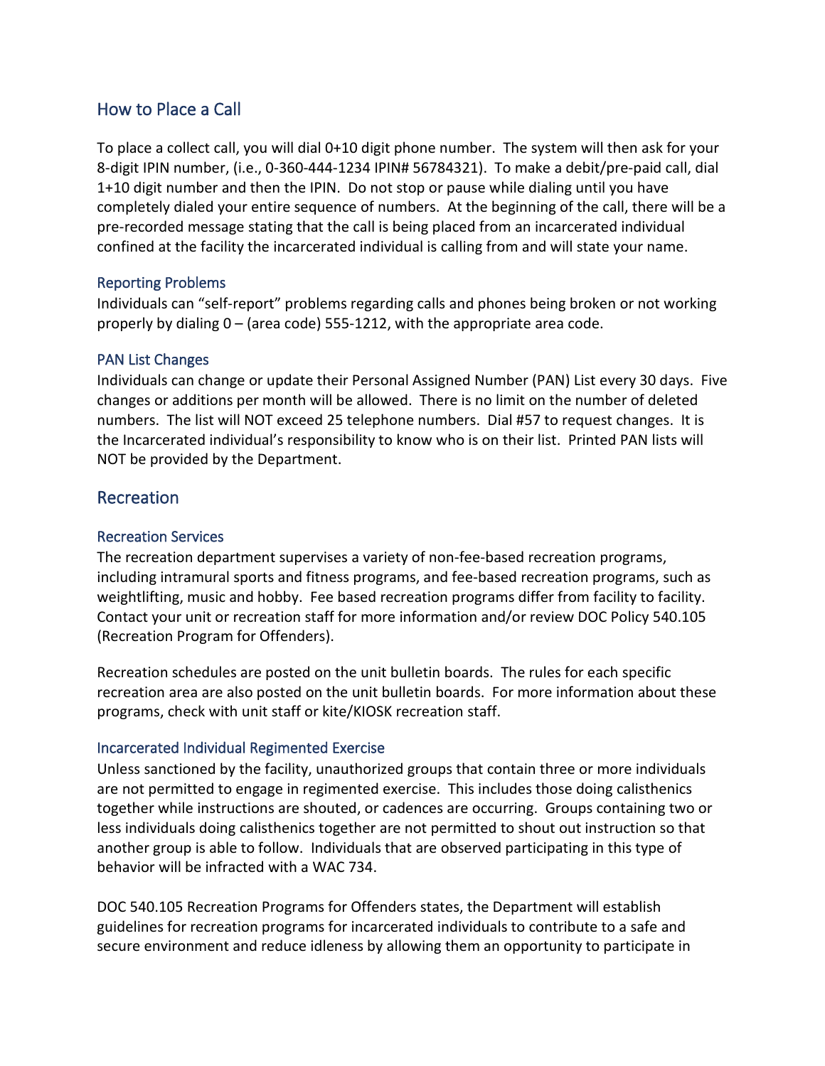## How to Place a Call

To place a collect call, you will dial 0+10 digit phone number. The system will then ask for your 8-digit IPIN number, (i.e., 0-360-444-1234 IPIN# 56784321). To make a debit/pre-paid call, dial 1+10 digit number and then the IPIN. Do not stop or pause while dialing until you have completely dialed your entire sequence of numbers. At the beginning of the call, there will be a pre-recorded message stating that the call is being placed from an incarcerated individual confined at the facility the incarcerated individual is calling from and will state your name.

### Reporting Problems

Individuals can "self-report" problems regarding calls and phones being broken or not working properly by dialing 0 – (area code) 555-1212, with the appropriate area code.

### PAN List Changes

Individuals can change or update their Personal Assigned Number (PAN) List every 30 days. Five changes or additions per month will be allowed. There is no limit on the number of deleted numbers. The list will NOT exceed 25 telephone numbers. Dial #57 to request changes. It is the Incarcerated individual's responsibility to know who is on their list. Printed PAN lists will NOT be provided by the Department.

## Recreation

### Recreation Services

The recreation department supervises a variety of non-fee-based recreation programs, including intramural sports and fitness programs, and fee-based recreation programs, such as weightlifting, music and hobby. Fee based recreation programs differ from facility to facility. Contact your unit or recreation staff for more information and/or review DOC Policy 540.105 (Recreation Program for Offenders).

Recreation schedules are posted on the unit bulletin boards. The rules for each specific recreation area are also posted on the unit bulletin boards. For more information about these programs, check with unit staff or kite/KIOSK recreation staff.

### Incarcerated Individual Regimented Exercise

Unless sanctioned by the facility, unauthorized groups that contain three or more individuals are not permitted to engage in regimented exercise. This includes those doing calisthenics together while instructions are shouted, or cadences are occurring. Groups containing two or less individuals doing calisthenics together are not permitted to shout out instruction so that another group is able to follow. Individuals that are observed participating in this type of behavior will be infracted with a WAC 734.

DOC 540.105 Recreation Programs for Offenders states, the Department will establish guidelines for recreation programs for incarcerated individuals to contribute to a safe and secure environment and reduce idleness by allowing them an opportunity to participate in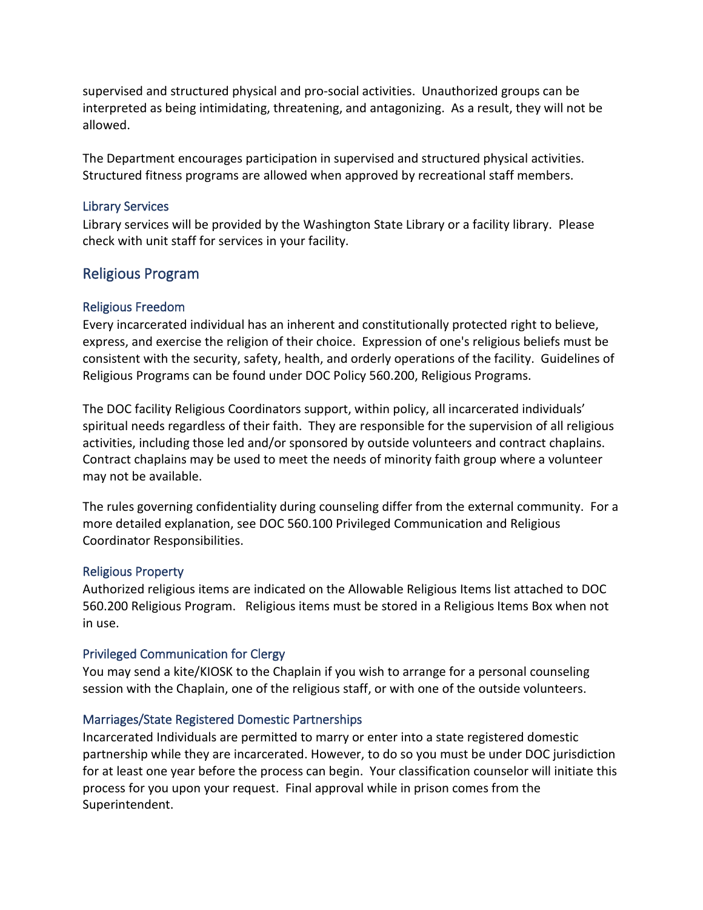supervised and structured physical and pro-social activities. Unauthorized groups can be interpreted as being intimidating, threatening, and antagonizing. As a result, they will not be allowed.

The Department encourages participation in supervised and structured physical activities. Structured fitness programs are allowed when approved by recreational staff members.

### Library Services

Library services will be provided by the Washington State Library or a facility library. Please check with unit staff for services in your facility.

## Religious Program

### Religious Freedom

Every incarcerated individual has an inherent and constitutionally protected right to believe, express, and exercise the religion of their choice. Expression of one's religious beliefs must be consistent with the security, safety, health, and orderly operations of the facility. Guidelines of Religious Programs can be found under DOC Policy 560.200, Religious Programs.

The DOC facility Religious Coordinators support, within policy, all incarcerated individuals' spiritual needs regardless of their faith. They are responsible for the supervision of all religious activities, including those led and/or sponsored by outside volunteers and contract chaplains. Contract chaplains may be used to meet the needs of minority faith group where a volunteer may not be available.

The rules governing confidentiality during counseling differ from the external community. For a more detailed explanation, see DOC 560.100 Privileged Communication and Religious Coordinator Responsibilities.

### Religious Property

Authorized religious items are indicated on the Allowable Religious Items list attached to DOC 560.200 Religious Program. Religious items must be stored in a Religious Items Box when not in use.

### Privileged Communication for Clergy

You may send a kite/KIOSK to the Chaplain if you wish to arrange for a personal counseling session with the Chaplain, one of the religious staff, or with one of the outside volunteers.

### Marriages/State Registered Domestic Partnerships

Incarcerated Individuals are permitted to marry or enter into a state registered domestic partnership while they are incarcerated. However, to do so you must be under DOC jurisdiction for at least one year before the process can begin. Your classification counselor will initiate this process for you upon your request. Final approval while in prison comes from the Superintendent.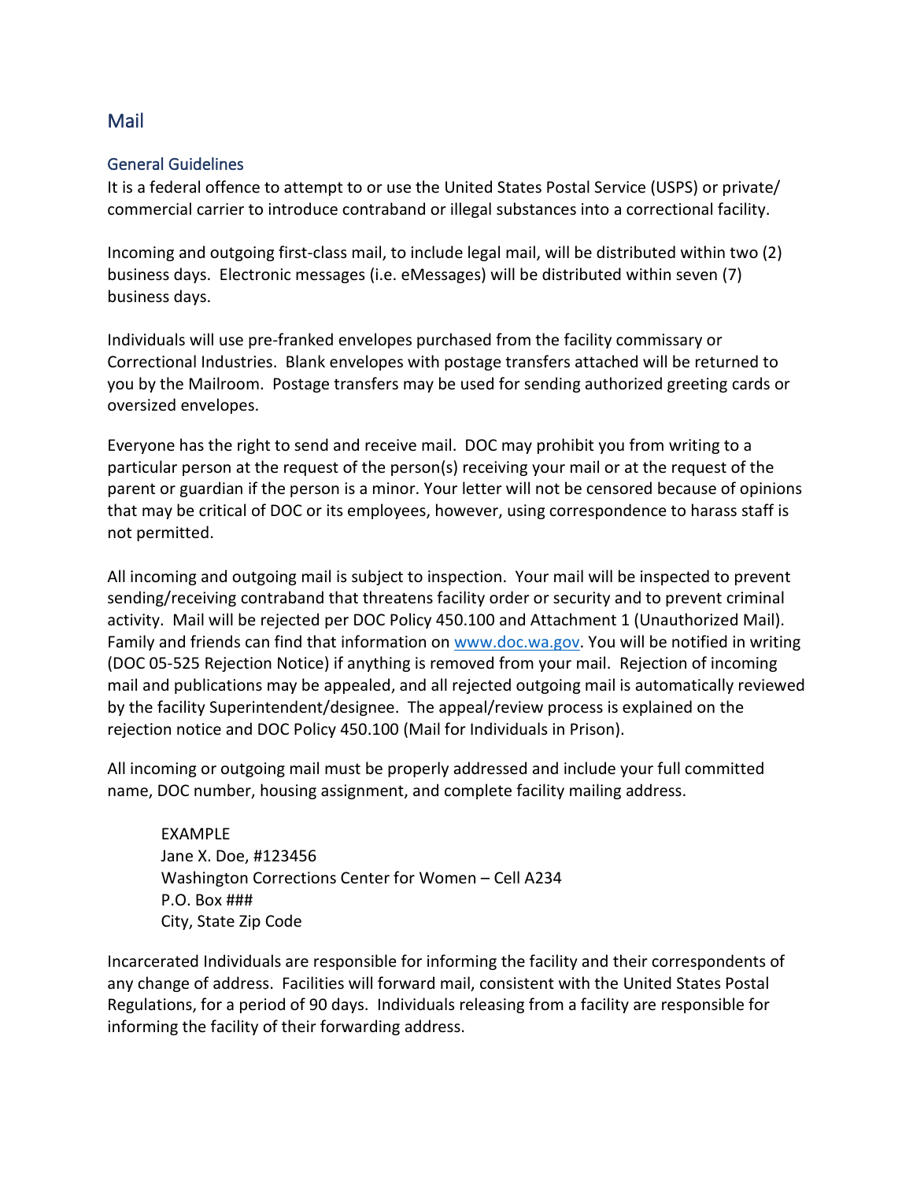## Mail

### General Guidelines

It is a federal offence to attempt to or use the United States Postal Service (USPS) or private/commercial carrier to introduce contraband or illegal substances into a correctional facility.

Incoming and outgoing first-class mail, to include legal mail, will be distributed within two (2) business days. Electronic messages (i.e. eMessages) will be distributed within seven (7) business days.

Individuals will use pre-franked envelopes purchased from the facility commissary or Correctional Industries. Blank envelopes with postage transfers attached will be returned to you by the Mailroom. Postage transfers may be used for sending authorized greeting cards or oversized envelopes.

Everyone has the right to send and receive mail. DOC may prohibit you from writing to a particular person at the request of the person(s) receiving your mail or at the request of the parent or guardian if the person is a minor. Your letter will not be censored because of opinions that may be critical of DOC or its employees, however, using correspondence to harass staff is not permitted.

All incoming and outgoing mail is subject to inspection. Your mail will be inspected to prevent sending/receiving contraband that threatens facility order or security and to prevent criminal activity. Mail will be rejected per DOC Policy 450.100 and Attachment 1 (Unauthorized Mail). Family and friends can find that information on [www.doc.wa.gov](www.doc.wa.gov). You will be notified in writing (DOC 05-525 Rejection Notice) if anything is removed from your mail. Rejection of incoming mail and publications may be appealed, and all rejected outgoing mail is automatically reviewed by the facility Superintendent/designee. The appeal/review process is explained on the rejection notice and DOC Policy 450.100 (Mail for Individuals in Prison).

All incoming or outgoing mail must be properly addressed and include your full committed name, DOC number, housing assignment, and complete facility mailing address.

> EXAMPLE
> Jane X. Doe, #123456
> Washington Corrections Center for Women – Cell A234
> P.O. Box ###
> City, State Zip Code

Incarcerated Individuals are responsible for informing the facility and their correspondents of any change of address. Facilities will forward mail, consistent with the United States Postal Regulations, for a period of 90 days. Individuals releasing from a facility are responsible for informing the facility of their forwarding address.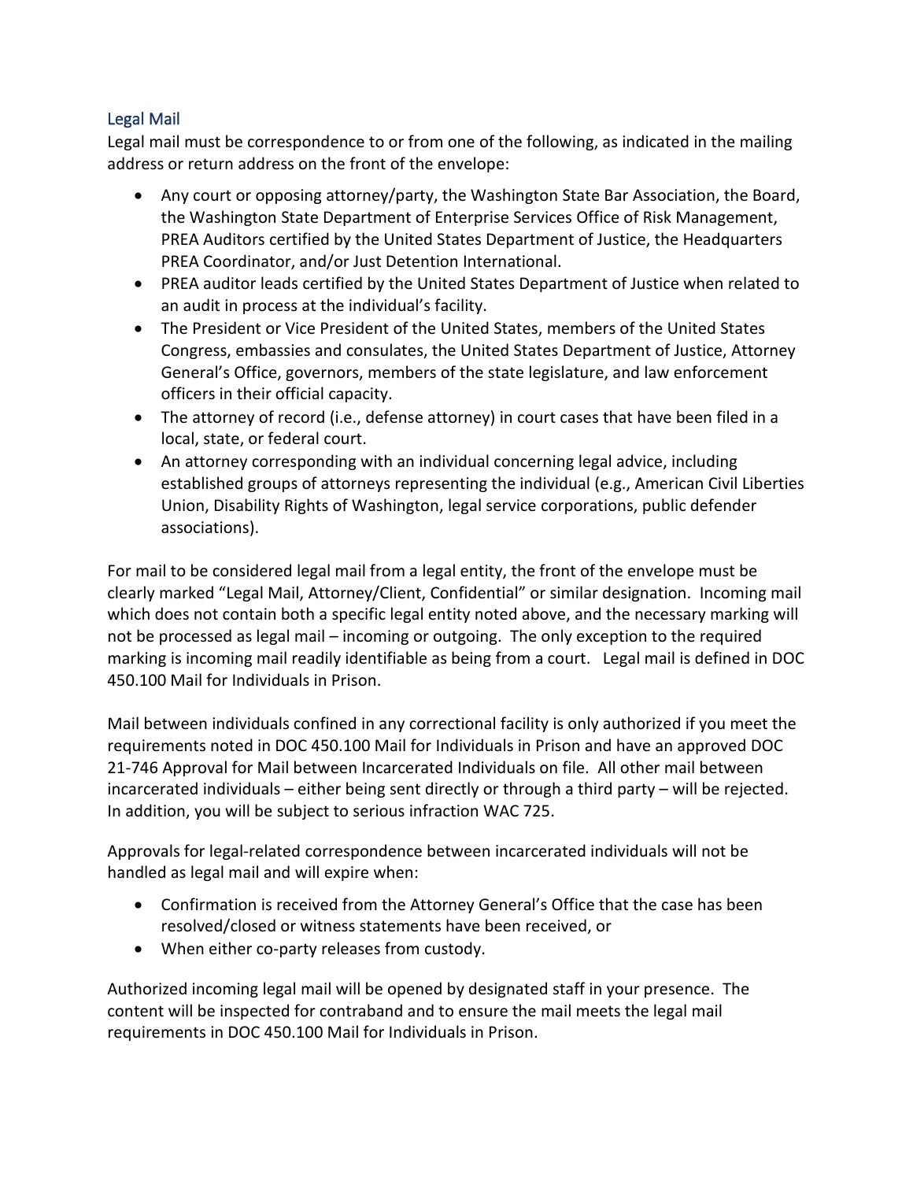## Legal Mail

Legal mail must be correspondence to or from one of the following, as indicated in the mailing address or return address on the front of the envelope:

- Any court or opposing attorney/party, the Washington State Bar Association, the Board, the Washington State Department of Enterprise Services Office of Risk Management, PREA Auditors certified by the United States Department of Justice, the Headquarters PREA Coordinator, and/or Just Detention International.
- PREA auditor leads certified by the United States Department of Justice when related to an audit in process at the individual's facility.
- The President or Vice President of the United States, members of the United States Congress, embassies and consulates, the United States Department of Justice, Attorney General's Office, governors, members of the state legislature, and law enforcement officers in their official capacity.
- The attorney of record (i.e., defense attorney) in court cases that have been filed in a local, state, or federal court.
- An attorney corresponding with an individual concerning legal advice, including established groups of attorneys representing the individual (e.g., American Civil Liberties Union, Disability Rights of Washington, legal service corporations, public defender associations).

For mail to be considered legal mail from a legal entity, the front of the envelope must be clearly marked "Legal Mail, Attorney/Client, Confidential" or similar designation. Incoming mail which does not contain both a specific legal entity noted above, and the necessary marking will not be processed as legal mail – incoming or outgoing. The only exception to the required marking is incoming mail readily identifiable as being from a court. Legal mail is defined in DOC 450.100 Mail for Individuals in Prison.

Mail between individuals confined in any correctional facility is only authorized if you meet the requirements noted in DOC 450.100 Mail for Individuals in Prison and have an approved DOC 21-746 Approval for Mail between Incarcerated Individuals on file. All other mail between incarcerated individuals – either being sent directly or through a third party – will be rejected. In addition, you will be subject to serious infraction WAC 725.

Approvals for legal-related correspondence between incarcerated individuals will not be handled as legal mail and will expire when:

- Confirmation is received from the Attorney General's Office that the case has been resolved/closed or witness statements have been received, or
- When either co-party releases from custody.

Authorized incoming legal mail will be opened by designated staff in your presence. The content will be inspected for contraband and to ensure the mail meets the legal mail requirements in DOC 450.100 Mail for Individuals in Prison.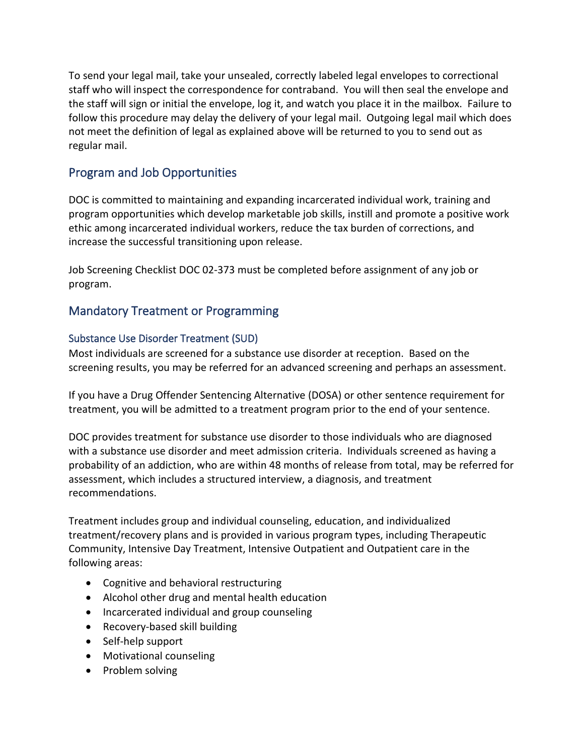To send your legal mail, take your unsealed, correctly labeled legal envelopes to correctional staff who will inspect the correspondence for contraband. You will then seal the envelope and the staff will sign or initial the envelope, log it, and watch you place it in the mailbox. Failure to follow this procedure may delay the delivery of your legal mail. Outgoing legal mail which does not meet the definition of legal as explained above will be returned to you to send out as regular mail.

## Program and Job Opportunities

DOC is committed to maintaining and expanding incarcerated individual work, training and program opportunities which develop marketable job skills, instill and promote a positive work ethic among incarcerated individual workers, reduce the tax burden of corrections, and increase the successful transitioning upon release.

Job Screening Checklist DOC 02-373 must be completed before assignment of any job or program.

## Mandatory Treatment or Programming

### Substance Use Disorder Treatment (SUD)

Most individuals are screened for a substance use disorder at reception. Based on the screening results, you may be referred for an advanced screening and perhaps an assessment.

If you have a Drug Offender Sentencing Alternative (DOSA) or other sentence requirement for treatment, you will be admitted to a treatment program prior to the end of your sentence.

DOC provides treatment for substance use disorder to those individuals who are diagnosed with a substance use disorder and meet admission criteria. Individuals screened as having a probability of an addiction, who are within 48 months of release from total, may be referred for assessment, which includes a structured interview, a diagnosis, and treatment recommendations.

Treatment includes group and individual counseling, education, and individualized treatment/recovery plans and is provided in various program types, including Therapeutic Community, Intensive Day Treatment, Intensive Outpatient and Outpatient care in the following areas:

- Cognitive and behavioral restructuring
- Alcohol other drug and mental health education
- Incarcerated individual and group counseling
- Recovery-based skill building
- Self-help support
- Motivational counseling
- Problem solving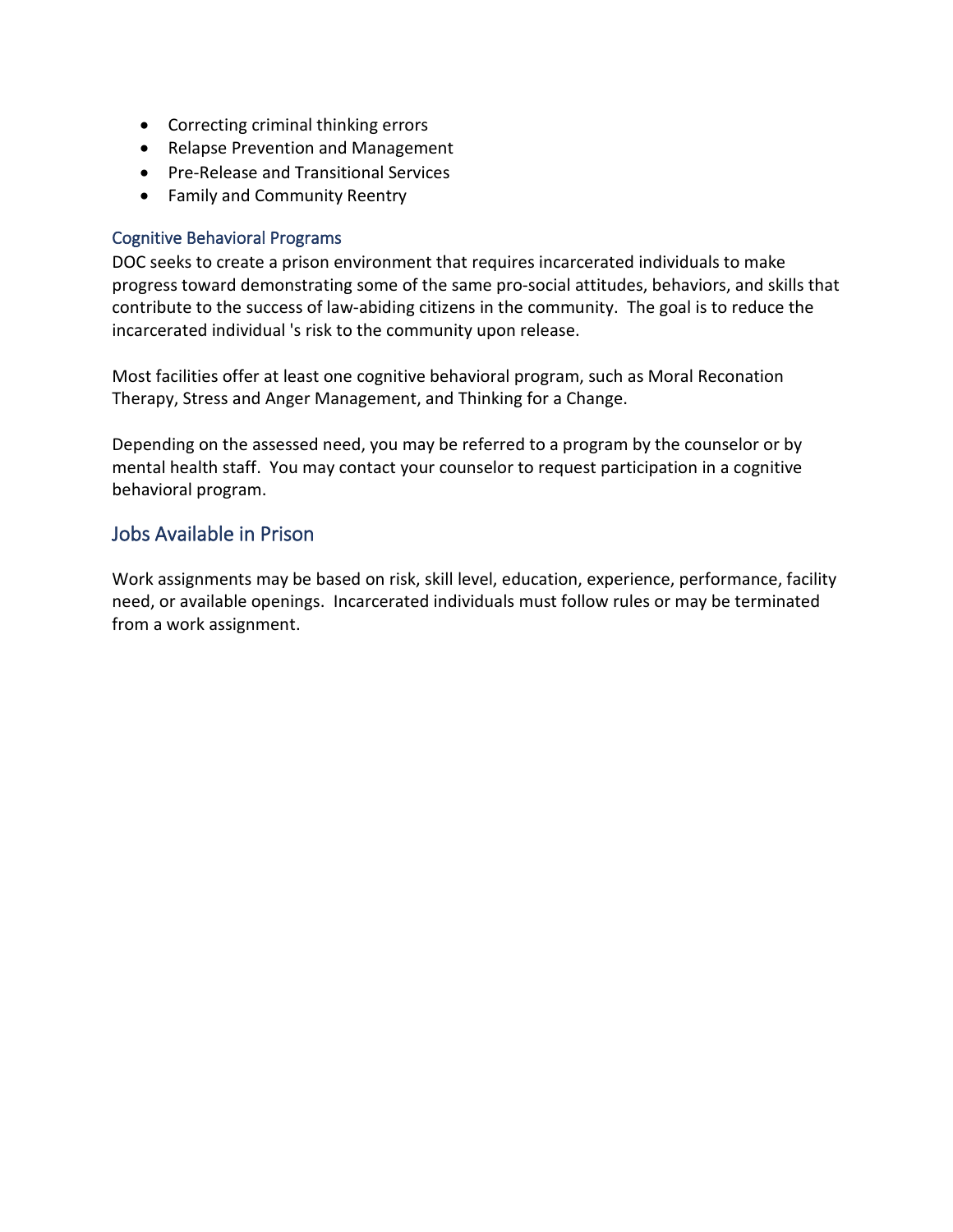- Correcting criminal thinking errors
- Relapse Prevention and Management
- Pre-Release and Transitional Services
- Family and Community Reentry

### Cognitive Behavioral Programs

DOC seeks to create a prison environment that requires incarcerated individuals to make progress toward demonstrating some of the same pro-social attitudes, behaviors, and skills that contribute to the success of law-abiding citizens in the community. The goal is to reduce the incarcerated individual 's risk to the community upon release.

Most facilities offer at least one cognitive behavioral program, such as Moral Reconation Therapy, Stress and Anger Management, and Thinking for a Change.

Depending on the assessed need, you may be referred to a program by the counselor or by mental health staff. You may contact your counselor to request participation in a cognitive behavioral program.

## Jobs Available in Prison

Work assignments may be based on risk, skill level, education, experience, performance, facility need, or available openings. Incarcerated individuals must follow rules or may be terminated from a work assignment.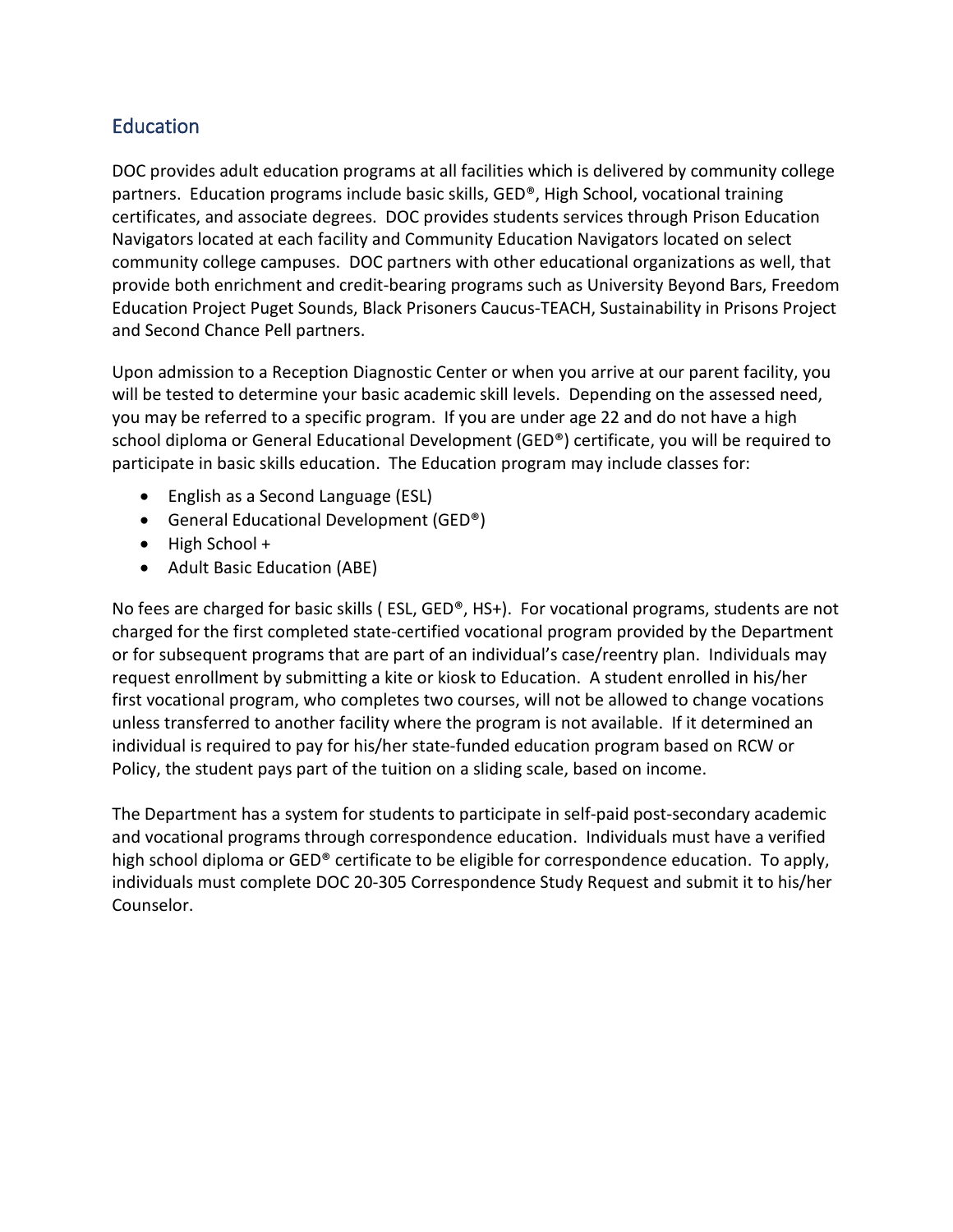## Education

DOC provides adult education programs at all facilities which is delivered by community college partners. Education programs include basic skills, GED®, High School, vocational training certificates, and associate degrees. DOC provides students services through Prison Education Navigators located at each facility and Community Education Navigators located on select community college campuses. DOC partners with other educational organizations as well, that provide both enrichment and credit-bearing programs such as University Beyond Bars, Freedom Education Project Puget Sounds, Black Prisoners Caucus-TEACH, Sustainability in Prisons Project and Second Chance Pell partners.

Upon admission to a Reception Diagnostic Center or when you arrive at our parent facility, you will be tested to determine your basic academic skill levels. Depending on the assessed need, you may be referred to a specific program. If you are under age 22 and do not have a high school diploma or General Educational Development (GED®) certificate, you will be required to participate in basic skills education. The Education program may include classes for:

- English as a Second Language (ESL)
- General Educational Development (GED®)
- High School +
- Adult Basic Education (ABE)

No fees are charged for basic skills ( ESL, GED®, HS+). For vocational programs, students are not charged for the first completed state-certified vocational program provided by the Department or for subsequent programs that are part of an individual's case/reentry plan. Individuals may request enrollment by submitting a kite or kiosk to Education. A student enrolled in his/her first vocational program, who completes two courses, will not be allowed to change vocations unless transferred to another facility where the program is not available. If it determined an individual is required to pay for his/her state-funded education program based on RCW or Policy, the student pays part of the tuition on a sliding scale, based on income.

The Department has a system for students to participate in self-paid post-secondary academic and vocational programs through correspondence education. Individuals must have a verified high school diploma or GED® certificate to be eligible for correspondence education. To apply, individuals must complete DOC 20-305 Correspondence Study Request and submit it to his/her Counselor.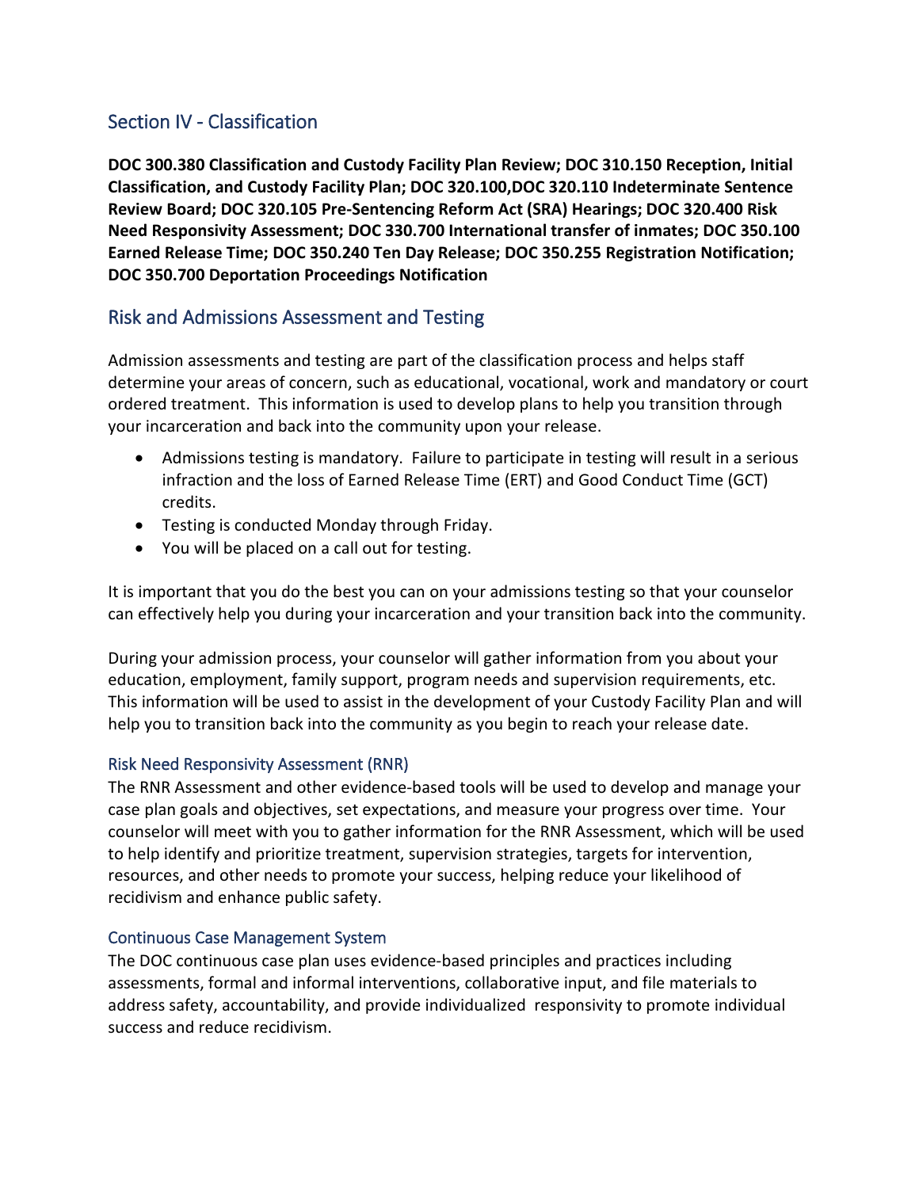## Section IV - Classification

**DOC 300.380 Classification and Custody Facility Plan Review; DOC 310.150 Reception, Initial Classification, and Custody Facility Plan; DOC 320.100,DOC 320.110 Indeterminate Sentence Review Board; DOC 320.105 Pre-Sentencing Reform Act (SRA) Hearings; DOC 320.400 Risk Need Responsivity Assessment; DOC 330.700 International transfer of inmates; DOC 350.100 Earned Release Time; DOC 350.240 Ten Day Release; DOC 350.255 Registration Notification; DOC 350.700 Deportation Proceedings Notification**

## Risk and Admissions Assessment and Testing

Admission assessments and testing are part of the classification process and helps staff determine your areas of concern, such as educational, vocational, work and mandatory or court ordered treatment. This information is used to develop plans to help you transition through your incarceration and back into the community upon your release.

- Admissions testing is mandatory. Failure to participate in testing will result in a serious infraction and the loss of Earned Release Time (ERT) and Good Conduct Time (GCT) credits.
- Testing is conducted Monday through Friday.
- You will be placed on a call out for testing.

It is important that you do the best you can on your admissions testing so that your counselor can effectively help you during your incarceration and your transition back into the community.

During your admission process, your counselor will gather information from you about your education, employment, family support, program needs and supervision requirements, etc. This information will be used to assist in the development of your Custody Facility Plan and will help you to transition back into the community as you begin to reach your release date.

### Risk Need Responsivity Assessment (RNR)

The RNR Assessment and other evidence-based tools will be used to develop and manage your case plan goals and objectives, set expectations, and measure your progress over time. Your counselor will meet with you to gather information for the RNR Assessment, which will be used to help identify and prioritize treatment, supervision strategies, targets for intervention, resources, and other needs to promote your success, helping reduce your likelihood of recidivism and enhance public safety.

### Continuous Case Management System

The DOC continuous case plan uses evidence-based principles and practices including assessments, formal and informal interventions, collaborative input, and file materials to address safety, accountability, and provide individualized responsivity to promote individual success and reduce recidivism.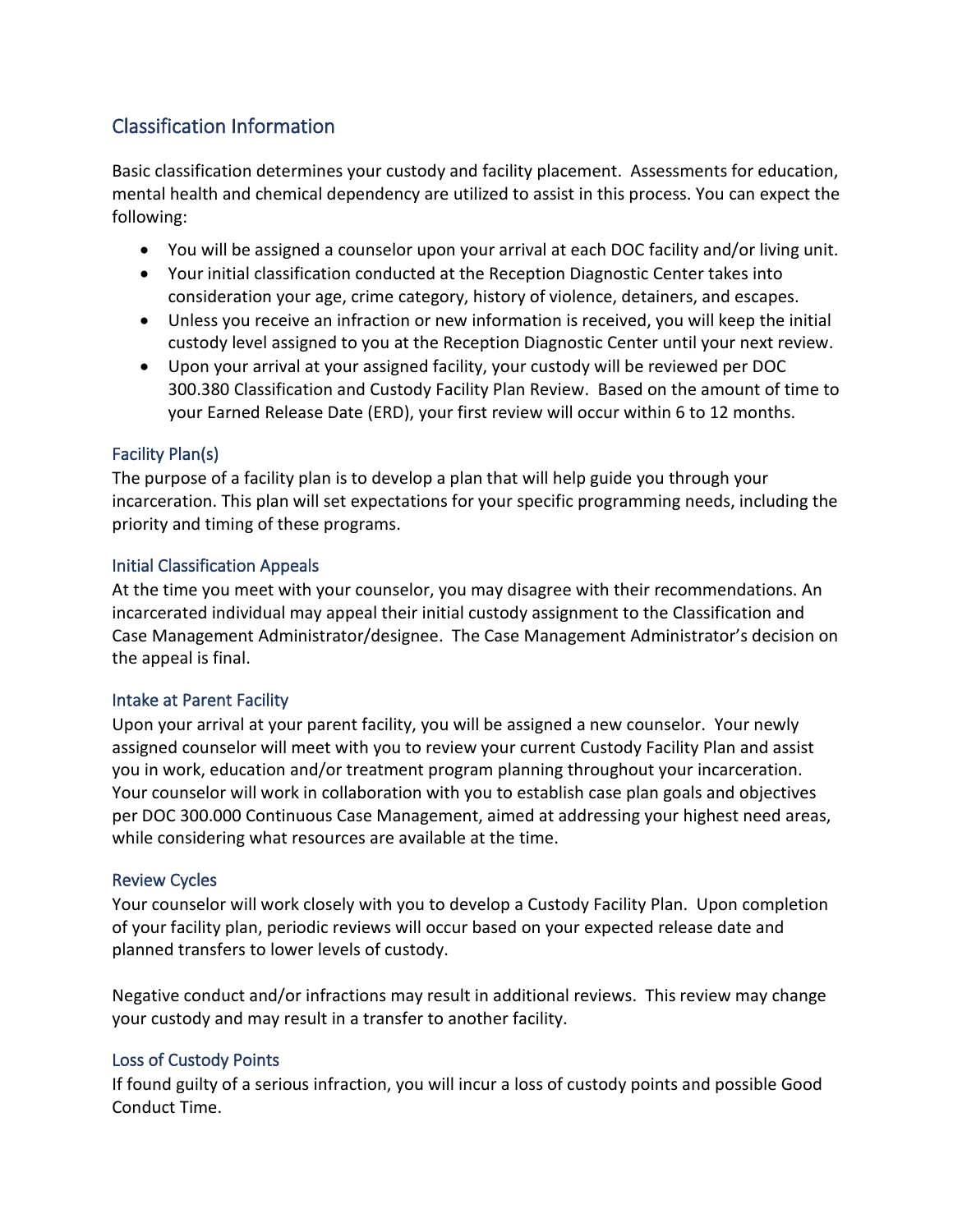## Classification Information

Basic classification determines your custody and facility placement. Assessments for education, mental health and chemical dependency are utilized to assist in this process. You can expect the following:

- You will be assigned a counselor upon your arrival at each DOC facility and/or living unit.
- Your initial classification conducted at the Reception Diagnostic Center takes into consideration your age, crime category, history of violence, detainers, and escapes.
- Unless you receive an infraction or new information is received, you will keep the initial custody level assigned to you at the Reception Diagnostic Center until your next review.
- Upon your arrival at your assigned facility, your custody will be reviewed per DOC 300.380 Classification and Custody Facility Plan Review. Based on the amount of time to your Earned Release Date (ERD), your first review will occur within 6 to 12 months.

### Facility Plan(s)

The purpose of a facility plan is to develop a plan that will help guide you through your incarceration. This plan will set expectations for your specific programming needs, including the priority and timing of these programs.

### Initial Classification Appeals

At the time you meet with your counselor, you may disagree with their recommendations. An incarcerated individual may appeal their initial custody assignment to the Classification and Case Management Administrator/designee. The Case Management Administrator's decision on the appeal is final.

### Intake at Parent Facility

Upon your arrival at your parent facility, you will be assigned a new counselor. Your newly assigned counselor will meet with you to review your current Custody Facility Plan and assist you in work, education and/or treatment program planning throughout your incarceration. Your counselor will work in collaboration with you to establish case plan goals and objectives per DOC 300.000 Continuous Case Management, aimed at addressing your highest need areas, while considering what resources are available at the time.

### Review Cycles

Your counselor will work closely with you to develop a Custody Facility Plan. Upon completion of your facility plan, periodic reviews will occur based on your expected release date and planned transfers to lower levels of custody.

Negative conduct and/or infractions may result in additional reviews. This review may change your custody and may result in a transfer to another facility.

### Loss of Custody Points

If found guilty of a serious infraction, you will incur a loss of custody points and possible Good Conduct Time.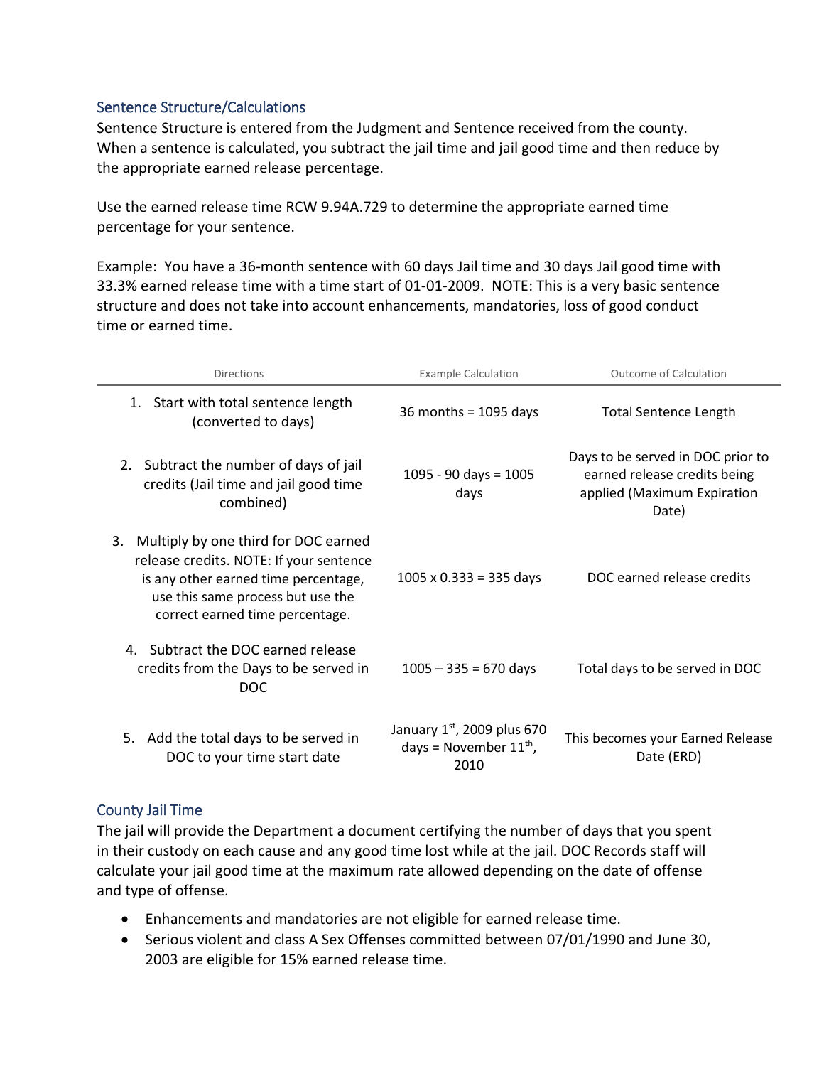## Sentence Structure/Calculations

Sentence Structure is entered from the Judgment and Sentence received from the county. When a sentence is calculated, you subtract the jail time and jail good time and then reduce by the appropriate earned release percentage.

Use the earned release time RCW 9.94A.729 to determine the appropriate earned time percentage for your sentence.

Example: You have a 36-month sentence with 60 days Jail time and 30 days Jail good time with 33.3% earned release time with a time start of 01-01-2009. NOTE: This is a very basic sentence structure and does not take into account enhancements, mandatories, loss of good conduct time or earned time.

| Directions | Example Calculation | Outcome of Calculation |
|---|---|---|
| 1. Start with total sentence length (converted to days) | 36 months = 1095 days | Total Sentence Length |
| 2. Subtract the number of days of jail credits (Jail time and jail good time combined) | 1095 - 90 days = 1005 days | Days to be served in DOC prior to earned release credits being applied (Maximum Expiration Date) |
| 3. Multiply by one third for DOC earned release credits. NOTE: If your sentence is any other earned time percentage, use this same process but use the correct earned time percentage. | 1005 x 0.333 = 335 days | DOC earned release credits |
| 4. Subtract the DOC earned release credits from the Days to be served in DOC | 1005 – 335 = 670 days | Total days to be served in DOC |
| 5. Add the total days to be served in DOC to your time start date | January 1st, 2009 plus 670 days = November 11th, 2010 | This becomes your Earned Release Date (ERD) |

## County Jail Time

The jail will provide the Department a document certifying the number of days that you spent in their custody on each cause and any good time lost while at the jail. DOC Records staff will calculate your jail good time at the maximum rate allowed depending on the date of offense and type of offense.

- Enhancements and mandatories are not eligible for earned release time.
- Serious violent and class A Sex Offenses committed between 07/01/1990 and June 30, 2003 are eligible for 15% earned release time.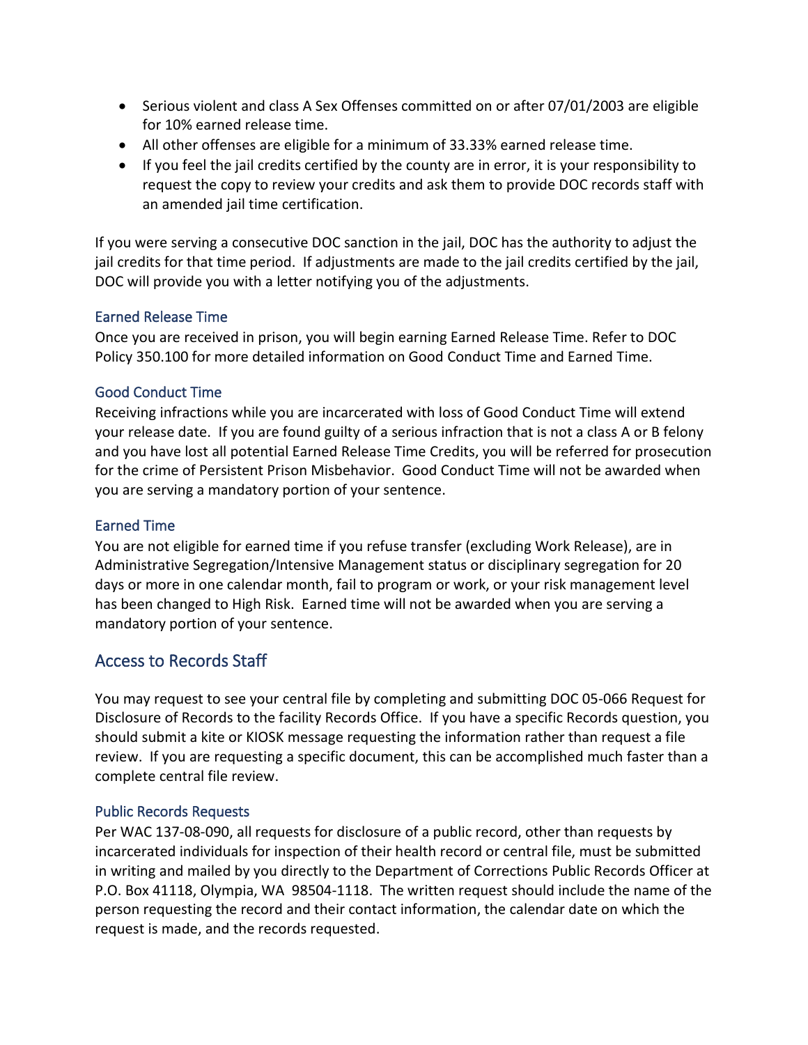- Serious violent and class A Sex Offenses committed on or after 07/01/2003 are eligible for 10% earned release time.
- All other offenses are eligible for a minimum of 33.33% earned release time.
- If you feel the jail credits certified by the county are in error, it is your responsibility to request the copy to review your credits and ask them to provide DOC records staff with an amended jail time certification.

If you were serving a consecutive DOC sanction in the jail, DOC has the authority to adjust the jail credits for that time period. If adjustments are made to the jail credits certified by the jail, DOC will provide you with a letter notifying you of the adjustments.

### Earned Release Time

Once you are received in prison, you will begin earning Earned Release Time. Refer to DOC Policy 350.100 for more detailed information on Good Conduct Time and Earned Time.

### Good Conduct Time

Receiving infractions while you are incarcerated with loss of Good Conduct Time will extend your release date. If you are found guilty of a serious infraction that is not a class A or B felony and you have lost all potential Earned Release Time Credits, you will be referred for prosecution for the crime of Persistent Prison Misbehavior. Good Conduct Time will not be awarded when you are serving a mandatory portion of your sentence.

### Earned Time

You are not eligible for earned time if you refuse transfer (excluding Work Release), are in Administrative Segregation/Intensive Management status or disciplinary segregation for 20 days or more in one calendar month, fail to program or work, or your risk management level has been changed to High Risk. Earned time will not be awarded when you are serving a mandatory portion of your sentence.

## Access to Records Staff

You may request to see your central file by completing and submitting DOC 05-066 Request for Disclosure of Records to the facility Records Office. If you have a specific Records question, you should submit a kite or KIOSK message requesting the information rather than request a file review. If you are requesting a specific document, this can be accomplished much faster than a complete central file review.

### Public Records Requests

Per WAC 137-08-090, all requests for disclosure of a public record, other than requests by incarcerated individuals for inspection of their health record or central file, must be submitted in writing and mailed by you directly to the Department of Corrections Public Records Officer at P.O. Box 41118, Olympia, WA 98504-1118. The written request should include the name of the person requesting the record and their contact information, the calendar date on which the request is made, and the records requested.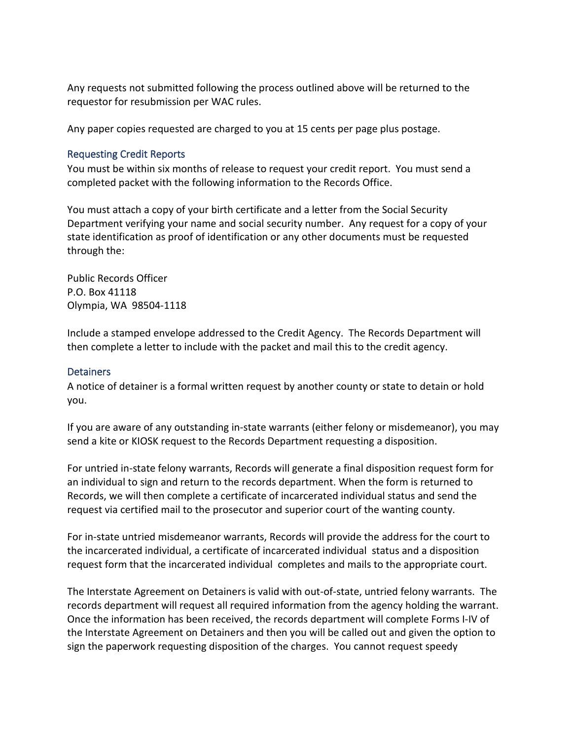Any requests not submitted following the process outlined above will be returned to the requestor for resubmission per WAC rules.

Any paper copies requested are charged to you at 15 cents per page plus postage.

### Requesting Credit Reports

You must be within six months of release to request your credit report. You must send a completed packet with the following information to the Records Office.

You must attach a copy of your birth certificate and a letter from the Social Security Department verifying your name and social security number. Any request for a copy of your state identification as proof of identification or any other documents must be requested through the:

Public Records Officer
P.O. Box 41118
Olympia, WA 98504-1118

Include a stamped envelope addressed to the Credit Agency. The Records Department will then complete a letter to include with the packet and mail this to the credit agency.

### Detainers

A notice of detainer is a formal written request by another county or state to detain or hold you.

If you are aware of any outstanding in-state warrants (either felony or misdemeanor), you may send a kite or KIOSK request to the Records Department requesting a disposition.

For untried in-state felony warrants, Records will generate a final disposition request form for an individual to sign and return to the records department. When the form is returned to Records, we will then complete a certificate of incarcerated individual status and send the request via certified mail to the prosecutor and superior court of the wanting county.

For in-state untried misdemeanor warrants, Records will provide the address for the court to the incarcerated individual, a certificate of incarcerated individual status and a disposition request form that the incarcerated individual completes and mails to the appropriate court.

The Interstate Agreement on Detainers is valid with out-of-state, untried felony warrants. The records department will request all required information from the agency holding the warrant. Once the information has been received, the records department will complete Forms I-IV of the Interstate Agreement on Detainers and then you will be called out and given the option to sign the paperwork requesting disposition of the charges. You cannot request speedy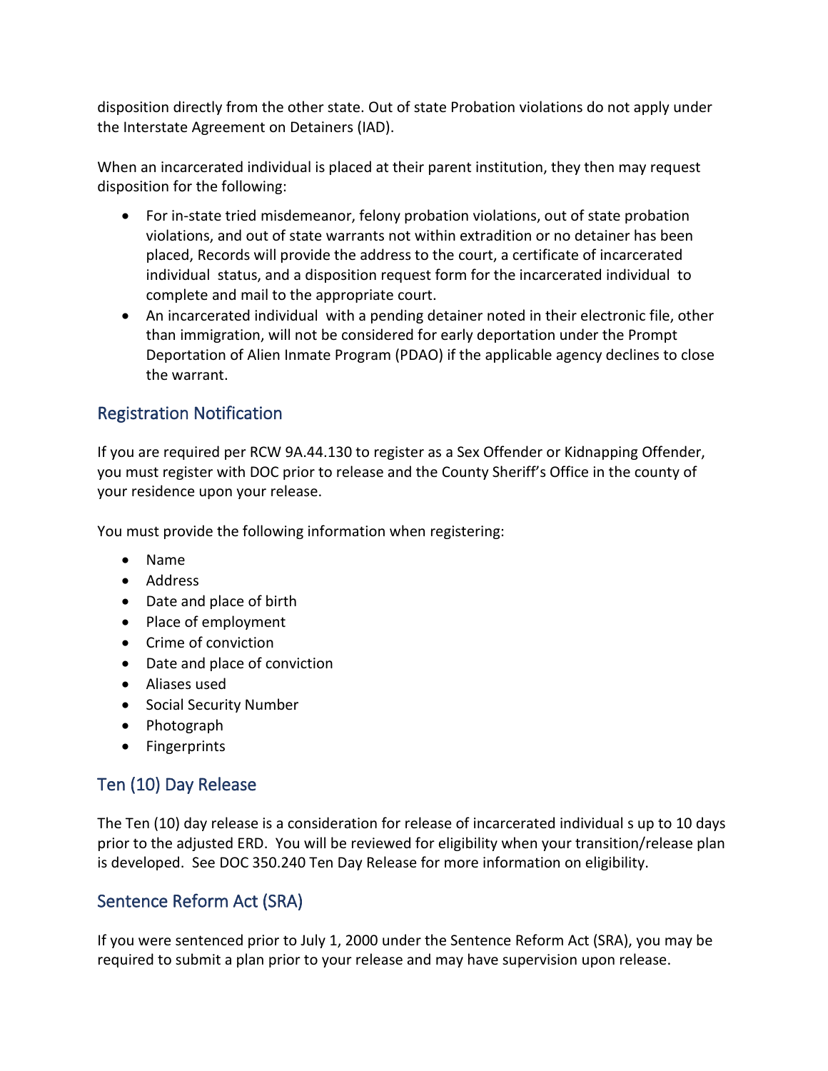disposition directly from the other state. Out of state Probation violations do not apply under the Interstate Agreement on Detainers (IAD).

When an incarcerated individual is placed at their parent institution, they then may request disposition for the following:

- For in-state tried misdemeanor, felony probation violations, out of state probation violations, and out of state warrants not within extradition or no detainer has been placed, Records will provide the address to the court, a certificate of incarcerated individual status, and a disposition request form for the incarcerated individual to complete and mail to the appropriate court.
- An incarcerated individual with a pending detainer noted in their electronic file, other than immigration, will not be considered for early deportation under the Prompt Deportation of Alien Inmate Program (PDAO) if the applicable agency declines to close the warrant.

## Registration Notification

If you are required per RCW 9A.44.130 to register as a Sex Offender or Kidnapping Offender, you must register with DOC prior to release and the County Sheriff's Office in the county of your residence upon your release.

You must provide the following information when registering:

- Name
- Address
- Date and place of birth
- Place of employment
- Crime of conviction
- Date and place of conviction
- Aliases used
- Social Security Number
- Photograph
- Fingerprints

## Ten (10) Day Release

The Ten (10) day release is a consideration for release of incarcerated individual s up to 10 days prior to the adjusted ERD. You will be reviewed for eligibility when your transition/release plan is developed. See DOC 350.240 Ten Day Release for more information on eligibility.

## Sentence Reform Act (SRA)

If you were sentenced prior to July 1, 2000 under the Sentence Reform Act (SRA), you may be required to submit a plan prior to your release and may have supervision upon release.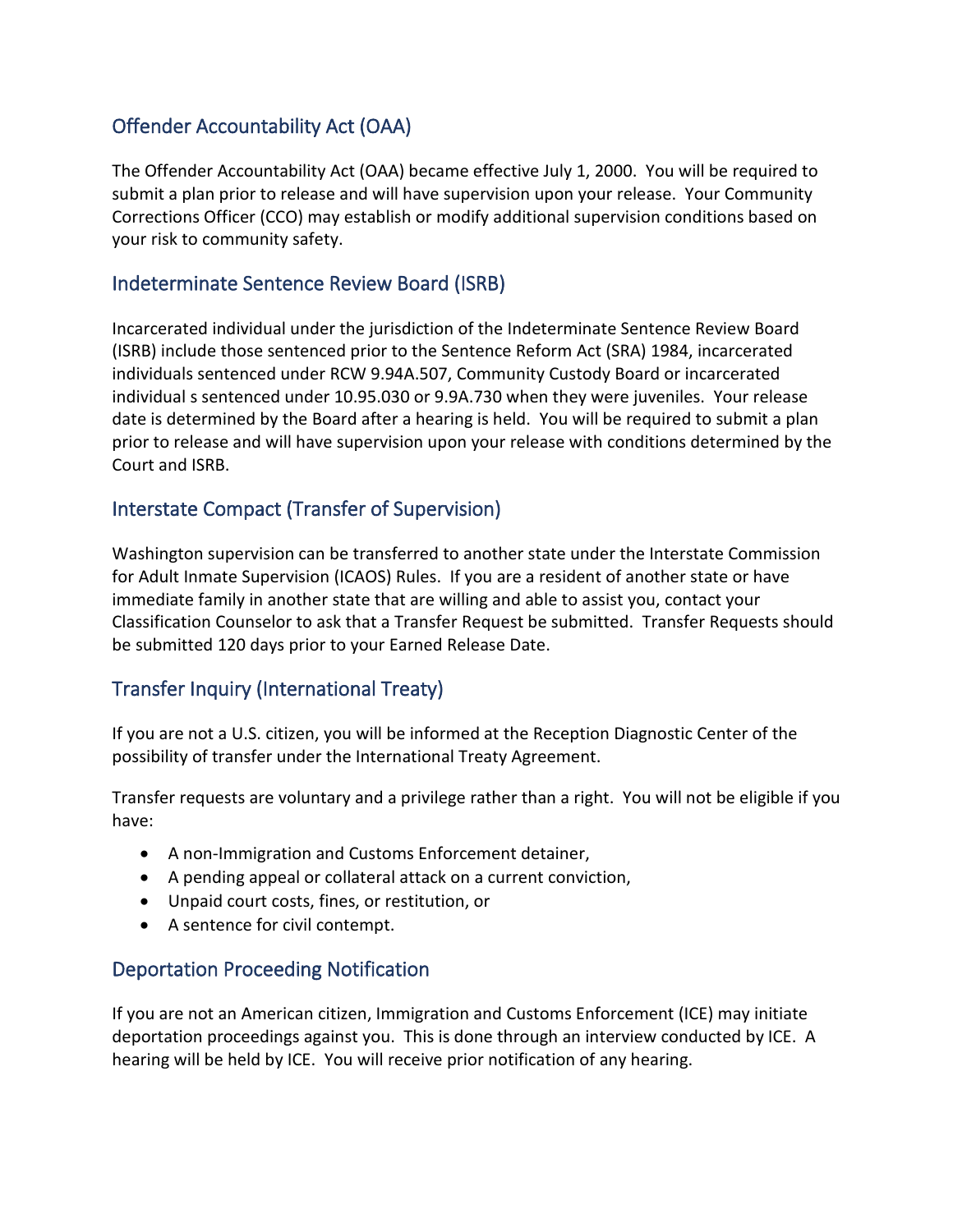## Offender Accountability Act (OAA)

The Offender Accountability Act (OAA) became effective July 1, 2000. You will be required to submit a plan prior to release and will have supervision upon your release. Your Community Corrections Officer (CCO) may establish or modify additional supervision conditions based on your risk to community safety.

## Indeterminate Sentence Review Board (ISRB)

Incarcerated individual under the jurisdiction of the Indeterminate Sentence Review Board (ISRB) include those sentenced prior to the Sentence Reform Act (SRA) 1984, incarcerated individuals sentenced under RCW 9.94A.507, Community Custody Board or incarcerated individual s sentenced under 10.95.030 or 9.9A.730 when they were juveniles. Your release date is determined by the Board after a hearing is held. You will be required to submit a plan prior to release and will have supervision upon your release with conditions determined by the Court and ISRB.

## Interstate Compact (Transfer of Supervision)

Washington supervision can be transferred to another state under the Interstate Commission for Adult Inmate Supervision (ICAOS) Rules. If you are a resident of another state or have immediate family in another state that are willing and able to assist you, contact your Classification Counselor to ask that a Transfer Request be submitted. Transfer Requests should be submitted 120 days prior to your Earned Release Date.

## Transfer Inquiry (International Treaty)

If you are not a U.S. citizen, you will be informed at the Reception Diagnostic Center of the possibility of transfer under the International Treaty Agreement.

Transfer requests are voluntary and a privilege rather than a right. You will not be eligible if you have:

- A non-Immigration and Customs Enforcement detainer,
- A pending appeal or collateral attack on a current conviction,
- Unpaid court costs, fines, or restitution, or
- A sentence for civil contempt.

## Deportation Proceeding Notification

If you are not an American citizen, Immigration and Customs Enforcement (ICE) may initiate deportation proceedings against you. This is done through an interview conducted by ICE. A hearing will be held by ICE. You will receive prior notification of any hearing.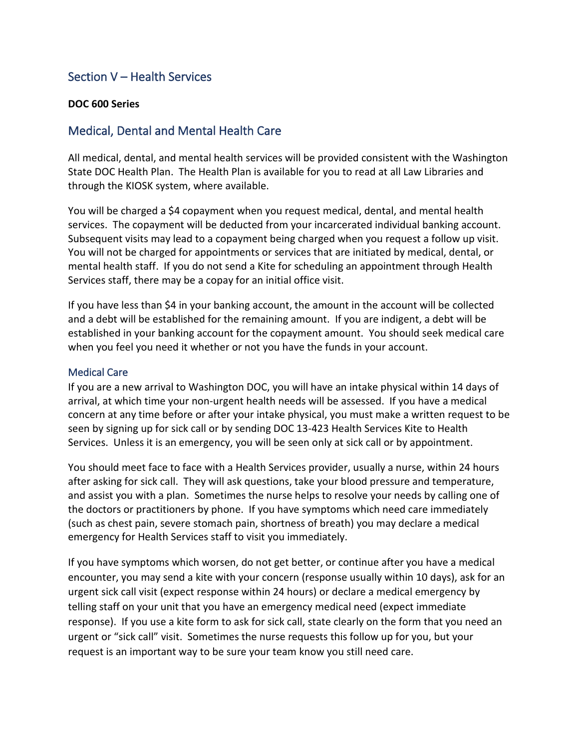## Section V – Health Services

**DOC 600 Series**

## Medical, Dental and Mental Health Care

All medical, dental, and mental health services will be provided consistent with the Washington State DOC Health Plan. The Health Plan is available for you to read at all Law Libraries and through the KIOSK system, where available.

You will be charged a $4 copayment when you request medical, dental, and mental health services. The copayment will be deducted from your incarcerated individual banking account. Subsequent visits may lead to a copayment being charged when you request a follow up visit. You will not be charged for appointments or services that are initiated by medical, dental, or mental health staff. If you do not send a Kite for scheduling an appointment through Health Services staff, there may be a copay for an initial office visit.

If you have less than $4 in your banking account, the amount in the account will be collected and a debt will be established for the remaining amount. If you are indigent, a debt will be established in your banking account for the copayment amount. You should seek medical care when you feel you need it whether or not you have the funds in your account.

### Medical Care

If you are a new arrival to Washington DOC, you will have an intake physical within 14 days of arrival, at which time your non-urgent health needs will be assessed. If you have a medical concern at any time before or after your intake physical, you must make a written request to be seen by signing up for sick call or by sending DOC 13-423 Health Services Kite to Health Services. Unless it is an emergency, you will be seen only at sick call or by appointment.

You should meet face to face with a Health Services provider, usually a nurse, within 24 hours after asking for sick call. They will ask questions, take your blood pressure and temperature, and assist you with a plan. Sometimes the nurse helps to resolve your needs by calling one of the doctors or practitioners by phone. If you have symptoms which need care immediately (such as chest pain, severe stomach pain, shortness of breath) you may declare a medical emergency for Health Services staff to visit you immediately.

If you have symptoms which worsen, do not get better, or continue after you have a medical encounter, you may send a kite with your concern (response usually within 10 days), ask for an urgent sick call visit (expect response within 24 hours) or declare a medical emergency by telling staff on your unit that you have an emergency medical need (expect immediate response). If you use a kite form to ask for sick call, state clearly on the form that you need an urgent or "sick call" visit. Sometimes the nurse requests this follow up for you, but your request is an important way to be sure your team know you still need care.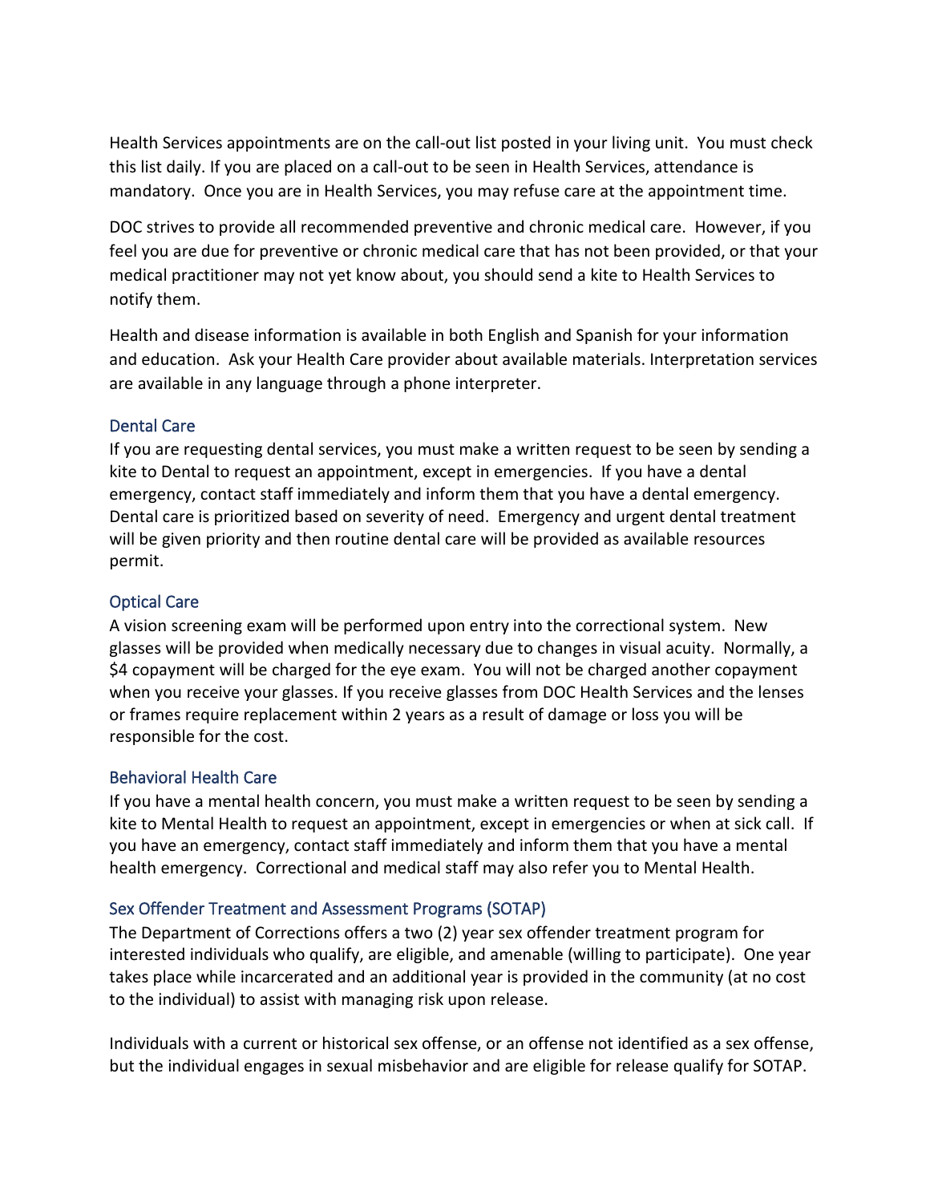Health Services appointments are on the call-out list posted in your living unit. You must check this list daily. If you are placed on a call-out to be seen in Health Services, attendance is mandatory. Once you are in Health Services, you may refuse care at the appointment time.

DOC strives to provide all recommended preventive and chronic medical care. However, if you feel you are due for preventive or chronic medical care that has not been provided, or that your medical practitioner may not yet know about, you should send a kite to Health Services to notify them.

Health and disease information is available in both English and Spanish for your information and education. Ask your Health Care provider about available materials. Interpretation services are available in any language through a phone interpreter.

### Dental Care

If you are requesting dental services, you must make a written request to be seen by sending a kite to Dental to request an appointment, except in emergencies. If you have a dental emergency, contact staff immediately and inform them that you have a dental emergency. Dental care is prioritized based on severity of need. Emergency and urgent dental treatment will be given priority and then routine dental care will be provided as available resources permit.

### Optical Care

A vision screening exam will be performed upon entry into the correctional system. New glasses will be provided when medically necessary due to changes in visual acuity. Normally, a $4 copayment will be charged for the eye exam. You will not be charged another copayment when you receive your glasses. If you receive glasses from DOC Health Services and the lenses or frames require replacement within 2 years as a result of damage or loss you will be responsible for the cost.

### Behavioral Health Care

If you have a mental health concern, you must make a written request to be seen by sending a kite to Mental Health to request an appointment, except in emergencies or when at sick call. If you have an emergency, contact staff immediately and inform them that you have a mental health emergency. Correctional and medical staff may also refer you to Mental Health.

### Sex Offender Treatment and Assessment Programs (SOTAP)

The Department of Corrections offers a two (2) year sex offender treatment program for interested individuals who qualify, are eligible, and amenable (willing to participate). One year takes place while incarcerated and an additional year is provided in the community (at no cost to the individual) to assist with managing risk upon release.

Individuals with a current or historical sex offense, or an offense not identified as a sex offense, but the individual engages in sexual misbehavior and are eligible for release qualify for SOTAP.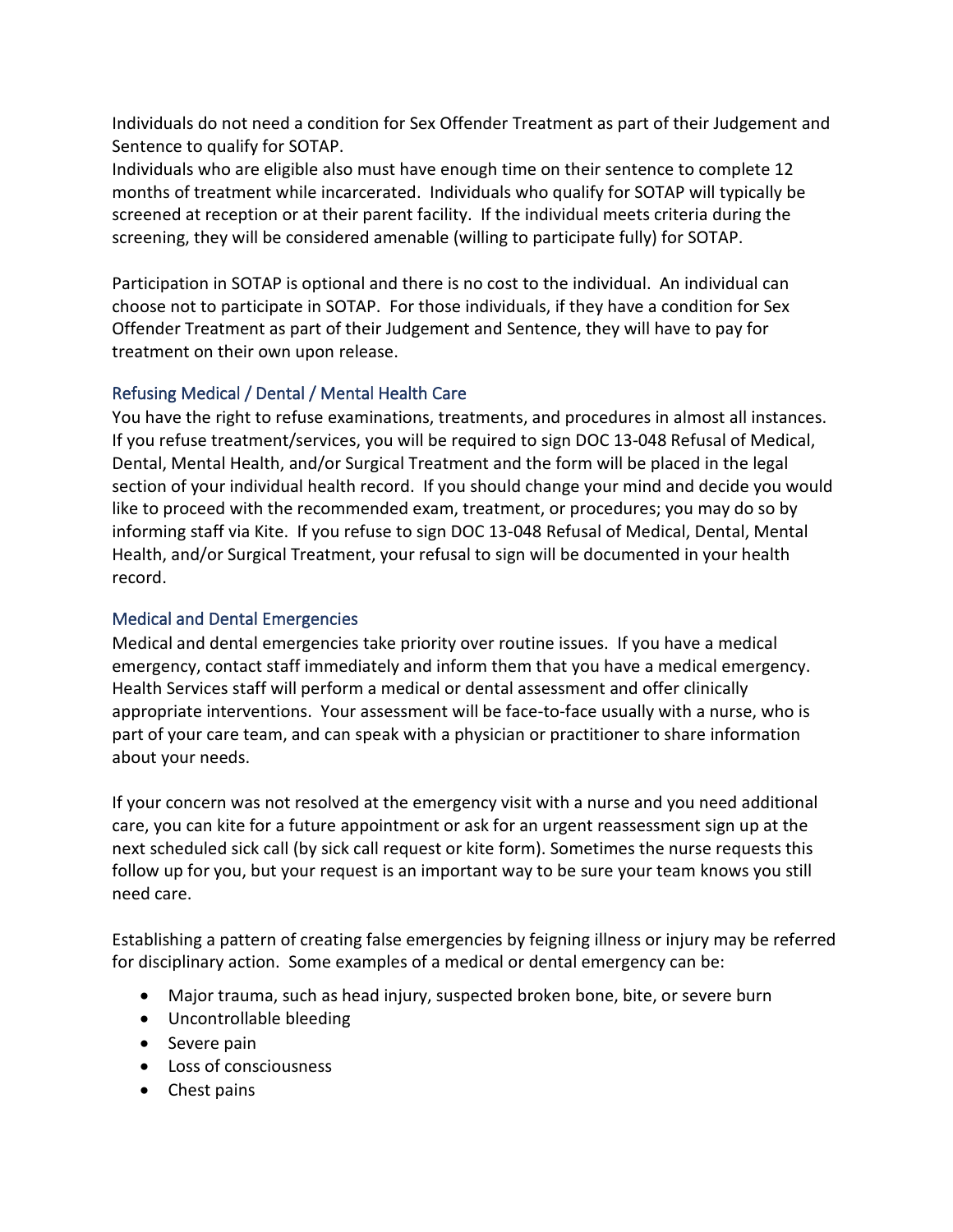Individuals do not need a condition for Sex Offender Treatment as part of their Judgement and Sentence to qualify for SOTAP.

Individuals who are eligible also must have enough time on their sentence to complete 12 months of treatment while incarcerated. Individuals who qualify for SOTAP will typically be screened at reception or at their parent facility. If the individual meets criteria during the screening, they will be considered amenable (willing to participate fully) for SOTAP.

Participation in SOTAP is optional and there is no cost to the individual. An individual can choose not to participate in SOTAP. For those individuals, if they have a condition for Sex Offender Treatment as part of their Judgement and Sentence, they will have to pay for treatment on their own upon release.

### Refusing Medical / Dental / Mental Health Care

You have the right to refuse examinations, treatments, and procedures in almost all instances. If you refuse treatment/services, you will be required to sign DOC 13-048 Refusal of Medical, Dental, Mental Health, and/or Surgical Treatment and the form will be placed in the legal section of your individual health record. If you should change your mind and decide you would like to proceed with the recommended exam, treatment, or procedures; you may do so by informing staff via Kite. If you refuse to sign DOC 13-048 Refusal of Medical, Dental, Mental Health, and/or Surgical Treatment, your refusal to sign will be documented in your health record.

### Medical and Dental Emergencies

Medical and dental emergencies take priority over routine issues. If you have a medical emergency, contact staff immediately and inform them that you have a medical emergency. Health Services staff will perform a medical or dental assessment and offer clinically appropriate interventions. Your assessment will be face-to-face usually with a nurse, who is part of your care team, and can speak with a physician or practitioner to share information about your needs.

If your concern was not resolved at the emergency visit with a nurse and you need additional care, you can kite for a future appointment or ask for an urgent reassessment sign up at the next scheduled sick call (by sick call request or kite form). Sometimes the nurse requests this follow up for you, but your request is an important way to be sure your team knows you still need care.

Establishing a pattern of creating false emergencies by feigning illness or injury may be referred for disciplinary action. Some examples of a medical or dental emergency can be:

- Major trauma, such as head injury, suspected broken bone, bite, or severe burn
- Uncontrollable bleeding
- Severe pain
- Loss of consciousness
- Chest pains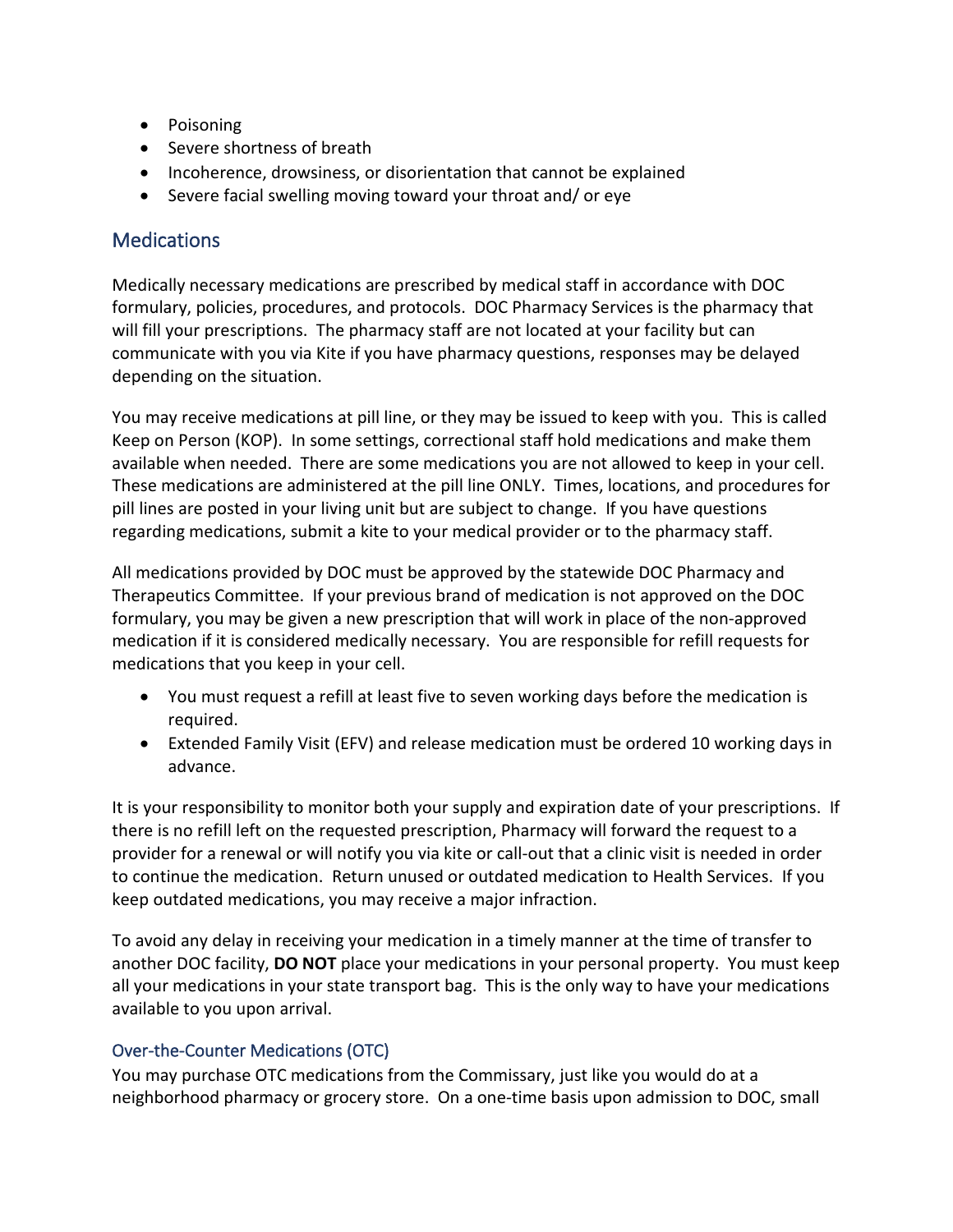- Poisoning
- Severe shortness of breath
- Incoherence, drowsiness, or disorientation that cannot be explained
- Severe facial swelling moving toward your throat and/ or eye

## Medications

Medically necessary medications are prescribed by medical staff in accordance with DOC formulary, policies, procedures, and protocols. DOC Pharmacy Services is the pharmacy that will fill your prescriptions. The pharmacy staff are not located at your facility but can communicate with you via Kite if you have pharmacy questions, responses may be delayed depending on the situation.

You may receive medications at pill line, or they may be issued to keep with you. This is called Keep on Person (KOP). In some settings, correctional staff hold medications and make them available when needed. There are some medications you are not allowed to keep in your cell. These medications are administered at the pill line ONLY. Times, locations, and procedures for pill lines are posted in your living unit but are subject to change. If you have questions regarding medications, submit a kite to your medical provider or to the pharmacy staff.

All medications provided by DOC must be approved by the statewide DOC Pharmacy and Therapeutics Committee. If your previous brand of medication is not approved on the DOC formulary, you may be given a new prescription that will work in place of the non-approved medication if it is considered medically necessary. You are responsible for refill requests for medications that you keep in your cell.

- You must request a refill at least five to seven working days before the medication is required.
- Extended Family Visit (EFV) and release medication must be ordered 10 working days in advance.

It is your responsibility to monitor both your supply and expiration date of your prescriptions. If there is no refill left on the requested prescription, Pharmacy will forward the request to a provider for a renewal or will notify you via kite or call-out that a clinic visit is needed in order to continue the medication. Return unused or outdated medication to Health Services. If you keep outdated medications, you may receive a major infraction.

To avoid any delay in receiving your medication in a timely manner at the time of transfer to another DOC facility, **DO NOT** place your medications in your personal property. You must keep all your medications in your state transport bag. This is the only way to have your medications available to you upon arrival.

### Over-the-Counter Medications (OTC)

You may purchase OTC medications from the Commissary, just like you would do at a neighborhood pharmacy or grocery store. On a one-time basis upon admission to DOC, small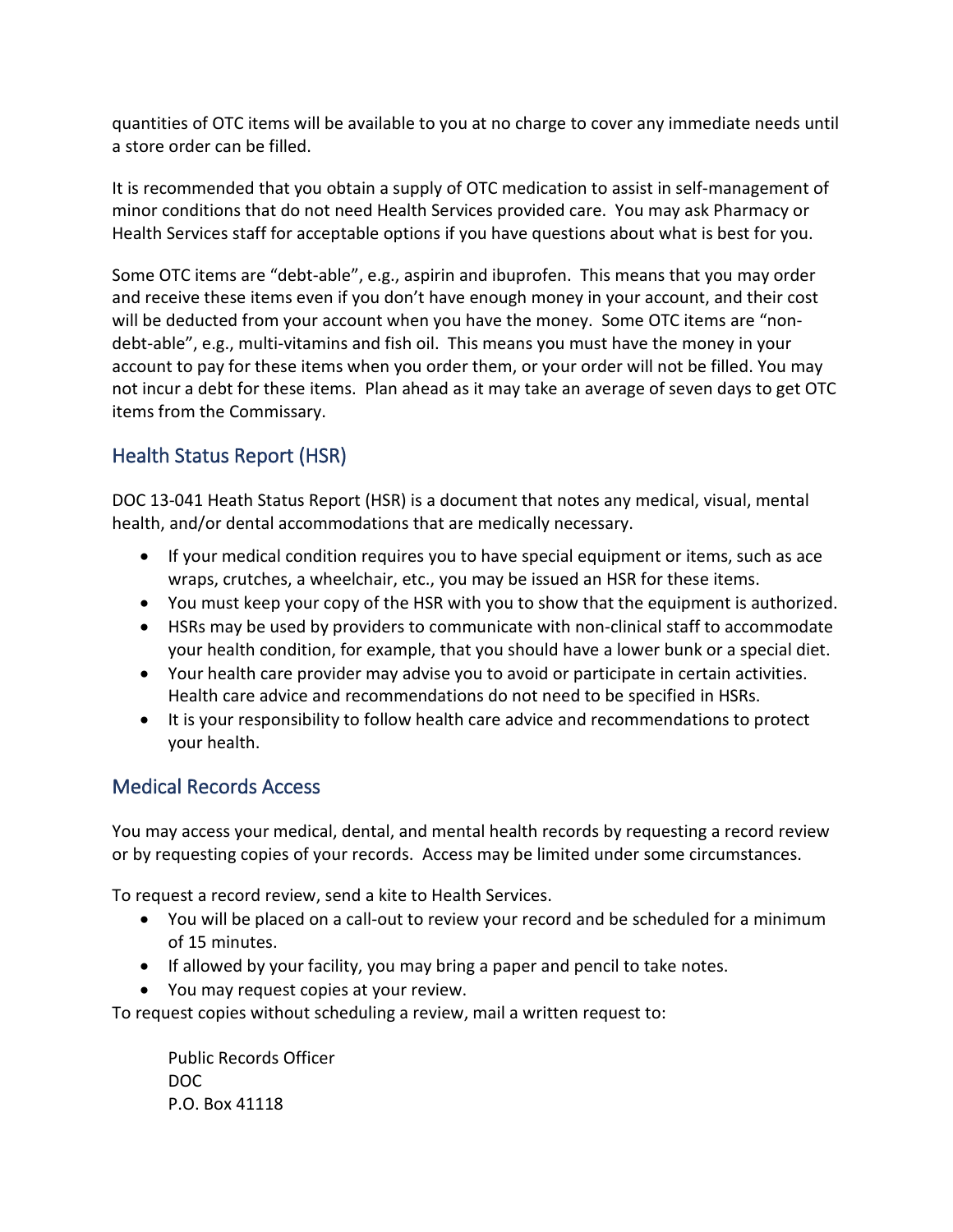quantities of OTC items will be available to you at no charge to cover any immediate needs until a store order can be filled.

It is recommended that you obtain a supply of OTC medication to assist in self-management of minor conditions that do not need Health Services provided care. You may ask Pharmacy or Health Services staff for acceptable options if you have questions about what is best for you.

Some OTC items are "debt-able", e.g., aspirin and ibuprofen. This means that you may order and receive these items even if you don't have enough money in your account, and their cost will be deducted from your account when you have the money. Some OTC items are "non-debt-able", e.g., multi-vitamins and fish oil. This means you must have the money in your account to pay for these items when you order them, or your order will not be filled. You may not incur a debt for these items. Plan ahead as it may take an average of seven days to get OTC items from the Commissary.

## Health Status Report (HSR)

DOC 13-041 Heath Status Report (HSR) is a document that notes any medical, visual, mental health, and/or dental accommodations that are medically necessary.

- If your medical condition requires you to have special equipment or items, such as ace wraps, crutches, a wheelchair, etc., you may be issued an HSR for these items.
- You must keep your copy of the HSR with you to show that the equipment is authorized.
- HSRs may be used by providers to communicate with non-clinical staff to accommodate your health condition, for example, that you should have a lower bunk or a special diet.
- Your health care provider may advise you to avoid or participate in certain activities. Health care advice and recommendations do not need to be specified in HSRs.
- It is your responsibility to follow health care advice and recommendations to protect your health.

## Medical Records Access

You may access your medical, dental, and mental health records by requesting a record review or by requesting copies of your records. Access may be limited under some circumstances.

To request a record review, send a kite to Health Services.

- You will be placed on a call-out to review your record and be scheduled for a minimum of 15 minutes.
- If allowed by your facility, you may bring a paper and pencil to take notes.
- You may request copies at your review.

To request copies without scheduling a review, mail a written request to:

Public Records Officer
DOC
P.O. Box 41118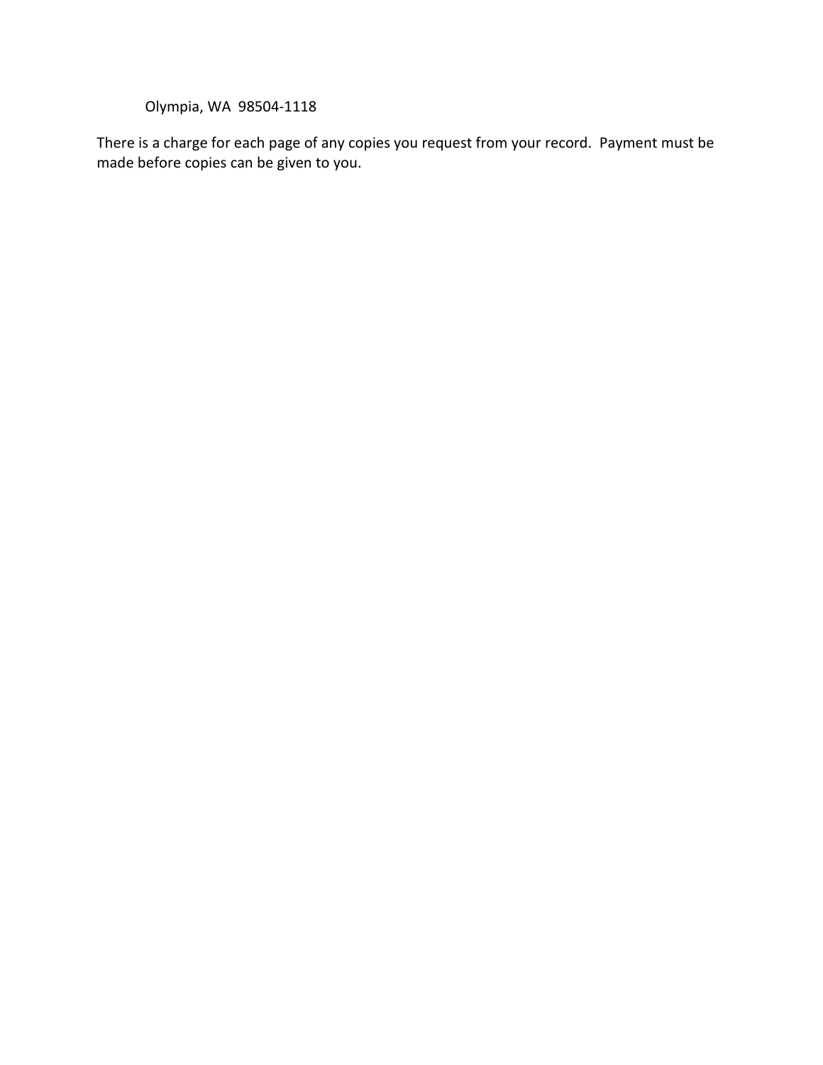Olympia, WA  98504-1118

There is a charge for each page of any copies you request from your record.  Payment must be made before copies can be given to you.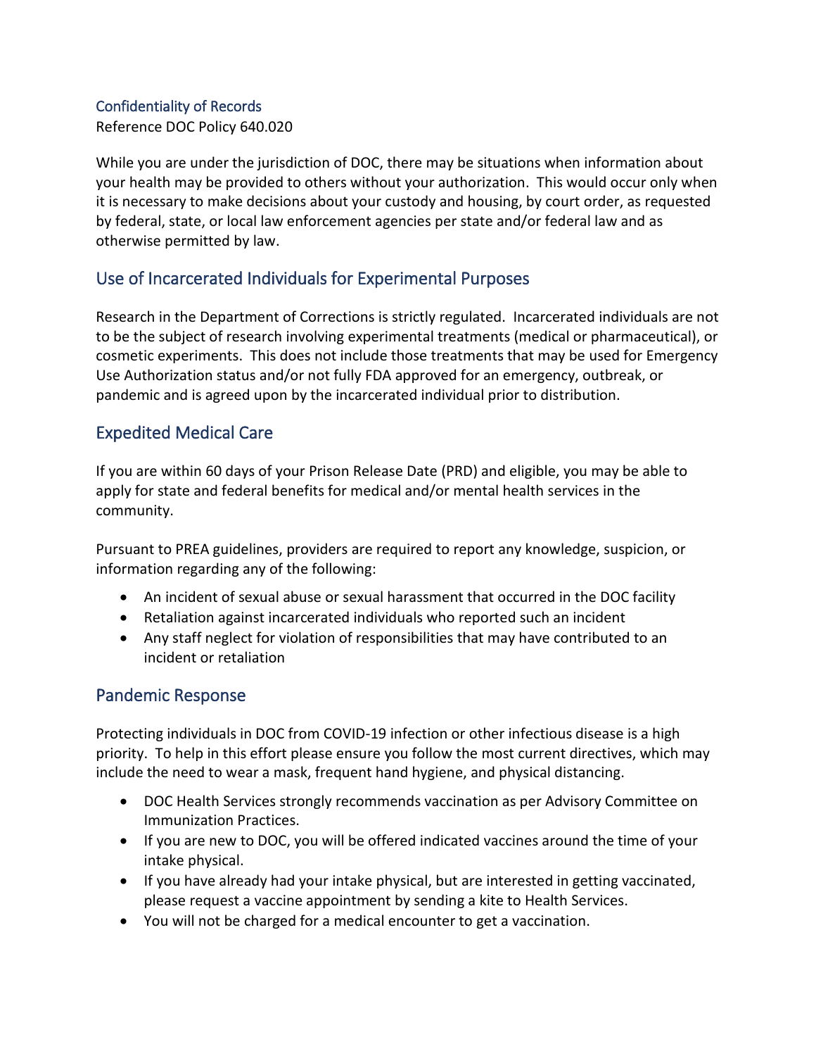### Confidentiality of Records

Reference DOC Policy 640.020

While you are under the jurisdiction of DOC, there may be situations when information about your health may be provided to others without your authorization. This would occur only when it is necessary to make decisions about your custody and housing, by court order, as requested by federal, state, or local law enforcement agencies per state and/or federal law and as otherwise permitted by law.

## Use of Incarcerated Individuals for Experimental Purposes

Research in the Department of Corrections is strictly regulated. Incarcerated individuals are not to be the subject of research involving experimental treatments (medical or pharmaceutical), or cosmetic experiments. This does not include those treatments that may be used for Emergency Use Authorization status and/or not fully FDA approved for an emergency, outbreak, or pandemic and is agreed upon by the incarcerated individual prior to distribution.

## Expedited Medical Care

If you are within 60 days of your Prison Release Date (PRD) and eligible, you may be able to apply for state and federal benefits for medical and/or mental health services in the community.

Pursuant to PREA guidelines, providers are required to report any knowledge, suspicion, or information regarding any of the following:

- An incident of sexual abuse or sexual harassment that occurred in the DOC facility
- Retaliation against incarcerated individuals who reported such an incident
- Any staff neglect for violation of responsibilities that may have contributed to an incident or retaliation

## Pandemic Response

Protecting individuals in DOC from COVID-19 infection or other infectious disease is a high priority. To help in this effort please ensure you follow the most current directives, which may include the need to wear a mask, frequent hand hygiene, and physical distancing.

- DOC Health Services strongly recommends vaccination as per Advisory Committee on Immunization Practices.
- If you are new to DOC, you will be offered indicated vaccines around the time of your intake physical.
- If you have already had your intake physical, but are interested in getting vaccinated, please request a vaccine appointment by sending a kite to Health Services.
- You will not be charged for a medical encounter to get a vaccination.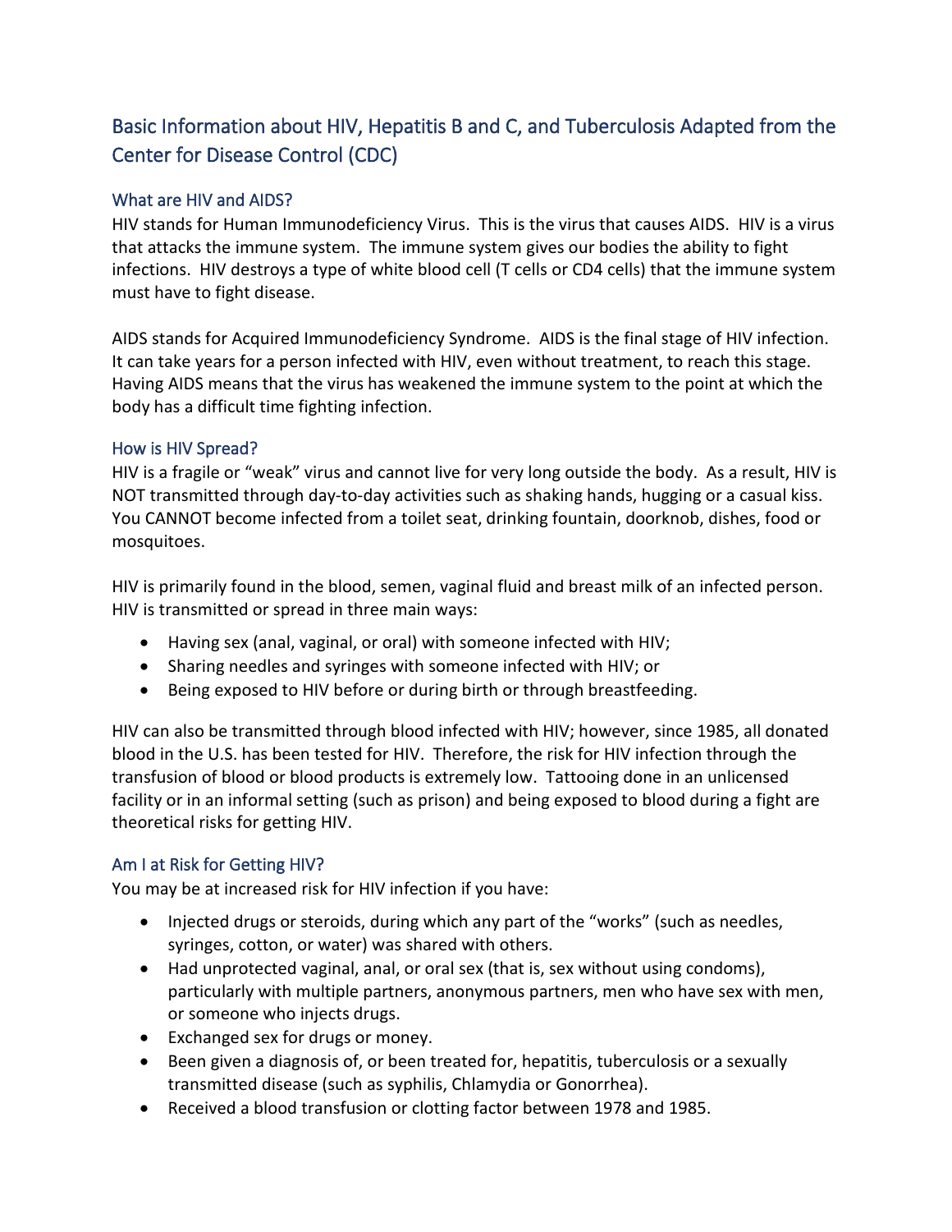## Basic Information about HIV, Hepatitis B and C, and Tuberculosis Adapted from the Center for Disease Control (CDC)

### What are HIV and AIDS?

HIV stands for Human Immunodeficiency Virus. This is the virus that causes AIDS. HIV is a virus that attacks the immune system. The immune system gives our bodies the ability to fight infections. HIV destroys a type of white blood cell (T cells or CD4 cells) that the immune system must have to fight disease.

AIDS stands for Acquired Immunodeficiency Syndrome. AIDS is the final stage of HIV infection. It can take years for a person infected with HIV, even without treatment, to reach this stage. Having AIDS means that the virus has weakened the immune system to the point at which the body has a difficult time fighting infection.

### How is HIV Spread?

HIV is a fragile or "weak" virus and cannot live for very long outside the body. As a result, HIV is NOT transmitted through day-to-day activities such as shaking hands, hugging or a casual kiss. You CANNOT become infected from a toilet seat, drinking fountain, doorknob, dishes, food or mosquitoes.

HIV is primarily found in the blood, semen, vaginal fluid and breast milk of an infected person. HIV is transmitted or spread in three main ways:

- Having sex (anal, vaginal, or oral) with someone infected with HIV;
- Sharing needles and syringes with someone infected with HIV; or
- Being exposed to HIV before or during birth or through breastfeeding.

HIV can also be transmitted through blood infected with HIV; however, since 1985, all donated blood in the U.S. has been tested for HIV. Therefore, the risk for HIV infection through the transfusion of blood or blood products is extremely low. Tattooing done in an unlicensed facility or in an informal setting (such as prison) and being exposed to blood during a fight are theoretical risks for getting HIV.

### Am I at Risk for Getting HIV?

You may be at increased risk for HIV infection if you have:

- Injected drugs or steroids, during which any part of the "works" (such as needles, syringes, cotton, or water) was shared with others.
- Had unprotected vaginal, anal, or oral sex (that is, sex without using condoms), particularly with multiple partners, anonymous partners, men who have sex with men, or someone who injects drugs.
- Exchanged sex for drugs or money.
- Been given a diagnosis of, or been treated for, hepatitis, tuberculosis or a sexually transmitted disease (such as syphilis, Chlamydia or Gonorrhea).
- Received a blood transfusion or clotting factor between 1978 and 1985.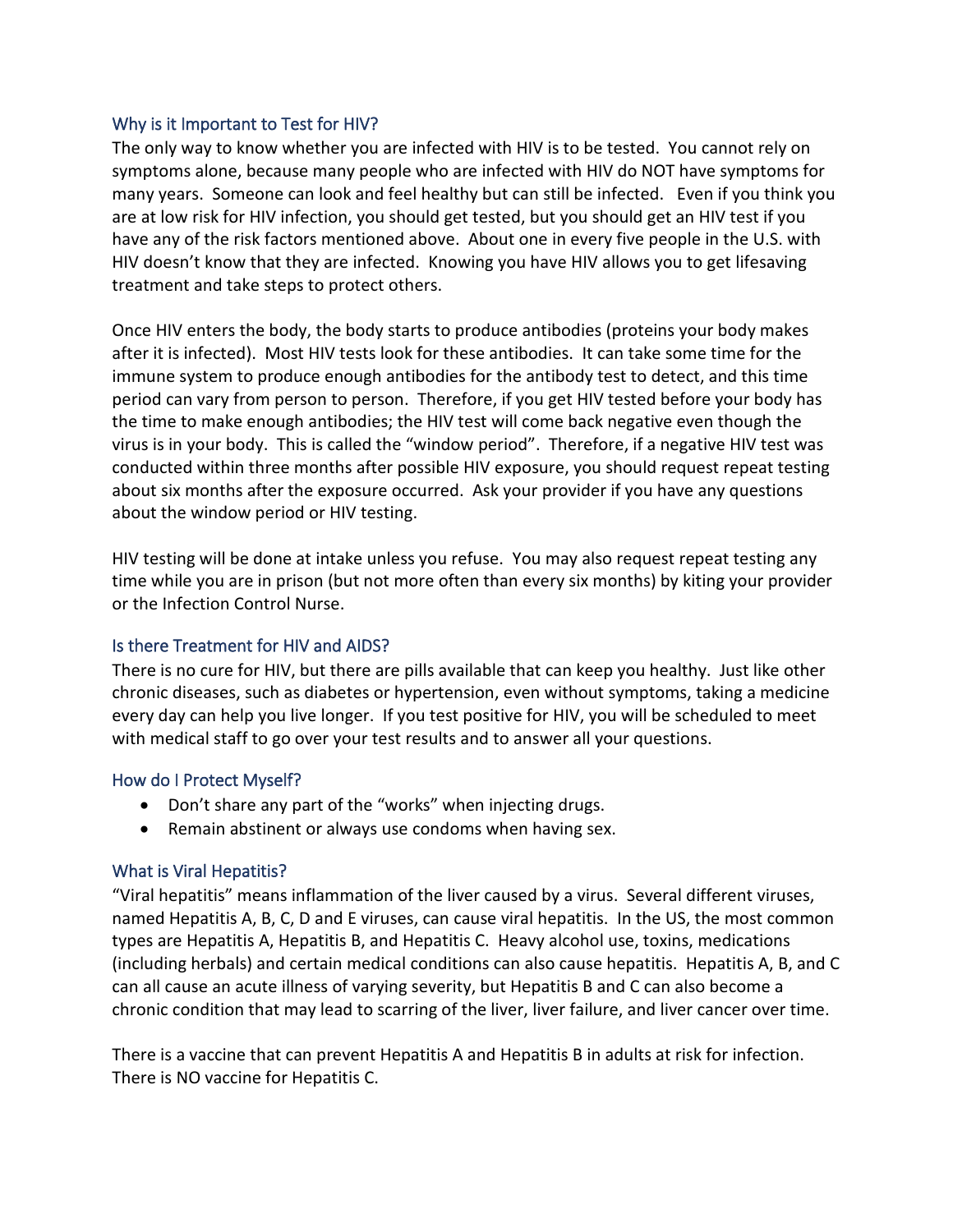## Why is it Important to Test for HIV?

The only way to know whether you are infected with HIV is to be tested. You cannot rely on symptoms alone, because many people who are infected with HIV do NOT have symptoms for many years. Someone can look and feel healthy but can still be infected. Even if you think you are at low risk for HIV infection, you should get tested, but you should get an HIV test if you have any of the risk factors mentioned above. About one in every five people in the U.S. with HIV doesn't know that they are infected. Knowing you have HIV allows you to get lifesaving treatment and take steps to protect others.

Once HIV enters the body, the body starts to produce antibodies (proteins your body makes after it is infected). Most HIV tests look for these antibodies. It can take some time for the immune system to produce enough antibodies for the antibody test to detect, and this time period can vary from person to person. Therefore, if you get HIV tested before your body has the time to make enough antibodies; the HIV test will come back negative even though the virus is in your body. This is called the "window period". Therefore, if a negative HIV test was conducted within three months after possible HIV exposure, you should request repeat testing about six months after the exposure occurred. Ask your provider if you have any questions about the window period or HIV testing.

HIV testing will be done at intake unless you refuse. You may also request repeat testing any time while you are in prison (but not more often than every six months) by kiting your provider or the Infection Control Nurse.

## Is there Treatment for HIV and AIDS?

There is no cure for HIV, but there are pills available that can keep you healthy. Just like other chronic diseases, such as diabetes or hypertension, even without symptoms, taking a medicine every day can help you live longer. If you test positive for HIV, you will be scheduled to meet with medical staff to go over your test results and to answer all your questions.

## How do I Protect Myself?

- Don't share any part of the "works" when injecting drugs.
- Remain abstinent or always use condoms when having sex.

## What is Viral Hepatitis?

"Viral hepatitis" means inflammation of the liver caused by a virus. Several different viruses, named Hepatitis A, B, C, D and E viruses, can cause viral hepatitis. In the US, the most common types are Hepatitis A, Hepatitis B, and Hepatitis C. Heavy alcohol use, toxins, medications (including herbals) and certain medical conditions can also cause hepatitis. Hepatitis A, B, and C can all cause an acute illness of varying severity, but Hepatitis B and C can also become a chronic condition that may lead to scarring of the liver, liver failure, and liver cancer over time.

There is a vaccine that can prevent Hepatitis A and Hepatitis B in adults at risk for infection. There is NO vaccine for Hepatitis C.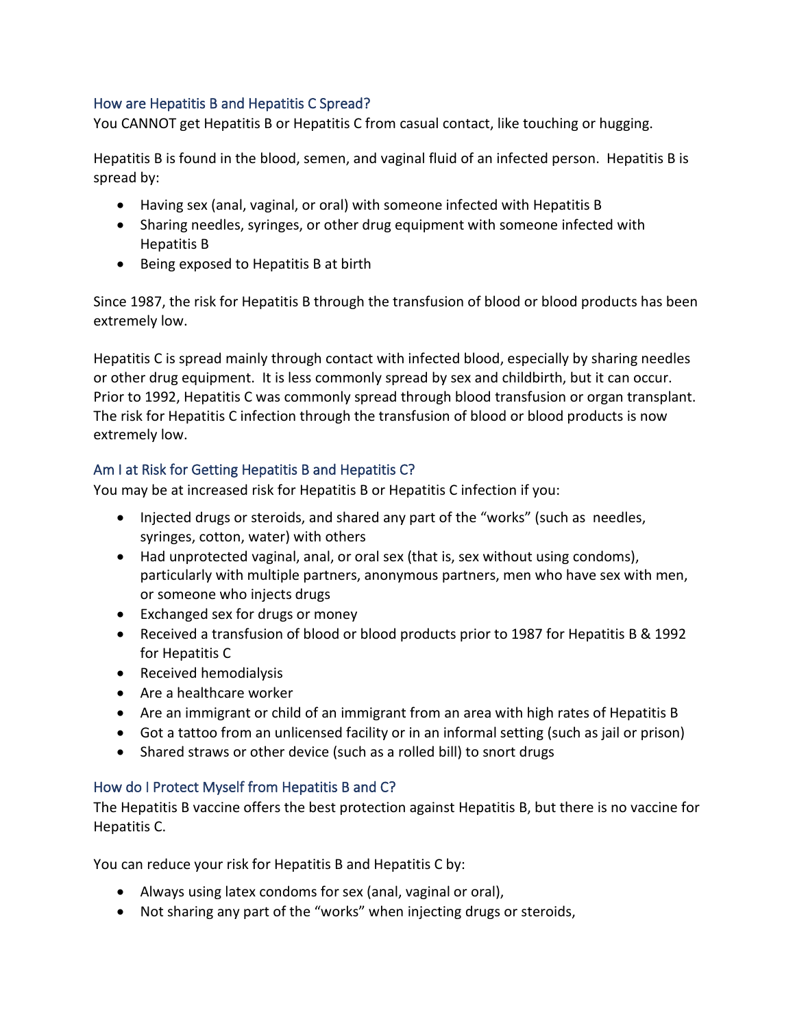## How are Hepatitis B and Hepatitis C Spread?

You CANNOT get Hepatitis B or Hepatitis C from casual contact, like touching or hugging.

Hepatitis B is found in the blood, semen, and vaginal fluid of an infected person. Hepatitis B is spread by:

- Having sex (anal, vaginal, or oral) with someone infected with Hepatitis B
- Sharing needles, syringes, or other drug equipment with someone infected with Hepatitis B
- Being exposed to Hepatitis B at birth

Since 1987, the risk for Hepatitis B through the transfusion of blood or blood products has been extremely low.

Hepatitis C is spread mainly through contact with infected blood, especially by sharing needles or other drug equipment. It is less commonly spread by sex and childbirth, but it can occur. Prior to 1992, Hepatitis C was commonly spread through blood transfusion or organ transplant. The risk for Hepatitis C infection through the transfusion of blood or blood products is now extremely low.

## Am I at Risk for Getting Hepatitis B and Hepatitis C?

You may be at increased risk for Hepatitis B or Hepatitis C infection if you:

- Injected drugs or steroids, and shared any part of the "works" (such as needles, syringes, cotton, water) with others
- Had unprotected vaginal, anal, or oral sex (that is, sex without using condoms), particularly with multiple partners, anonymous partners, men who have sex with men, or someone who injects drugs
- Exchanged sex for drugs or money
- Received a transfusion of blood or blood products prior to 1987 for Hepatitis B & 1992 for Hepatitis C
- Received hemodialysis
- Are a healthcare worker
- Are an immigrant or child of an immigrant from an area with high rates of Hepatitis B
- Got a tattoo from an unlicensed facility or in an informal setting (such as jail or prison)
- Shared straws or other device (such as a rolled bill) to snort drugs

## How do I Protect Myself from Hepatitis B and C?

The Hepatitis B vaccine offers the best protection against Hepatitis B, but there is no vaccine for Hepatitis C.

You can reduce your risk for Hepatitis B and Hepatitis C by:

- Always using latex condoms for sex (anal, vaginal or oral),
- Not sharing any part of the "works" when injecting drugs or steroids,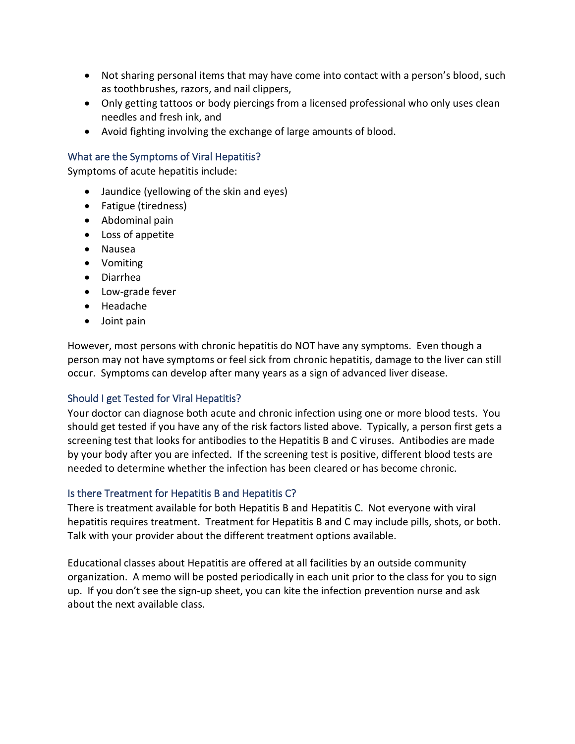- Not sharing personal items that may have come into contact with a person's blood, such as toothbrushes, razors, and nail clippers,
- Only getting tattoos or body piercings from a licensed professional who only uses clean needles and fresh ink, and
- Avoid fighting involving the exchange of large amounts of blood.

### What are the Symptoms of Viral Hepatitis?

Symptoms of acute hepatitis include:

- Jaundice (yellowing of the skin and eyes)
- Fatigue (tiredness)
- Abdominal pain
- Loss of appetite
- Nausea
- Vomiting
- Diarrhea
- Low-grade fever
- Headache
- Joint pain

However, most persons with chronic hepatitis do NOT have any symptoms. Even though a person may not have symptoms or feel sick from chronic hepatitis, damage to the liver can still occur. Symptoms can develop after many years as a sign of advanced liver disease.

### Should I get Tested for Viral Hepatitis?

Your doctor can diagnose both acute and chronic infection using one or more blood tests. You should get tested if you have any of the risk factors listed above. Typically, a person first gets a screening test that looks for antibodies to the Hepatitis B and C viruses. Antibodies are made by your body after you are infected. If the screening test is positive, different blood tests are needed to determine whether the infection has been cleared or has become chronic.

### Is there Treatment for Hepatitis B and Hepatitis C?

There is treatment available for both Hepatitis B and Hepatitis C. Not everyone with viral hepatitis requires treatment. Treatment for Hepatitis B and C may include pills, shots, or both. Talk with your provider about the different treatment options available.

Educational classes about Hepatitis are offered at all facilities by an outside community organization. A memo will be posted periodically in each unit prior to the class for you to sign up. If you don't see the sign-up sheet, you can kite the infection prevention nurse and ask about the next available class.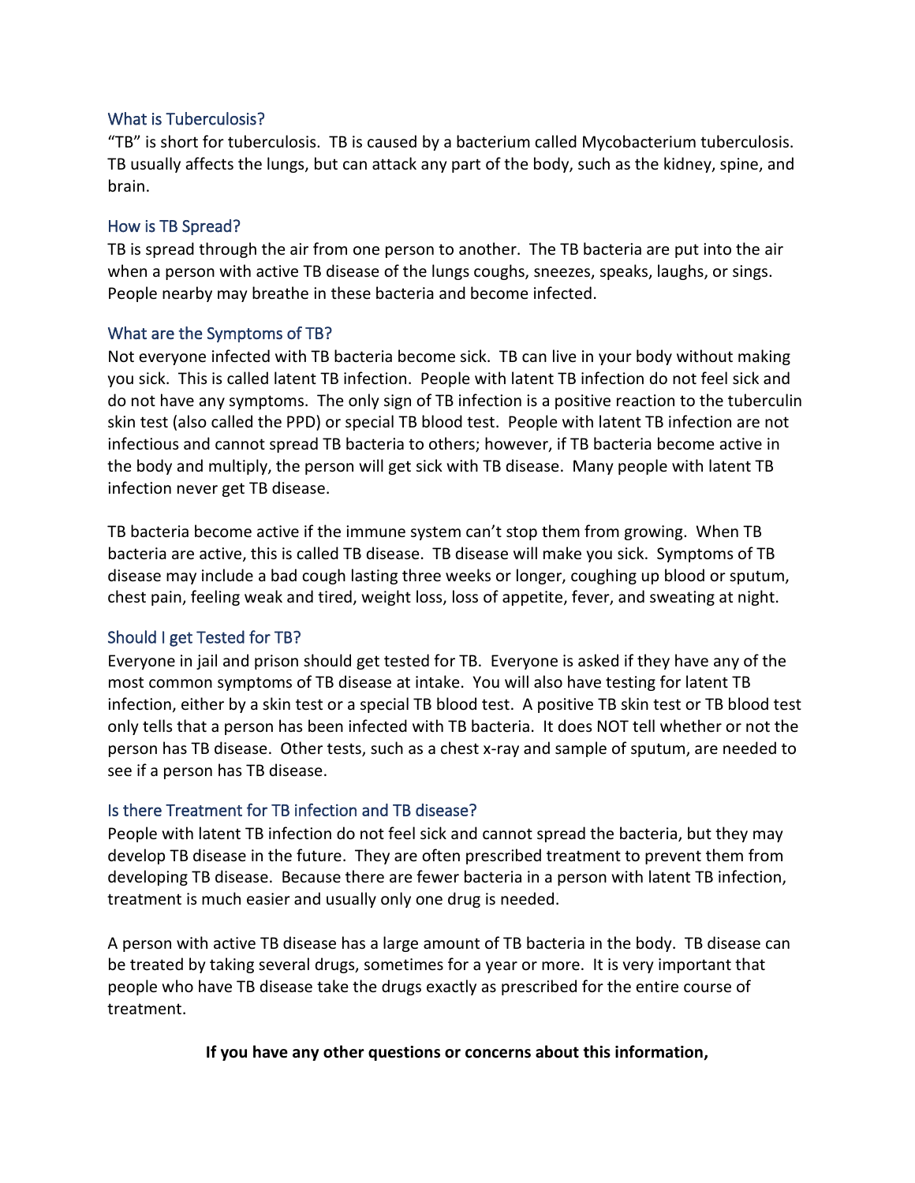## What is Tuberculosis?

"TB" is short for tuberculosis. TB is caused by a bacterium called Mycobacterium tuberculosis. TB usually affects the lungs, but can attack any part of the body, such as the kidney, spine, and brain.

## How is TB Spread?

TB is spread through the air from one person to another. The TB bacteria are put into the air when a person with active TB disease of the lungs coughs, sneezes, speaks, laughs, or sings. People nearby may breathe in these bacteria and become infected.

## What are the Symptoms of TB?

Not everyone infected with TB bacteria become sick. TB can live in your body without making you sick. This is called latent TB infection. People with latent TB infection do not feel sick and do not have any symptoms. The only sign of TB infection is a positive reaction to the tuberculin skin test (also called the PPD) or special TB blood test. People with latent TB infection are not infectious and cannot spread TB bacteria to others; however, if TB bacteria become active in the body and multiply, the person will get sick with TB disease. Many people with latent TB infection never get TB disease.

TB bacteria become active if the immune system can't stop them from growing. When TB bacteria are active, this is called TB disease. TB disease will make you sick. Symptoms of TB disease may include a bad cough lasting three weeks or longer, coughing up blood or sputum, chest pain, feeling weak and tired, weight loss, loss of appetite, fever, and sweating at night.

## Should I get Tested for TB?

Everyone in jail and prison should get tested for TB. Everyone is asked if they have any of the most common symptoms of TB disease at intake. You will also have testing for latent TB infection, either by a skin test or a special TB blood test. A positive TB skin test or TB blood test only tells that a person has been infected with TB bacteria. It does NOT tell whether or not the person has TB disease. Other tests, such as a chest x-ray and sample of sputum, are needed to see if a person has TB disease.

## Is there Treatment for TB infection and TB disease?

People with latent TB infection do not feel sick and cannot spread the bacteria, but they may develop TB disease in the future. They are often prescribed treatment to prevent them from developing TB disease. Because there are fewer bacteria in a person with latent TB infection, treatment is much easier and usually only one drug is needed.

A person with active TB disease has a large amount of TB bacteria in the body. TB disease can be treated by taking several drugs, sometimes for a year or more. It is very important that people who have TB disease take the drugs exactly as prescribed for the entire course of treatment.

**If you have any other questions or concerns about this information,**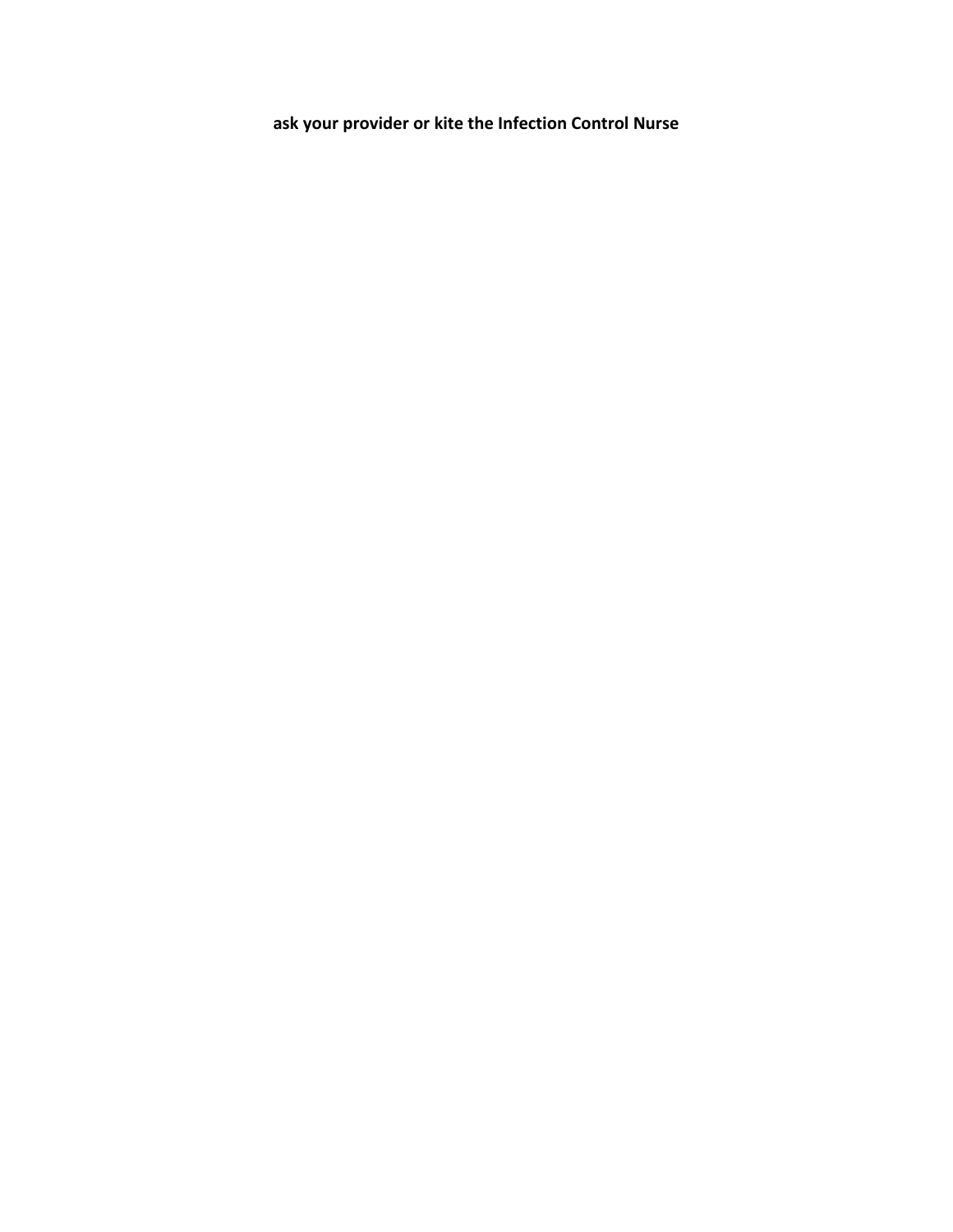**ask your provider or kite the Infection Control Nurse**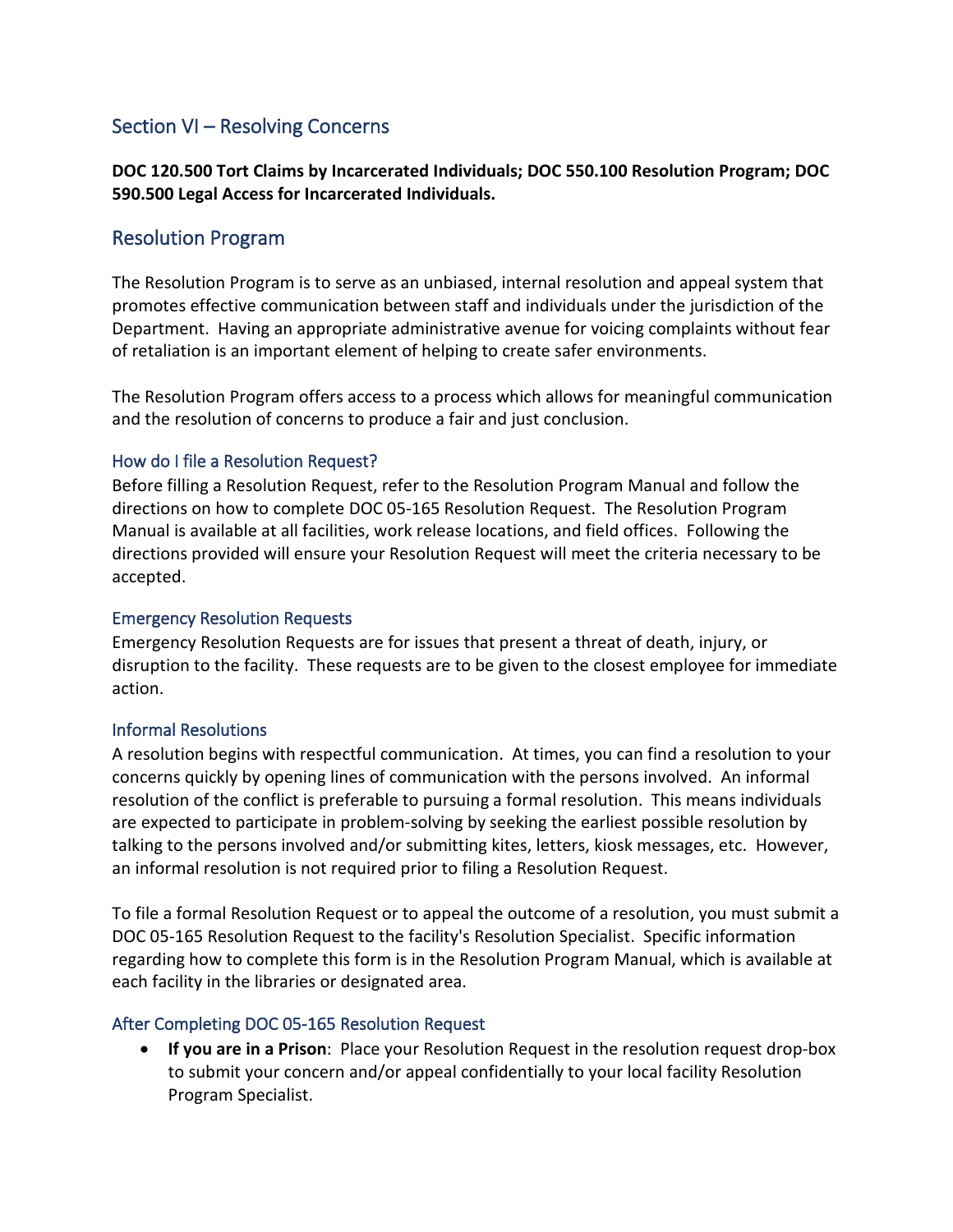## Section VI – Resolving Concerns

**DOC 120.500 Tort Claims by Incarcerated Individuals; DOC 550.100 Resolution Program; DOC 590.500 Legal Access for Incarcerated Individuals.**

## Resolution Program

The Resolution Program is to serve as an unbiased, internal resolution and appeal system that promotes effective communication between staff and individuals under the jurisdiction of the Department. Having an appropriate administrative avenue for voicing complaints without fear of retaliation is an important element of helping to create safer environments.

The Resolution Program offers access to a process which allows for meaningful communication and the resolution of concerns to produce a fair and just conclusion.

### How do I file a Resolution Request?

Before filling a Resolution Request, refer to the Resolution Program Manual and follow the directions on how to complete DOC 05-165 Resolution Request. The Resolution Program Manual is available at all facilities, work release locations, and field offices. Following the directions provided will ensure your Resolution Request will meet the criteria necessary to be accepted.

### Emergency Resolution Requests

Emergency Resolution Requests are for issues that present a threat of death, injury, or disruption to the facility. These requests are to be given to the closest employee for immediate action.

### Informal Resolutions

A resolution begins with respectful communication. At times, you can find a resolution to your concerns quickly by opening lines of communication with the persons involved. An informal resolution of the conflict is preferable to pursuing a formal resolution. This means individuals are expected to participate in problem-solving by seeking the earliest possible resolution by talking to the persons involved and/or submitting kites, letters, kiosk messages, etc. However, an informal resolution is not required prior to filing a Resolution Request.

To file a formal Resolution Request or to appeal the outcome of a resolution, you must submit a DOC 05-165 Resolution Request to the facility's Resolution Specialist. Specific information regarding how to complete this form is in the Resolution Program Manual, which is available at each facility in the libraries or designated area.

### After Completing DOC 05-165 Resolution Request

- **If you are in a Prison**: Place your Resolution Request in the resolution request drop-box to submit your concern and/or appeal confidentially to your local facility Resolution Program Specialist.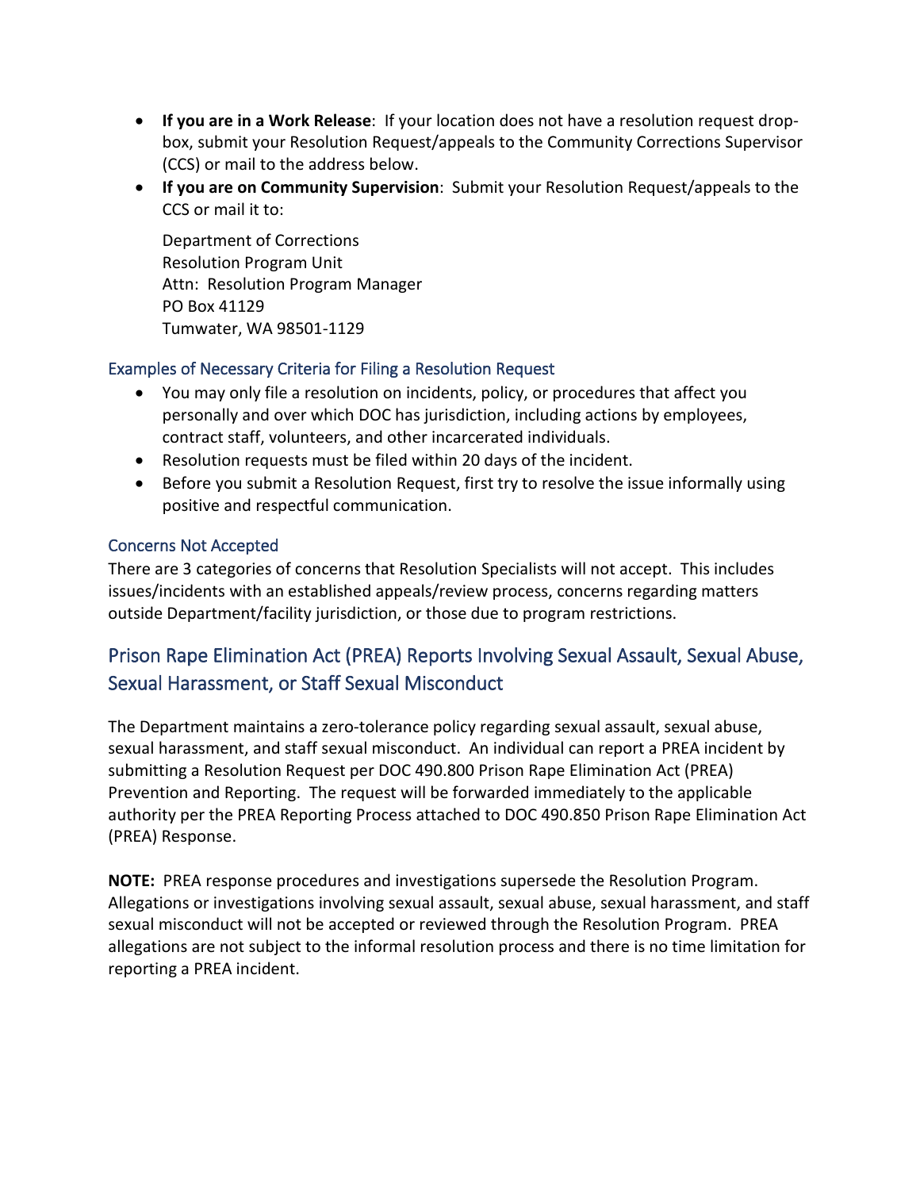- **If you are in a Work Release**: If your location does not have a resolution request drop-box, submit your Resolution Request/appeals to the Community Corrections Supervisor (CCS) or mail to the address below.
- **If you are on Community Supervision**: Submit your Resolution Request/appeals to the CCS or mail it to:

  Department of Corrections
  Resolution Program Unit
  Attn: Resolution Program Manager
  PO Box 41129
  Tumwater, WA 98501-1129

### Examples of Necessary Criteria for Filing a Resolution Request

- You may only file a resolution on incidents, policy, or procedures that affect you personally and over which DOC has jurisdiction, including actions by employees, contract staff, volunteers, and other incarcerated individuals.
- Resolution requests must be filed within 20 days of the incident.
- Before you submit a Resolution Request, first try to resolve the issue informally using positive and respectful communication.

### Concerns Not Accepted

There are 3 categories of concerns that Resolution Specialists will not accept. This includes issues/incidents with an established appeals/review process, concerns regarding matters outside Department/facility jurisdiction, or those due to program restrictions.

## Prison Rape Elimination Act (PREA) Reports Involving Sexual Assault, Sexual Abuse, Sexual Harassment, or Staff Sexual Misconduct

The Department maintains a zero-tolerance policy regarding sexual assault, sexual abuse, sexual harassment, and staff sexual misconduct. An individual can report a PREA incident by submitting a Resolution Request per DOC 490.800 Prison Rape Elimination Act (PREA) Prevention and Reporting. The request will be forwarded immediately to the applicable authority per the PREA Reporting Process attached to DOC 490.850 Prison Rape Elimination Act (PREA) Response.

**NOTE:** PREA response procedures and investigations supersede the Resolution Program. Allegations or investigations involving sexual assault, sexual abuse, sexual harassment, and staff sexual misconduct will not be accepted or reviewed through the Resolution Program. PREA allegations are not subject to the informal resolution process and there is no time limitation for reporting a PREA incident.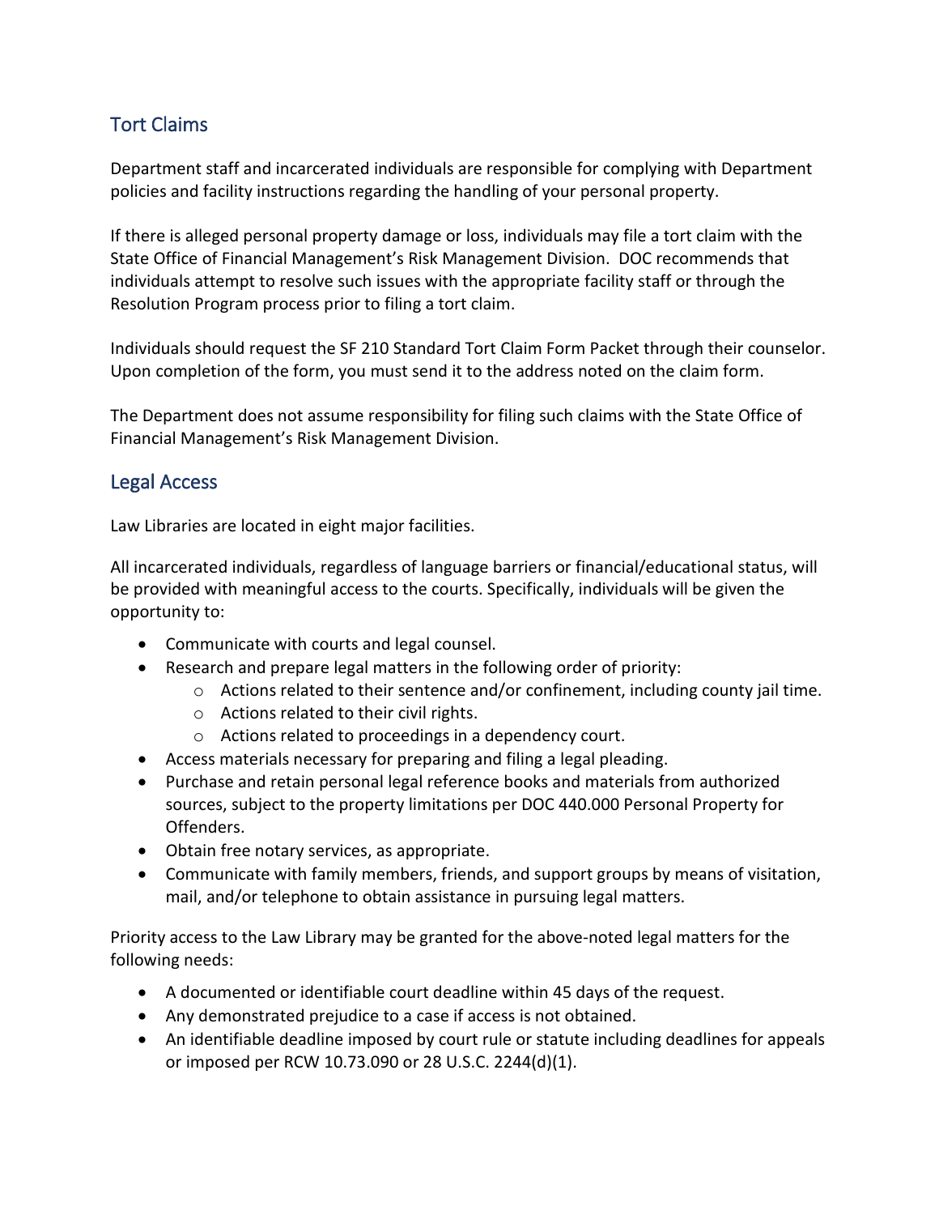## Tort Claims

Department staff and incarcerated individuals are responsible for complying with Department policies and facility instructions regarding the handling of your personal property.

If there is alleged personal property damage or loss, individuals may file a tort claim with the State Office of Financial Management's Risk Management Division. DOC recommends that individuals attempt to resolve such issues with the appropriate facility staff or through the Resolution Program process prior to filing a tort claim.

Individuals should request the SF 210 Standard Tort Claim Form Packet through their counselor. Upon completion of the form, you must send it to the address noted on the claim form.

The Department does not assume responsibility for filing such claims with the State Office of Financial Management's Risk Management Division.

## Legal Access

Law Libraries are located in eight major facilities.

All incarcerated individuals, regardless of language barriers or financial/educational status, will be provided with meaningful access to the courts. Specifically, individuals will be given the opportunity to:

- Communicate with courts and legal counsel.
- Research and prepare legal matters in the following order of priority:
  - Actions related to their sentence and/or confinement, including county jail time.
  - Actions related to their civil rights.
  - Actions related to proceedings in a dependency court.
- Access materials necessary for preparing and filing a legal pleading.
- Purchase and retain personal legal reference books and materials from authorized sources, subject to the property limitations per DOC 440.000 Personal Property for Offenders.
- Obtain free notary services, as appropriate.
- Communicate with family members, friends, and support groups by means of visitation, mail, and/or telephone to obtain assistance in pursuing legal matters.

Priority access to the Law Library may be granted for the above-noted legal matters for the following needs:

- A documented or identifiable court deadline within 45 days of the request.
- Any demonstrated prejudice to a case if access is not obtained.
- An identifiable deadline imposed by court rule or statute including deadlines for appeals or imposed per RCW 10.73.090 or 28 U.S.C. 2244(d)(1).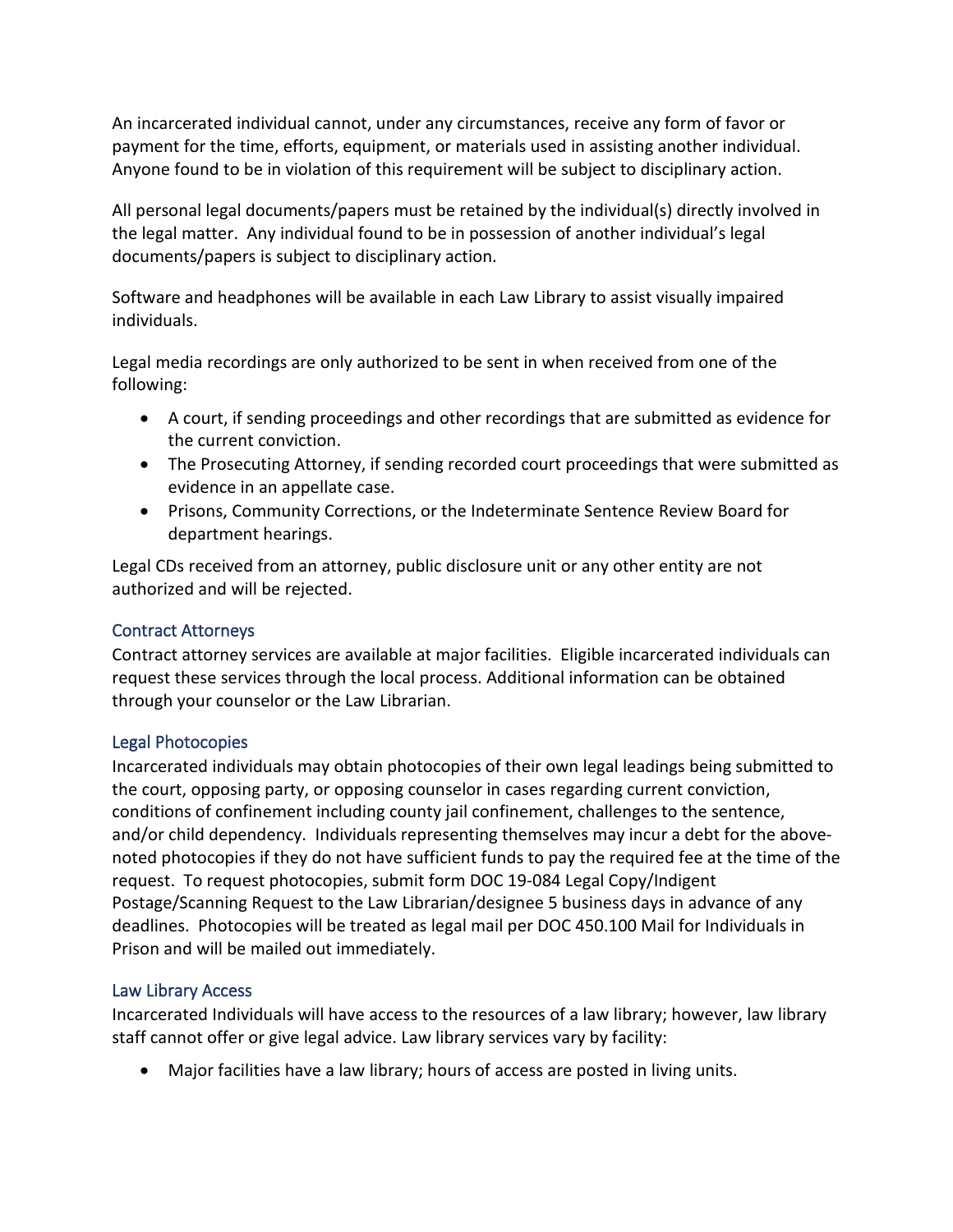An incarcerated individual cannot, under any circumstances, receive any form of favor or payment for the time, efforts, equipment, or materials used in assisting another individual. Anyone found to be in violation of this requirement will be subject to disciplinary action.

All personal legal documents/papers must be retained by the individual(s) directly involved in the legal matter. Any individual found to be in possession of another individual's legal documents/papers is subject to disciplinary action.

Software and headphones will be available in each Law Library to assist visually impaired individuals.

Legal media recordings are only authorized to be sent in when received from one of the following:

- A court, if sending proceedings and other recordings that are submitted as evidence for the current conviction.
- The Prosecuting Attorney, if sending recorded court proceedings that were submitted as evidence in an appellate case.
- Prisons, Community Corrections, or the Indeterminate Sentence Review Board for department hearings.

Legal CDs received from an attorney, public disclosure unit or any other entity are not authorized and will be rejected.

### Contract Attorneys

Contract attorney services are available at major facilities. Eligible incarcerated individuals can request these services through the local process. Additional information can be obtained through your counselor or the Law Librarian.

### Legal Photocopies

Incarcerated individuals may obtain photocopies of their own legal leadings being submitted to the court, opposing party, or opposing counselor in cases regarding current conviction, conditions of confinement including county jail confinement, challenges to the sentence, and/or child dependency. Individuals representing themselves may incur a debt for the above-noted photocopies if they do not have sufficient funds to pay the required fee at the time of the request. To request photocopies, submit form DOC 19-084 Legal Copy/Indigent Postage/Scanning Request to the Law Librarian/designee 5 business days in advance of any deadlines. Photocopies will be treated as legal mail per DOC 450.100 Mail for Individuals in Prison and will be mailed out immediately.

### Law Library Access

Incarcerated Individuals will have access to the resources of a law library; however, law library staff cannot offer or give legal advice. Law library services vary by facility:

- Major facilities have a law library; hours of access are posted in living units.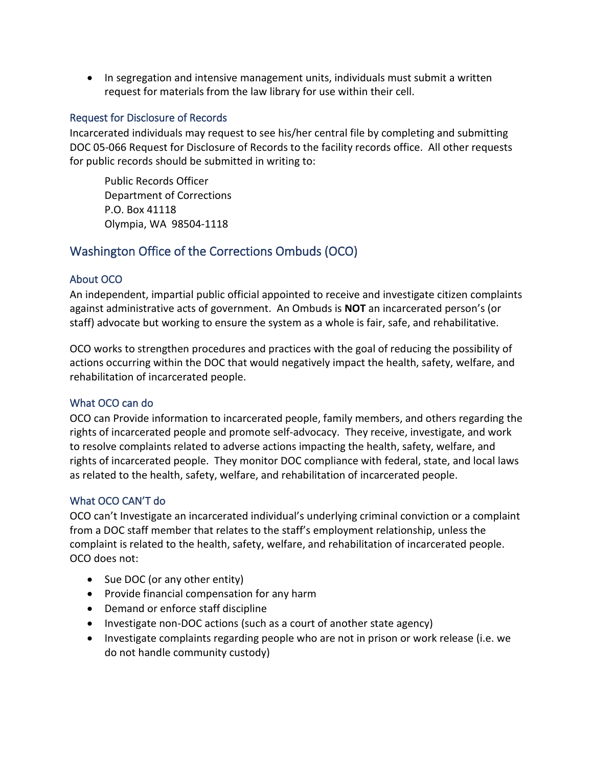- In segregation and intensive management units, individuals must submit a written request for materials from the law library for use within their cell.

### Request for Disclosure of Records

Incarcerated individuals may request to see his/her central file by completing and submitting DOC 05-066 Request for Disclosure of Records to the facility records office. All other requests for public records should be submitted in writing to:

Public Records Officer
Department of Corrections
P.O. Box 41118
Olympia, WA 98504-1118

## Washington Office of the Corrections Ombuds (OCO)

### About OCO

An independent, impartial public official appointed to receive and investigate citizen complaints against administrative acts of government. An Ombuds is **NOT** an incarcerated person's (or staff) advocate but working to ensure the system as a whole is fair, safe, and rehabilitative.

OCO works to strengthen procedures and practices with the goal of reducing the possibility of actions occurring within the DOC that would negatively impact the health, safety, welfare, and rehabilitation of incarcerated people.

### What OCO can do

OCO can Provide information to incarcerated people, family members, and others regarding the rights of incarcerated people and promote self-advocacy. They receive, investigate, and work to resolve complaints related to adverse actions impacting the health, safety, welfare, and rights of incarcerated people. They monitor DOC compliance with federal, state, and local laws as related to the health, safety, welfare, and rehabilitation of incarcerated people.

### What OCO CAN'T do

OCO can't Investigate an incarcerated individual's underlying criminal conviction or a complaint from a DOC staff member that relates to the staff's employment relationship, unless the complaint is related to the health, safety, welfare, and rehabilitation of incarcerated people. OCO does not:

- Sue DOC (or any other entity)
- Provide financial compensation for any harm
- Demand or enforce staff discipline
- Investigate non-DOC actions (such as a court of another state agency)
- Investigate complaints regarding people who are not in prison or work release (i.e. we do not handle community custody)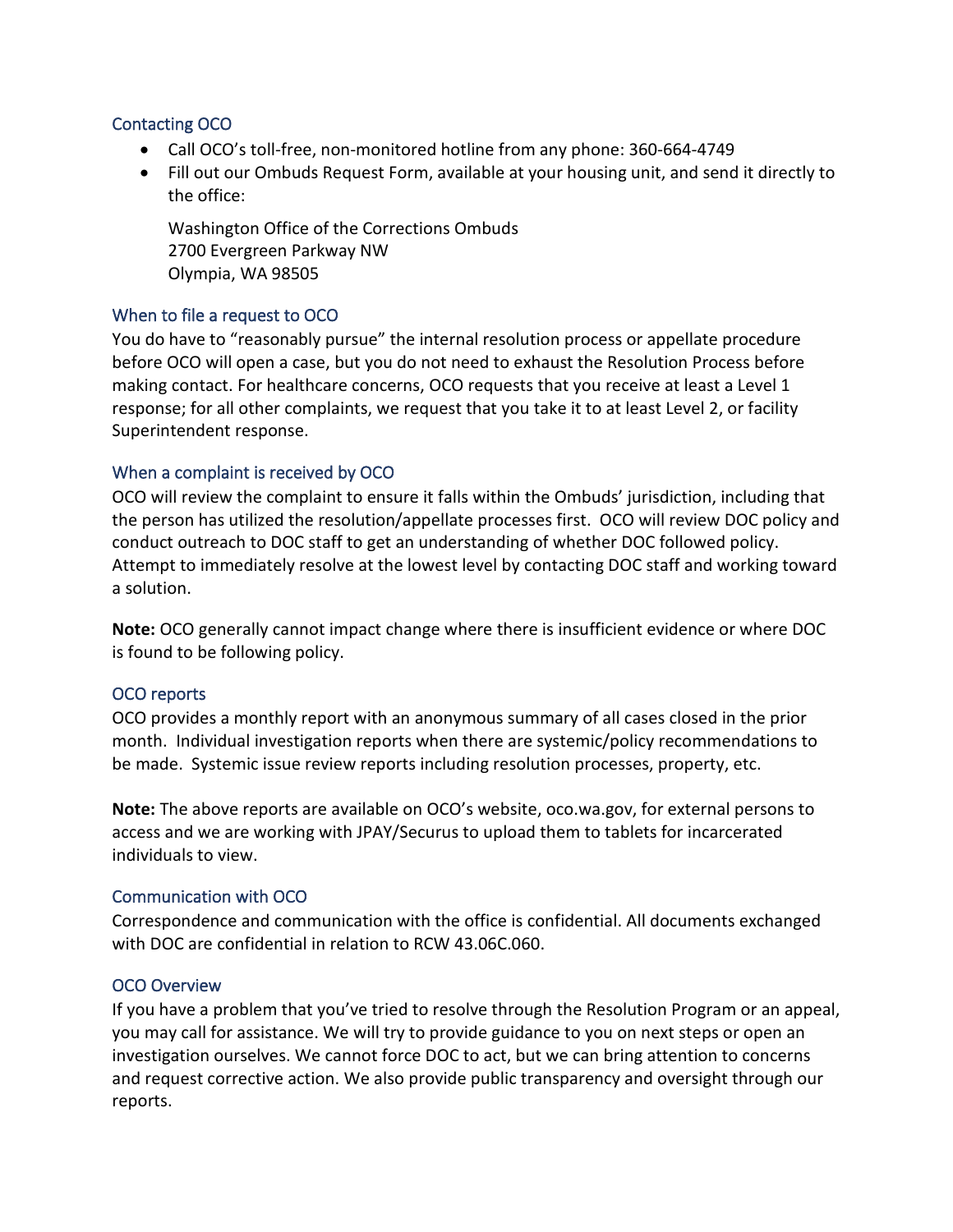## Contacting OCO

- Call OCO's toll-free, non-monitored hotline from any phone: 360-664-4749
- Fill out our Ombuds Request Form, available at your housing unit, and send it directly to the office:

  Washington Office of the Corrections Ombuds
  2700 Evergreen Parkway NW
  Olympia, WA 98505

## When to file a request to OCO

You do have to "reasonably pursue" the internal resolution process or appellate procedure before OCO will open a case, but you do not need to exhaust the Resolution Process before making contact. For healthcare concerns, OCO requests that you receive at least a Level 1 response; for all other complaints, we request that you take it to at least Level 2, or facility Superintendent response.

## When a complaint is received by OCO

OCO will review the complaint to ensure it falls within the Ombuds' jurisdiction, including that the person has utilized the resolution/appellate processes first. OCO will review DOC policy and conduct outreach to DOC staff to get an understanding of whether DOC followed policy. Attempt to immediately resolve at the lowest level by contacting DOC staff and working toward a solution.

**Note:** OCO generally cannot impact change where there is insufficient evidence or where DOC is found to be following policy.

## OCO reports

OCO provides a monthly report with an anonymous summary of all cases closed in the prior month. Individual investigation reports when there are systemic/policy recommendations to be made. Systemic issue review reports including resolution processes, property, etc.

**Note:** The above reports are available on OCO's website, oco.wa.gov, for external persons to access and we are working with JPAY/Securus to upload them to tablets for incarcerated individuals to view.

## Communication with OCO

Correspondence and communication with the office is confidential. All documents exchanged with DOC are confidential in relation to RCW 43.06C.060.

## OCO Overview

If you have a problem that you've tried to resolve through the Resolution Program or an appeal, you may call for assistance. We will try to provide guidance to you on next steps or open an investigation ourselves. We cannot force DOC to act, but we can bring attention to concerns and request corrective action. We also provide public transparency and oversight through our reports.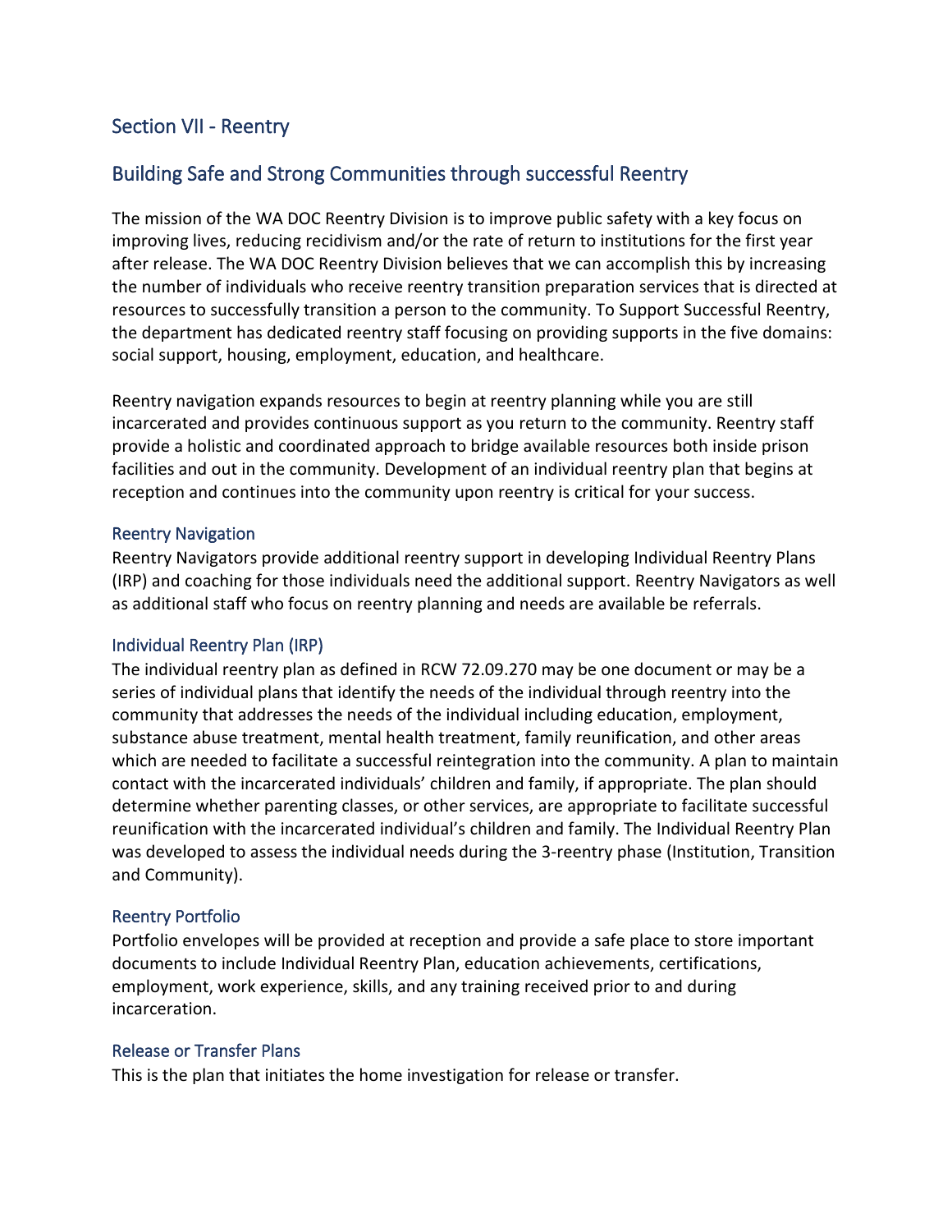## Section VII - Reentry

## Building Safe and Strong Communities through successful Reentry

The mission of the WA DOC Reentry Division is to improve public safety with a key focus on improving lives, reducing recidivism and/or the rate of return to institutions for the first year after release. The WA DOC Reentry Division believes that we can accomplish this by increasing the number of individuals who receive reentry transition preparation services that is directed at resources to successfully transition a person to the community. To Support Successful Reentry, the department has dedicated reentry staff focusing on providing supports in the five domains: social support, housing, employment, education, and healthcare.

Reentry navigation expands resources to begin at reentry planning while you are still incarcerated and provides continuous support as you return to the community. Reentry staff provide a holistic and coordinated approach to bridge available resources both inside prison facilities and out in the community. Development of an individual reentry plan that begins at reception and continues into the community upon reentry is critical for your success.

### Reentry Navigation

Reentry Navigators provide additional reentry support in developing Individual Reentry Plans (IRP) and coaching for those individuals need the additional support. Reentry Navigators as well as additional staff who focus on reentry planning and needs are available be referrals.

### Individual Reentry Plan (IRP)

The individual reentry plan as defined in RCW 72.09.270 may be one document or may be a series of individual plans that identify the needs of the individual through reentry into the community that addresses the needs of the individual including education, employment, substance abuse treatment, mental health treatment, family reunification, and other areas which are needed to facilitate a successful reintegration into the community. A plan to maintain contact with the incarcerated individuals' children and family, if appropriate. The plan should determine whether parenting classes, or other services, are appropriate to facilitate successful reunification with the incarcerated individual's children and family. The Individual Reentry Plan was developed to assess the individual needs during the 3-reentry phase (Institution, Transition and Community).

### Reentry Portfolio

Portfolio envelopes will be provided at reception and provide a safe place to store important documents to include Individual Reentry Plan, education achievements, certifications, employment, work experience, skills, and any training received prior to and during incarceration.

### Release or Transfer Plans

This is the plan that initiates the home investigation for release or transfer.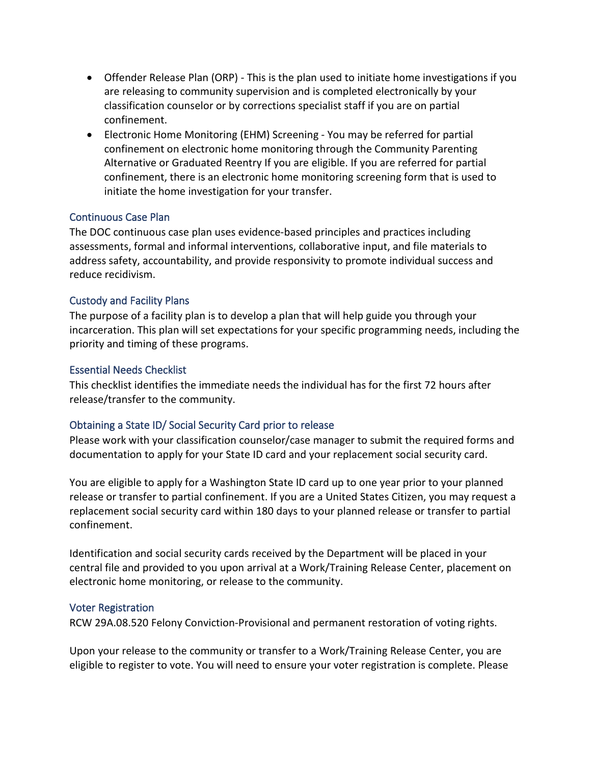- Offender Release Plan (ORP) - This is the plan used to initiate home investigations if you are releasing to community supervision and is completed electronically by your classification counselor or by corrections specialist staff if you are on partial confinement.
- Electronic Home Monitoring (EHM) Screening - You may be referred for partial confinement on electronic home monitoring through the Community Parenting Alternative or Graduated Reentry If you are eligible. If you are referred for partial confinement, there is an electronic home monitoring screening form that is used to initiate the home investigation for your transfer.

### Continuous Case Plan

The DOC continuous case plan uses evidence-based principles and practices including assessments, formal and informal interventions, collaborative input, and file materials to address safety, accountability, and provide responsivity to promote individual success and reduce recidivism.

### Custody and Facility Plans

The purpose of a facility plan is to develop a plan that will help guide you through your incarceration. This plan will set expectations for your specific programming needs, including the priority and timing of these programs.

### Essential Needs Checklist

This checklist identifies the immediate needs the individual has for the first 72 hours after release/transfer to the community.

### Obtaining a State ID/ Social Security Card prior to release

Please work with your classification counselor/case manager to submit the required forms and documentation to apply for your State ID card and your replacement social security card.

You are eligible to apply for a Washington State ID card up to one year prior to your planned release or transfer to partial confinement. If you are a United States Citizen, you may request a replacement social security card within 180 days to your planned release or transfer to partial confinement.

Identification and social security cards received by the Department will be placed in your central file and provided to you upon arrival at a Work/Training Release Center, placement on electronic home monitoring, or release to the community.

### Voter Registration

RCW 29A.08.520 Felony Conviction-Provisional and permanent restoration of voting rights.

Upon your release to the community or transfer to a Work/Training Release Center, you are eligible to register to vote. You will need to ensure your voter registration is complete. Please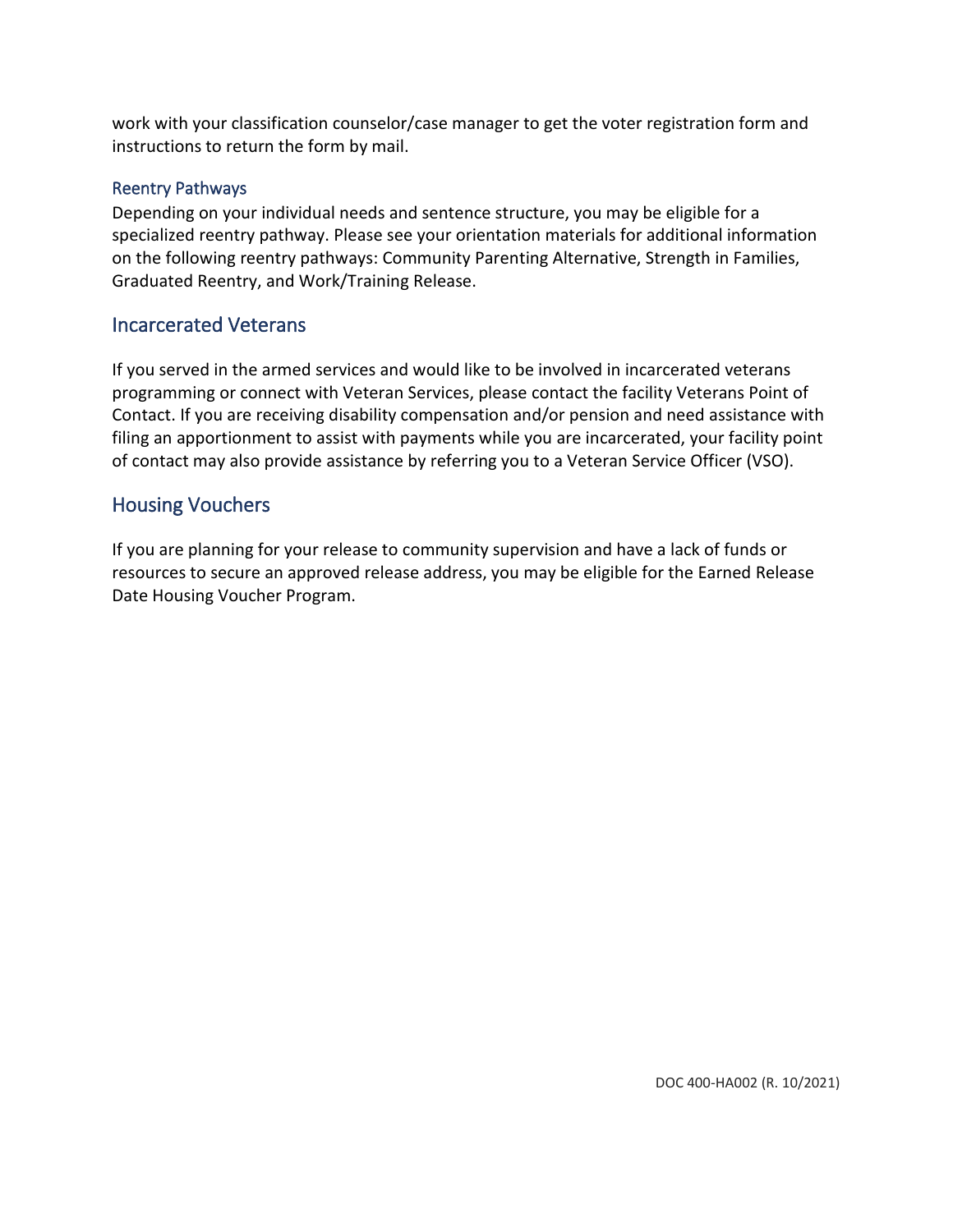work with your classification counselor/case manager to get the voter registration form and instructions to return the form by mail.

### Reentry Pathways

Depending on your individual needs and sentence structure, you may be eligible for a specialized reentry pathway. Please see your orientation materials for additional information on the following reentry pathways: Community Parenting Alternative, Strength in Families, Graduated Reentry, and Work/Training Release.

## Incarcerated Veterans

If you served in the armed services and would like to be involved in incarcerated veterans programming or connect with Veteran Services, please contact the facility Veterans Point of Contact. If you are receiving disability compensation and/or pension and need assistance with filing an apportionment to assist with payments while you are incarcerated, your facility point of contact may also provide assistance by referring you to a Veteran Service Officer (VSO).

## Housing Vouchers

If you are planning for your release to community supervision and have a lack of funds or resources to secure an approved release address, you may be eligible for the Earned Release Date Housing Voucher Program.